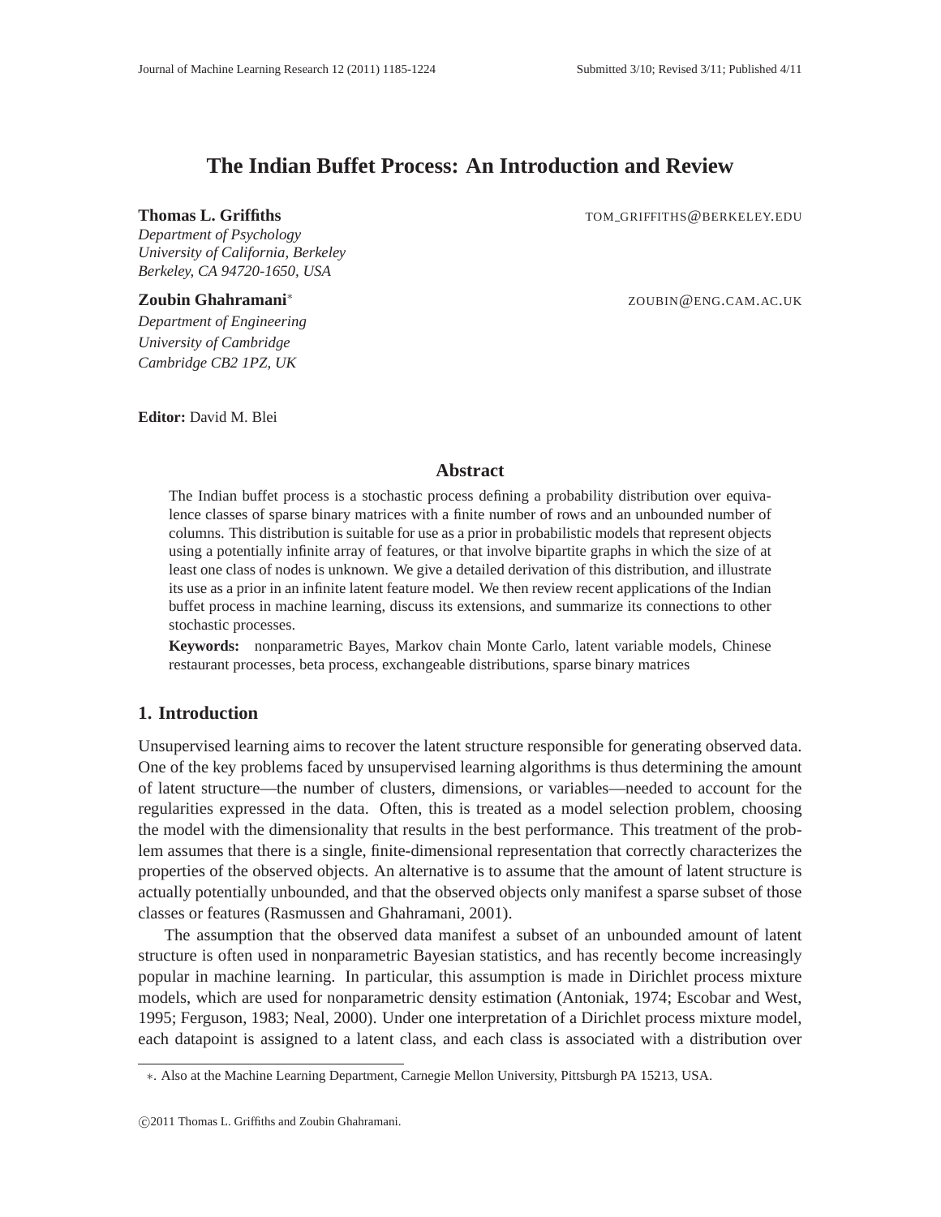# The Indian Buffet Process: An Introduction and Review

**Thomas L. Griffiths** TOM_GRIFFITHS@BERKELEY.EDU

*Department of Psychology*
*University of California, Berkeley*
*Berkeley, CA 94720-1650, USA*

**Zoubin Ghahramani*** ZOUBIN@ENG.CAM.AC.UK

*Department of Engineering*
*University of Cambridge*
*Cambridge CB2 1PZ, UK*

**Editor:** David M. Blei

## Abstract

The Indian buffet process is a stochastic process defining a probability distribution over equivalence classes of sparse binary matrices with a finite number of rows and an unbounded number of columns. This distribution is suitable for use as a prior in probabilistic models that represent objects using a potentially infinite array of features, or that involve bipartite graphs in which the size of at least one class of nodes is unknown. We give a detailed derivation of this distribution, and illustrate its use as a prior in an infinite latent feature model. We then review recent applications of the Indian buffet process in machine learning, discuss its extensions, and summarize its connections to other stochastic processes.

**Keywords:** nonparametric Bayes, Markov chain Monte Carlo, latent variable models, Chinese restaurant processes, beta process, exchangeable distributions, sparse binary matrices

## 1. Introduction

Unsupervised learning aims to recover the latent structure responsible for generating observed data. One of the key problems faced by unsupervised learning algorithms is thus determining the amount of latent structure—the number of clusters, dimensions, or variables—needed to account for the regularities expressed in the data. Often, this is treated as a model selection problem, choosing the model with the dimensionality that results in the best performance. This treatment of the problem assumes that there is a single, finite-dimensional representation that correctly characterizes the properties of the observed objects. An alternative is to assume that the amount of latent structure is actually potentially unbounded, and that the observed objects only manifest a sparse subset of those classes or features (Rasmussen and Ghahramani, 2001).

The assumption that the observed data manifest a subset of an unbounded amount of latent structure is often used in nonparametric Bayesian statistics, and has recently become increasingly popular in machine learning. In particular, this assumption is made in Dirichlet process mixture models, which are used for nonparametric density estimation (Antoniak, 1974; Escobar and West, 1995; Ferguson, 1983; Neal, 2000). Under one interpretation of a Dirichlet process mixture model, each datapoint is assigned to a latent class, and each class is associated with a distribution over

*. Also at the Machine Learning Department, Carnegie Mellon University, Pittsburgh PA 15213, USA.

©2011 Thomas L. Griffiths and Zoubin Ghahramani.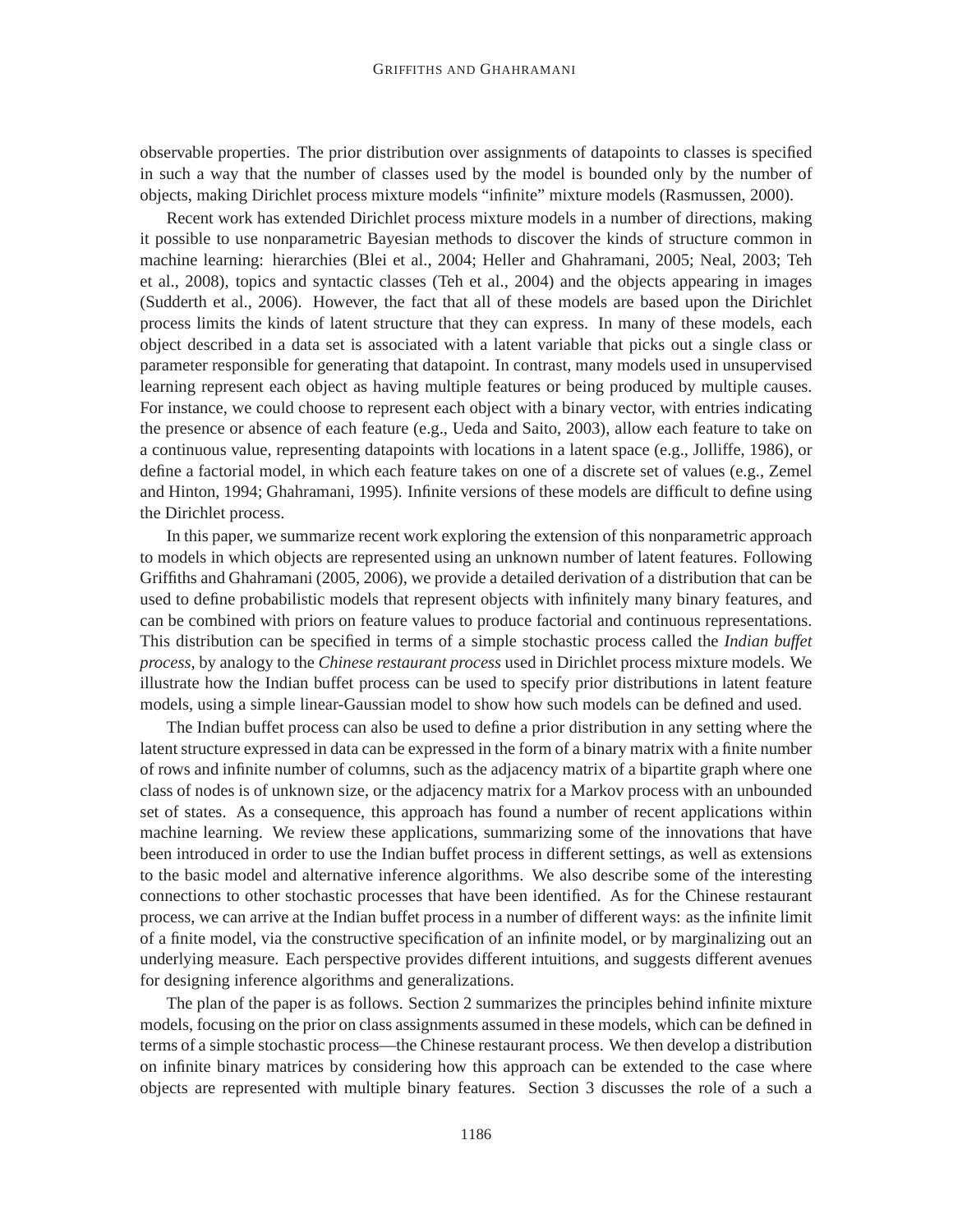observable properties. The prior distribution over assignments of datapoints to classes is specified in such a way that the number of classes used by the model is bounded only by the number of objects, making Dirichlet process mixture models "infinite" mixture models (Rasmussen, 2000).

Recent work has extended Dirichlet process mixture models in a number of directions, making it possible to use nonparametric Bayesian methods to discover the kinds of structure common in machine learning: hierarchies (Blei et al., 2004; Heller and Ghahramani, 2005; Neal, 2003; Teh et al., 2008), topics and syntactic classes (Teh et al., 2004) and the objects appearing in images (Sudderth et al., 2006). However, the fact that all of these models are based upon the Dirichlet process limits the kinds of latent structure that they can express. In many of these models, each object described in a data set is associated with a latent variable that picks out a single class or parameter responsible for generating that datapoint. In contrast, many models used in unsupervised learning represent each object as having multiple features or being produced by multiple causes. For instance, we could choose to represent each object with a binary vector, with entries indicating the presence or absence of each feature (e.g., Ueda and Saito, 2003), allow each feature to take on a continuous value, representing datapoints with locations in a latent space (e.g., Jolliffe, 1986), or define a factorial model, in which each feature takes on one of a discrete set of values (e.g., Zemel and Hinton, 1994; Ghahramani, 1995). Infinite versions of these models are difficult to define using the Dirichlet process.

In this paper, we summarize recent work exploring the extension of this nonparametric approach to models in which objects are represented using an unknown number of latent features. Following Griffiths and Ghahramani (2005, 2006), we provide a detailed derivation of a distribution that can be used to define probabilistic models that represent objects with infinitely many binary features, and can be combined with priors on feature values to produce factorial and continuous representations. This distribution can be specified in terms of a simple stochastic process called the *Indian buffet process*, by analogy to the *Chinese restaurant process* used in Dirichlet process mixture models. We illustrate how the Indian buffet process can be used to specify prior distributions in latent feature models, using a simple linear-Gaussian model to show how such models can be defined and used.

The Indian buffet process can also be used to define a prior distribution in any setting where the latent structure expressed in data can be expressed in the form of a binary matrix with a finite number of rows and infinite number of columns, such as the adjacency matrix of a bipartite graph where one class of nodes is of unknown size, or the adjacency matrix for a Markov process with an unbounded set of states. As a consequence, this approach has found a number of recent applications within machine learning. We review these applications, summarizing some of the innovations that have been introduced in order to use the Indian buffet process in different settings, as well as extensions to the basic model and alternative inference algorithms. We also describe some of the interesting connections to other stochastic processes that have been identified. As for the Chinese restaurant process, we can arrive at the Indian buffet process in a number of different ways: as the infinite limit of a finite model, via the constructive specification of an infinite model, or by marginalizing out an underlying measure. Each perspective provides different intuitions, and suggests different avenues for designing inference algorithms and generalizations.

The plan of the paper is as follows. Section 2 summarizes the principles behind infinite mixture models, focusing on the prior on class assignments assumed in these models, which can be defined in terms of a simple stochastic process—the Chinese restaurant process. We then develop a distribution on infinite binary matrices by considering how this approach can be extended to the case where objects are represented with multiple binary features. Section 3 discusses the role of a such a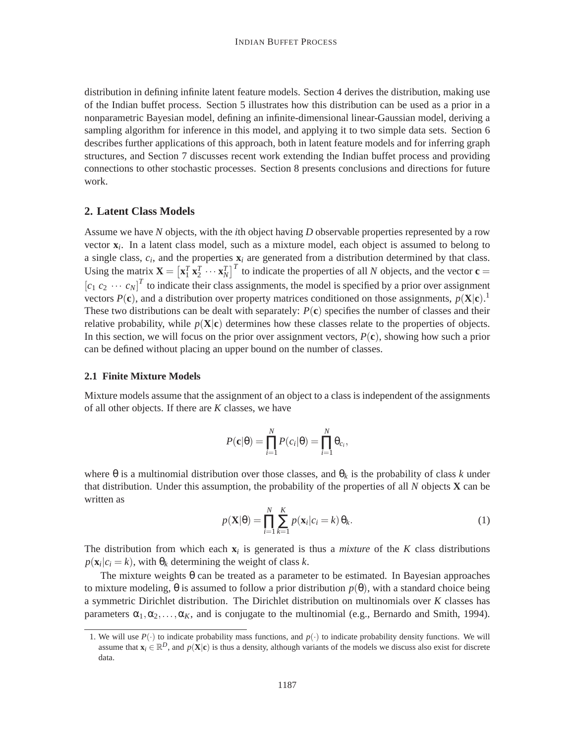distribution in defining infinite latent feature models. Section 4 derives the distribution, making use of the Indian buffet process. Section 5 illustrates how this distribution can be used as a prior in a nonparametric Bayesian model, defining an infinite-dimensional linear-Gaussian model, deriving a sampling algorithm for inference in this model, and applying it to two simple data sets. Section 6 describes further applications of this approach, both in latent feature models and for inferring graph structures, and Section 7 discusses recent work extending the Indian buffet process and providing connections to other stochastic processes. Section 8 presents conclusions and directions for future work.

## 2. Latent Class Models

Assume we have $N$ objects, with the $i$th object having $D$ observable properties represented by a row vector $\mathbf{x}_i$. In a latent class model, such as a mixture model, each object is assumed to belong to a single class, $c_i$, and the properties $\mathbf{x}_i$ are generated from a distribution determined by that class. Using the matrix $\mathbf{X} = \left[\mathbf{x}_1^T \, \mathbf{x}_2^T \cdots \mathbf{x}_N^T\right]^T$ to indicate the properties of all $N$ objects, and the vector $\mathbf{c} = \left[c_1 \, c_2 \, \cdots \, c_N\right]^T$ to indicate their class assignments, the model is specified by a prior over assignment vectors $P(\mathbf{c})$, and a distribution over property matrices conditioned on those assignments, $p(\mathbf{X}|\mathbf{c})$.[1] These two distributions can be dealt with separately: $P(\mathbf{c})$ specifies the number of classes and their relative probability, while $p(\mathbf{X}|\mathbf{c})$ determines how these classes relate to the properties of objects. In this section, we will focus on the prior over assignment vectors, $P(\mathbf{c})$, showing how such a prior can be defined without placing an upper bound on the number of classes.

### 2.1 Finite Mixture Models

Mixture models assume that the assignment of an object to a class is independent of the assignments of all other objects. If there are $K$ classes, we have

$$P(\mathbf{c}|\theta) = \prod_{i=1}^{N} P(c_i|\theta) = \prod_{i=1}^{N} \theta_{c_i},$$

where $\theta$ is a multinomial distribution over those classes, and $\theta_k$ is the probability of class $k$ under that distribution. Under this assumption, the probability of the properties of all $N$ objects $\mathbf{X}$ can be written as

$$p(\mathbf{X}|\theta) = \prod_{i=1}^{N} \sum_{k=1}^{K} p(\mathbf{x}_i|c_i = k)\,\theta_k. \tag{1}$$

The distribution from which each $\mathbf{x}_i$ is generated is thus a *mixture* of the $K$ class distributions $p(\mathbf{x}_i|c_i = k)$, with $\theta_k$ determining the weight of class $k$.

The mixture weights $\theta$ can be treated as a parameter to be estimated. In Bayesian approaches to mixture modeling, $\theta$ is assumed to follow a prior distribution $p(\theta)$, with a standard choice being a symmetric Dirichlet distribution. The Dirichlet distribution on multinomials over $K$ classes has parameters $\alpha_1, \alpha_2, \ldots, \alpha_K$, and is conjugate to the multinomial (e.g., Bernardo and Smith, 1994).

1. We will use $P(\cdot)$ to indicate probability mass functions, and $p(\cdot)$ to indicate probability density functions. We will assume that $\mathbf{x}_i \in \mathbb{R}^D$, and $p(\mathbf{X}|\mathbf{c})$ is thus a density, although variants of the models we discuss also exist for discrete data.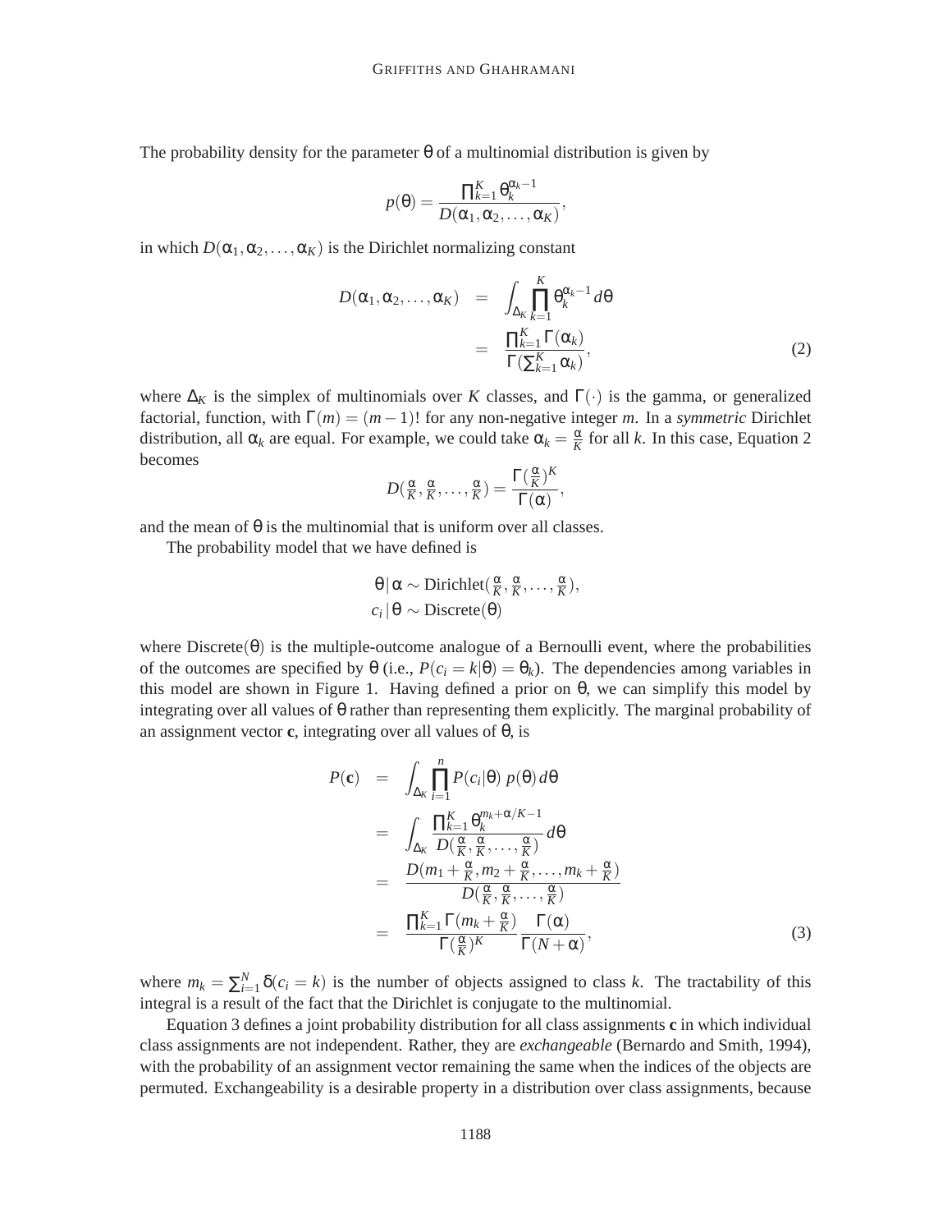The probability density for the parameter $\theta$ of a multinomial distribution is given by

$$p(\theta) = \frac{\prod_{k=1}^{K} \theta_k^{\alpha_k - 1}}{D(\alpha_1, \alpha_2, \ldots, \alpha_K)},$$

in which $D(\alpha_1, \alpha_2, \ldots, \alpha_K)$ is the Dirichlet normalizing constant

$$\begin{aligned} D(\alpha_1, \alpha_2, \ldots, \alpha_K) &= \int_{\Delta_K} \prod_{k=1}^{K} \theta_k^{\alpha_k - 1} \, d\theta \\ &= \frac{\prod_{k=1}^{K} \Gamma(\alpha_k)}{\Gamma(\sum_{k=1}^{K} \alpha_k)}, \end{aligned} \tag{2}$$

where $\Delta_K$ is the simplex of multinomials over $K$ classes, and $\Gamma(\cdot)$ is the gamma, or generalized factorial, function, with $\Gamma(m) = (m-1)!$ for any non-negative integer $m$. In a *symmetric* Dirichlet distribution, all $\alpha_k$ are equal. For example, we could take $\alpha_k = \frac{\alpha}{K}$ for all $k$. In this case, Equation 2 becomes

$$D(\tfrac{\alpha}{K}, \tfrac{\alpha}{K}, \ldots, \tfrac{\alpha}{K}) = \frac{\Gamma(\frac{\alpha}{K})^K}{\Gamma(\alpha)},$$

and the mean of $\theta$ is the multinomial that is uniform over all classes.

The probability model that we have defined is

$$\begin{aligned} \theta \mid \alpha &\sim \text{Dirichlet}(\tfrac{\alpha}{K}, \tfrac{\alpha}{K}, \ldots, \tfrac{\alpha}{K}), \\ c_i \mid \theta &\sim \text{Discrete}(\theta) \end{aligned}$$

where $\text{Discrete}(\theta)$ is the multiple-outcome analogue of a Bernoulli event, where the probabilities of the outcomes are specified by $\theta$ (i.e., $P(c_i = k|\theta) = \theta_k$). The dependencies among variables in this model are shown in Figure 1. Having defined a prior on $\theta$, we can simplify this model by integrating over all values of $\theta$ rather than representing them explicitly. The marginal probability of an assignment vector $\mathbf{c}$, integrating over all values of $\theta$, is

$$\begin{aligned} P(\mathbf{c}) &= \int_{\Delta_K} \prod_{i=1}^{n} P(c_i|\theta) \, p(\theta) \, d\theta \\ &= \int_{\Delta_K} \frac{\prod_{k=1}^{K} \theta_k^{m_k + \alpha/K - 1}}{D(\frac{\alpha}{K}, \frac{\alpha}{K}, \ldots, \frac{\alpha}{K})} \, d\theta \\ &= \frac{D(m_1 + \frac{\alpha}{K}, m_2 + \frac{\alpha}{K}, \ldots, m_k + \frac{\alpha}{K})}{D(\frac{\alpha}{K}, \frac{\alpha}{K}, \ldots, \frac{\alpha}{K})} \\ &= \frac{\prod_{k=1}^{K} \Gamma(m_k + \frac{\alpha}{K})}{\Gamma(\frac{\alpha}{K})^K} \frac{\Gamma(\alpha)}{\Gamma(N + \alpha)}, \end{aligned} \tag{3}$$

where $m_k = \sum_{i=1}^{N} \delta(c_i = k)$ is the number of objects assigned to class $k$. The tractability of this integral is a result of the fact that the Dirichlet is conjugate to the multinomial.

Equation 3 defines a joint probability distribution for all class assignments $\mathbf{c}$ in which individual class assignments are not independent. Rather, they are *exchangeable* (Bernardo and Smith, 1994), with the probability of an assignment vector remaining the same when the indices of the objects are permuted. Exchangeability is a desirable property in a distribution over class assignments, because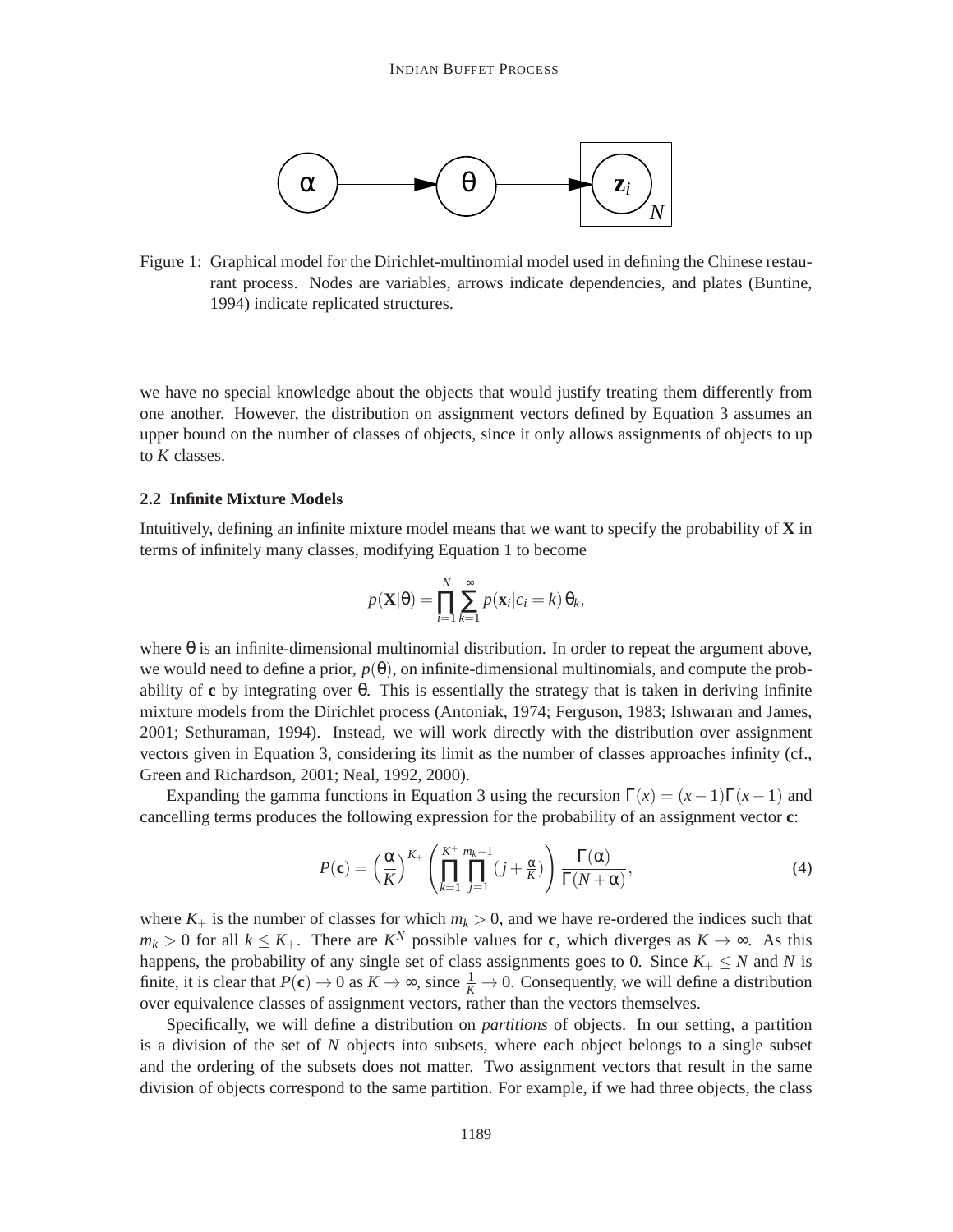Figure 1: Graphical model for the Dirichlet-multinomial model used in defining the Chinese restaurant process. Nodes are variables, arrows indicate dependencies, and plates (Buntine, 1994) indicate replicated structures.

we have no special knowledge about the objects that would justify treating them differently from one another. However, the distribution on assignment vectors defined by Equation 3 assumes an upper bound on the number of classes of objects, since it only allows assignments of objects to up to $K$ classes.

### 2.2 Infinite Mixture Models

Intuitively, defining an infinite mixture model means that we want to specify the probability of $\mathbf{X}$ in terms of infinitely many classes, modifying Equation 1 to become

$$p(\mathbf{X}|\theta) = \prod_{i=1}^{N} \sum_{k=1}^{\infty} p(\mathbf{x}_i | c_i = k)\, \theta_k,$$

where $\theta$ is an infinite-dimensional multinomial distribution. In order to repeat the argument above, we would need to define a prior, $p(\theta)$, on infinite-dimensional multinomials, and compute the probability of $\mathbf{c}$ by integrating over $\theta$. This is essentially the strategy that is taken in deriving infinite mixture models from the Dirichlet process (Antoniak, 1974; Ferguson, 1983; Ishwaran and James, 2001; Sethuraman, 1994). Instead, we will work directly with the distribution over assignment vectors given in Equation 3, considering its limit as the number of classes approaches infinity (cf., Green and Richardson, 2001; Neal, 1992, 2000).

Expanding the gamma functions in Equation 3 using the recursion $\Gamma(x) = (x-1)\Gamma(x-1)$ and cancelling terms produces the following expression for the probability of an assignment vector $\mathbf{c}$:

$$P(\mathbf{c}) = \left(\frac{\alpha}{K}\right)^{K_+} \left( \prod_{k=1}^{K^+} \prod_{j=1}^{m_k - 1} (j + \tfrac{\alpha}{K}) \right) \frac{\Gamma(\alpha)}{\Gamma(N+\alpha)}, \tag{4}$$

where $K_+$ is the number of classes for which $m_k > 0$, and we have re-ordered the indices such that $m_k > 0$ for all $k \leq K_+$. There are $K^N$ possible values for $\mathbf{c}$, which diverges as $K \to \infty$. As this happens, the probability of any single set of class assignments goes to 0. Since $K_+ \leq N$ and $N$ is finite, it is clear that $P(\mathbf{c}) \to 0$ as $K \to \infty$, since $\frac{1}{K} \to 0$. Consequently, we will define a distribution over equivalence classes of assignment vectors, rather than the vectors themselves.

Specifically, we will define a distribution on *partitions* of objects. In our setting, a partition is a division of the set of $N$ objects into subsets, where each object belongs to a single subset and the ordering of the subsets does not matter. Two assignment vectors that result in the same division of objects correspond to the same partition. For example, if we had three objects, the class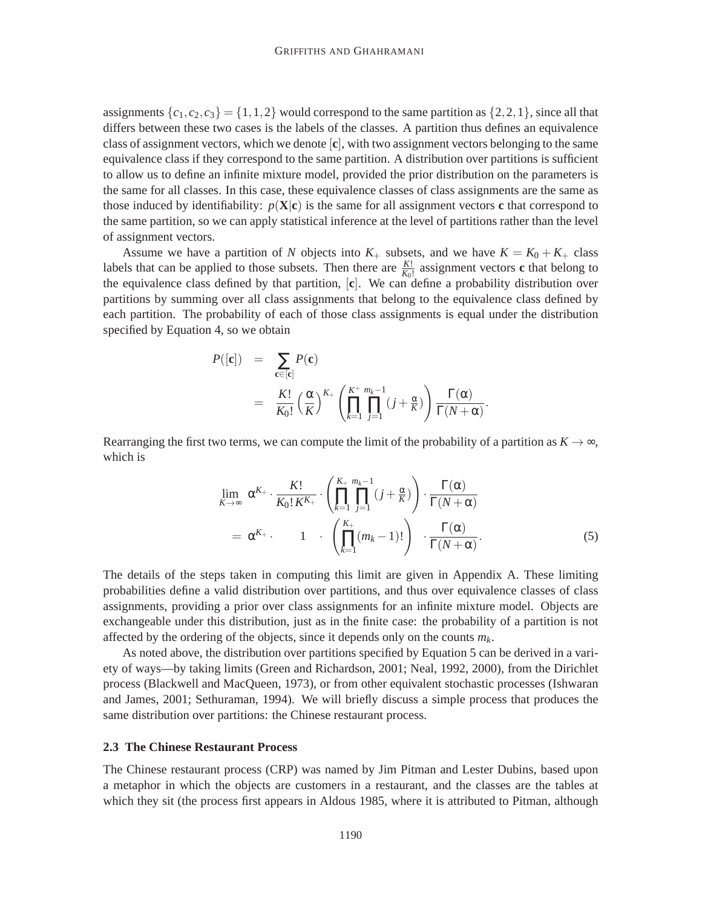assignments $\{c_1, c_2, c_3\} = \{1, 1, 2\}$ would correspond to the same partition as $\{2, 2, 1\}$, since all that differs between these two cases is the labels of the classes. A partition thus defines an equivalence class of assignment vectors, which we denote $[\mathbf{c}]$, with two assignment vectors belonging to the same equivalence class if they correspond to the same partition. A distribution over partitions is sufficient to allow us to define an infinite mixture model, provided the prior distribution on the parameters is the same for all classes. In this case, these equivalence classes of class assignments are the same as those induced by identifiability: $p(\mathbf{X}|\mathbf{c})$ is the same for all assignment vectors $\mathbf{c}$ that correspond to the same partition, so we can apply statistical inference at the level of partitions rather than the level of assignment vectors.

Assume we have a partition of $N$ objects into $K_+$ subsets, and we have $K = K_0 + K_+$ class labels that can be applied to those subsets. Then there are $\frac{K!}{K_0!}$ assignment vectors $\mathbf{c}$ that belong to the equivalence class defined by that partition, $[\mathbf{c}]$. We can define a probability distribution over partitions by summing over all class assignments that belong to the equivalence class defined by each partition. The probability of each of those class assignments is equal under the distribution specified by Equation 4, so we obtain

$$
\begin{aligned}
P([\mathbf{c}]) &= \sum_{\mathbf{c} \in [\mathbf{c}]} P(\mathbf{c}) \\
&= \frac{K!}{K_0!} \left(\frac{\alpha}{K}\right)^{K_+} \left( \prod_{k=1}^{K^+} \prod_{j=1}^{m_k - 1} (j + \tfrac{\alpha}{K}) \right) \frac{\Gamma(\alpha)}{\Gamma(N + \alpha)}.
\end{aligned}
$$

Rearranging the first two terms, we can compute the limit of the probability of a partition as $K \to \infty$, which is

$$
\begin{aligned}
& \lim_{K \to \infty} \alpha^{K_+} \cdot \frac{K!}{K_0! \, K^{K_+}} \cdot \left( \prod_{k=1}^{K_+} \prod_{j=1}^{m_k - 1} (j + \tfrac{\alpha}{K}) \right) \cdot \frac{\Gamma(\alpha)}{\Gamma(N + \alpha)} \\
&= \alpha^{K_+} \cdot \qquad 1 \qquad \cdot \left( \prod_{k=1}^{K_+} (m_k - 1)! \right) \cdot \frac{\Gamma(\alpha)}{\Gamma(N + \alpha)}. \qquad (5)
\end{aligned}
$$

The details of the steps taken in computing this limit are given in Appendix A. These limiting probabilities define a valid distribution over partitions, and thus over equivalence classes of class assignments, providing a prior over class assignments for an infinite mixture model. Objects are exchangeable under this distribution, just as in the finite case: the probability of a partition is not affected by the ordering of the objects, since it depends only on the counts $m_k$.

As noted above, the distribution over partitions specified by Equation 5 can be derived in a variety of ways—by taking limits (Green and Richardson, 2001; Neal, 1992, 2000), from the Dirichlet process (Blackwell and MacQueen, 1973), or from other equivalent stochastic processes (Ishwaran and James, 2001; Sethuraman, 1994). We will briefly discuss a simple process that produces the same distribution over partitions: the Chinese restaurant process.

### 2.3 The Chinese Restaurant Process

The Chinese restaurant process (CRP) was named by Jim Pitman and Lester Dubins, based upon a metaphor in which the objects are customers in a restaurant, and the classes are the tables at which they sit (the process first appears in Aldous 1985, where it is attributed to Pitman, although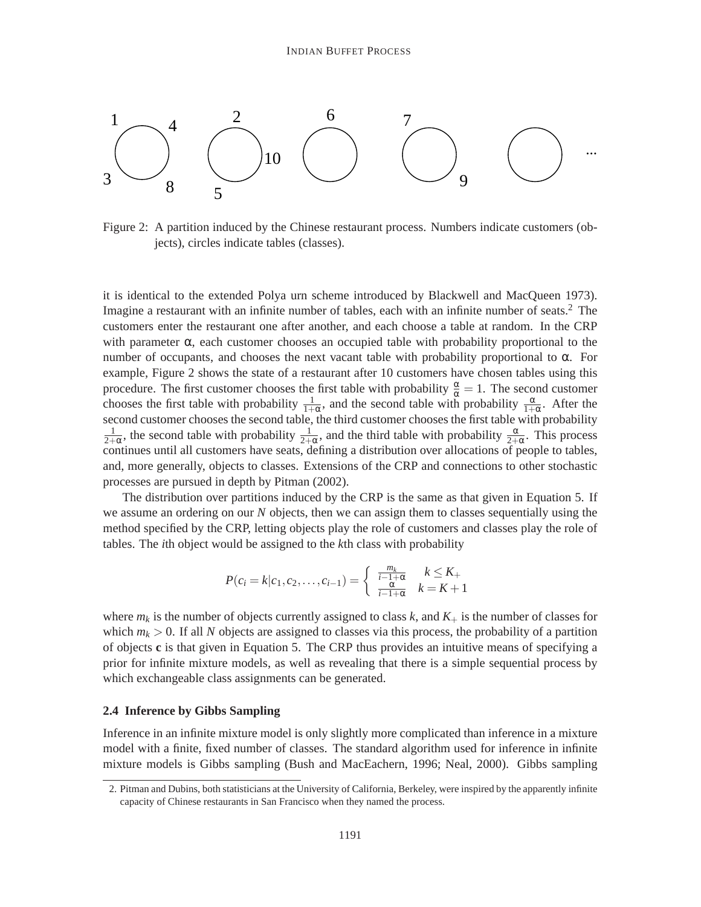1 4 2 6 7 ...

3 8 10 5 9

Figure 2: A partition induced by the Chinese restaurant process. Numbers indicate customers (objects), circles indicate tables (classes).

it is identical to the extended Polya urn scheme introduced by Blackwell and MacQueen 1973). Imagine a restaurant with an infinite number of tables, each with an infinite number of seats.[2] The customers enter the restaurant one after another, and each choose a table at random. In the CRP with parameter $\alpha$, each customer chooses an occupied table with probability proportional to the number of occupants, and chooses the next vacant table with probability proportional to $\alpha$. For example, Figure 2 shows the state of a restaurant after 10 customers have chosen tables using this procedure. The first customer chooses the first table with probability $\frac{\alpha}{\alpha} = 1$. The second customer chooses the first table with probability $\frac{1}{1+\alpha}$, and the second table with probability $\frac{\alpha}{1+\alpha}$. After the second customer chooses the second table, the third customer chooses the first table with probability $\frac{1}{2+\alpha}$, the second table with probability $\frac{1}{2+\alpha}$, and the third table with probability $\frac{\alpha}{2+\alpha}$. This process continues until all customers have seats, defining a distribution over allocations of people to tables, and, more generally, objects to classes. Extensions of the CRP and connections to other stochastic processes are pursued in depth by Pitman (2002).

The distribution over partitions induced by the CRP is the same as that given in Equation 5. If we assume an ordering on our $N$ objects, then we can assign them to classes sequentially using the method specified by the CRP, letting objects play the role of customers and classes play the role of tables. The $i$th object would be assigned to the $k$th class with probability

$$P(c_i = k | c_1, c_2, \ldots, c_{i-1}) = \begin{cases} \frac{m_k}{i-1+\alpha} & k \leq K_+ \\ \frac{\alpha}{i-1+\alpha} & k = K+1 \end{cases}$$

where $m_k$ is the number of objects currently assigned to class $k$, and $K_+$ is the number of classes for which $m_k > 0$. If all $N$ objects are assigned to classes via this process, the probability of a partition of objects $\mathbf{c}$ is that given in Equation 5. The CRP thus provides an intuitive means of specifying a prior for infinite mixture models, as well as revealing that there is a simple sequential process by which exchangeable class assignments can be generated.

### 2.4 Inference by Gibbs Sampling

Inference in an infinite mixture model is only slightly more complicated than inference in a mixture model with a finite, fixed number of classes. The standard algorithm used for inference in infinite mixture models is Gibbs sampling (Bush and MacEachern, 1996; Neal, 2000). Gibbs sampling

2. Pitman and Dubins, both statisticians at the University of California, Berkeley, were inspired by the apparently infinite capacity of Chinese restaurants in San Francisco when they named the process.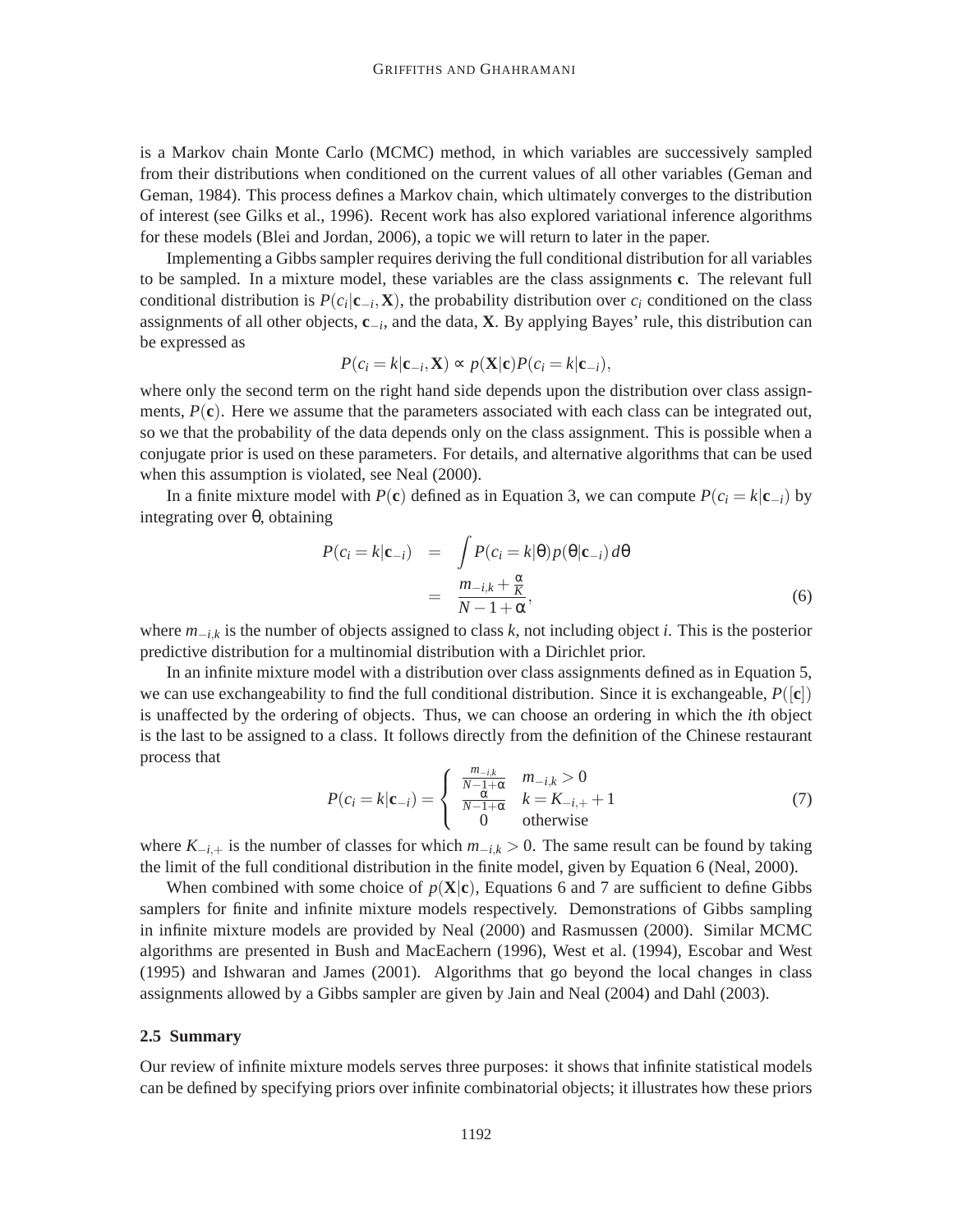is a Markov chain Monte Carlo (MCMC) method, in which variables are successively sampled from their distributions when conditioned on the current values of all other variables (Geman and Geman, 1984). This process defines a Markov chain, which ultimately converges to the distribution of interest (see Gilks et al., 1996). Recent work has also explored variational inference algorithms for these models (Blei and Jordan, 2006), a topic we will return to later in the paper.

Implementing a Gibbs sampler requires deriving the full conditional distribution for all variables to be sampled. In a mixture model, these variables are the class assignments $\mathbf{c}$. The relevant full conditional distribution is $P(c_i|\mathbf{c}_{-i},\mathbf{X})$, the probability distribution over $c_i$ conditioned on the class assignments of all other objects, $\mathbf{c}_{-i}$, and the data, $\mathbf{X}$. By applying Bayes' rule, this distribution can be expressed as

$$P(c_i = k|\mathbf{c}_{-i},\mathbf{X}) \propto p(\mathbf{X}|\mathbf{c})P(c_i = k|\mathbf{c}_{-i}),$$

where only the second term on the right hand side depends upon the distribution over class assignments, $P(\mathbf{c})$. Here we assume that the parameters associated with each class can be integrated out, so we that the probability of the data depends only on the class assignment. This is possible when a conjugate prior is used on these parameters. For details, and alternative algorithms that can be used when this assumption is violated, see Neal (2000).

In a finite mixture model with $P(\mathbf{c})$ defined as in Equation 3, we can compute $P(c_i = k|\mathbf{c}_{-i})$ by integrating over $\theta$, obtaining

$$\begin{aligned} P(c_i = k|\mathbf{c}_{-i}) &= \int P(c_i = k|\theta)p(\theta|\mathbf{c}_{-i})\,d\theta \\ &= \frac{m_{-i,k} + \frac{\alpha}{K}}{N - 1 + \alpha}, \end{aligned} \tag{6}$$

where $m_{-i,k}$ is the number of objects assigned to class $k$, not including object $i$. This is the posterior predictive distribution for a multinomial distribution with a Dirichlet prior.

In an infinite mixture model with a distribution over class assignments defined as in Equation 5, we can use exchangeability to find the full conditional distribution. Since it is exchangeable, $P([\mathbf{c}])$ is unaffected by the ordering of objects. Thus, we can choose an ordering in which the $i$th object is the last to be assigned to a class. It follows directly from the definition of the Chinese restaurant process that

$$P(c_i = k|\mathbf{c}_{-i}) = \begin{cases} \frac{m_{-i,k}}{N-1+\alpha} & m_{-i,k} > 0 \\ \frac{\alpha}{N-1+\alpha} & k = K_{-i,+} + 1 \\ 0 & \text{otherwise} \end{cases} \tag{7}$$

where $K_{-i,+}$ is the number of classes for which $m_{-i,k} > 0$. The same result can be found by taking the limit of the full conditional distribution in the finite model, given by Equation 6 (Neal, 2000).

When combined with some choice of $p(\mathbf{X}|\mathbf{c})$, Equations 6 and 7 are sufficient to define Gibbs samplers for finite and infinite mixture models respectively. Demonstrations of Gibbs sampling in infinite mixture models are provided by Neal (2000) and Rasmussen (2000). Similar MCMC algorithms are presented in Bush and MacEachern (1996), West et al. (1994), Escobar and West (1995) and Ishwaran and James (2001). Algorithms that go beyond the local changes in class assignments allowed by a Gibbs sampler are given by Jain and Neal (2004) and Dahl (2003).

### 2.5 Summary

Our review of infinite mixture models serves three purposes: it shows that infinite statistical models can be defined by specifying priors over infinite combinatorial objects; it illustrates how these priors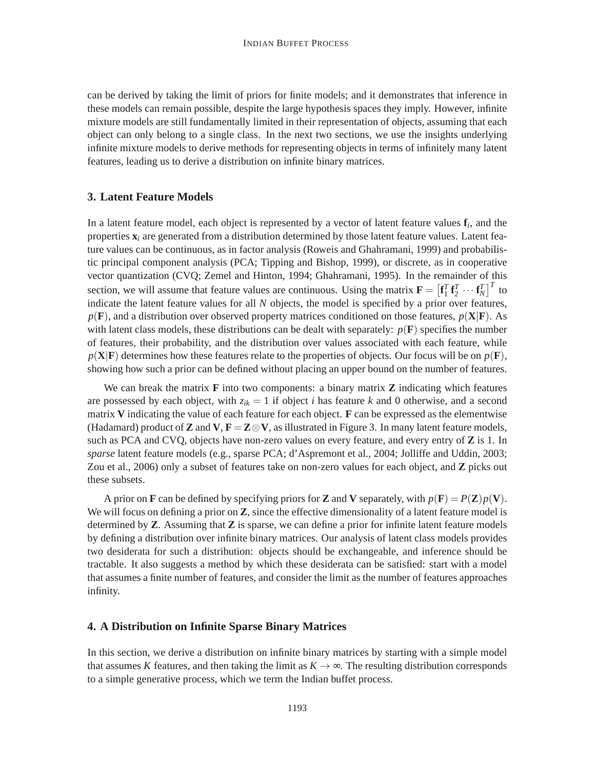can be derived by taking the limit of priors for finite models; and it demonstrates that inference in these models can remain possible, despite the large hypothesis spaces they imply. However, infinite mixture models are still fundamentally limited in their representation of objects, assuming that each object can only belong to a single class. In the next two sections, we use the insights underlying infinite mixture models to derive methods for representing objects in terms of infinitely many latent features, leading us to derive a distribution on infinite binary matrices.

## 3. Latent Feature Models

In a latent feature model, each object is represented by a vector of latent feature values $\mathbf{f}_i$, and the properties $\mathbf{x}_i$ are generated from a distribution determined by those latent feature values. Latent feature values can be continuous, as in factor analysis (Roweis and Ghahramani, 1999) and probabilistic principal component analysis (PCA; Tipping and Bishop, 1999), or discrete, as in cooperative vector quantization (CVQ; Zemel and Hinton, 1994; Ghahramani, 1995). In the remainder of this section, we will assume that feature values are continuous. Using the matrix $\mathbf{F} = \left[\mathbf{f}_1^T \, \mathbf{f}_2^T \cdots \mathbf{f}_N^T\right]^T$ to indicate the latent feature values for all $N$ objects, the model is specified by a prior over features, $p(\mathbf{F})$, and a distribution over observed property matrices conditioned on those features, $p(\mathbf{X}|\mathbf{F})$. As with latent class models, these distributions can be dealt with separately: $p(\mathbf{F})$ specifies the number of features, their probability, and the distribution over values associated with each feature, while $p(\mathbf{X}|\mathbf{F})$ determines how these features relate to the properties of objects. Our focus will be on $p(\mathbf{F})$, showing how such a prior can be defined without placing an upper bound on the number of features.

We can break the matrix $\mathbf{F}$ into two components: a binary matrix $\mathbf{Z}$ indicating which features are possessed by each object, with $z_{ik} = 1$ if object $i$ has feature $k$ and 0 otherwise, and a second matrix $\mathbf{V}$ indicating the value of each feature for each object. $\mathbf{F}$ can be expressed as the elementwise (Hadamard) product of $\mathbf{Z}$ and $\mathbf{V}$, $\mathbf{F} = \mathbf{Z} \otimes \mathbf{V}$, as illustrated in Figure 3. In many latent feature models, such as PCA and CVQ, objects have non-zero values on every feature, and every entry of $\mathbf{Z}$ is 1. In *sparse* latent feature models (e.g., sparse PCA; d'Aspremont et al., 2004; Jolliffe and Uddin, 2003; Zou et al., 2006) only a subset of features take on non-zero values for each object, and $\mathbf{Z}$ picks out these subsets.

A prior on $\mathbf{F}$ can be defined by specifying priors for $\mathbf{Z}$ and $\mathbf{V}$ separately, with $p(\mathbf{F}) = P(\mathbf{Z})p(\mathbf{V})$. We will focus on defining a prior on $\mathbf{Z}$, since the effective dimensionality of a latent feature model is determined by $\mathbf{Z}$. Assuming that $\mathbf{Z}$ is sparse, we can define a prior for infinite latent feature models by defining a distribution over infinite binary matrices. Our analysis of latent class models provides two desiderata for such a distribution: objects should be exchangeable, and inference should be tractable. It also suggests a method by which these desiderata can be satisfied: start with a model that assumes a finite number of features, and consider the limit as the number of features approaches infinity.

## 4. A Distribution on Infinite Sparse Binary Matrices

In this section, we derive a distribution on infinite binary matrices by starting with a simple model that assumes $K$ features, and then taking the limit as $K \to \infty$. The resulting distribution corresponds to a simple generative process, which we term the Indian buffet process.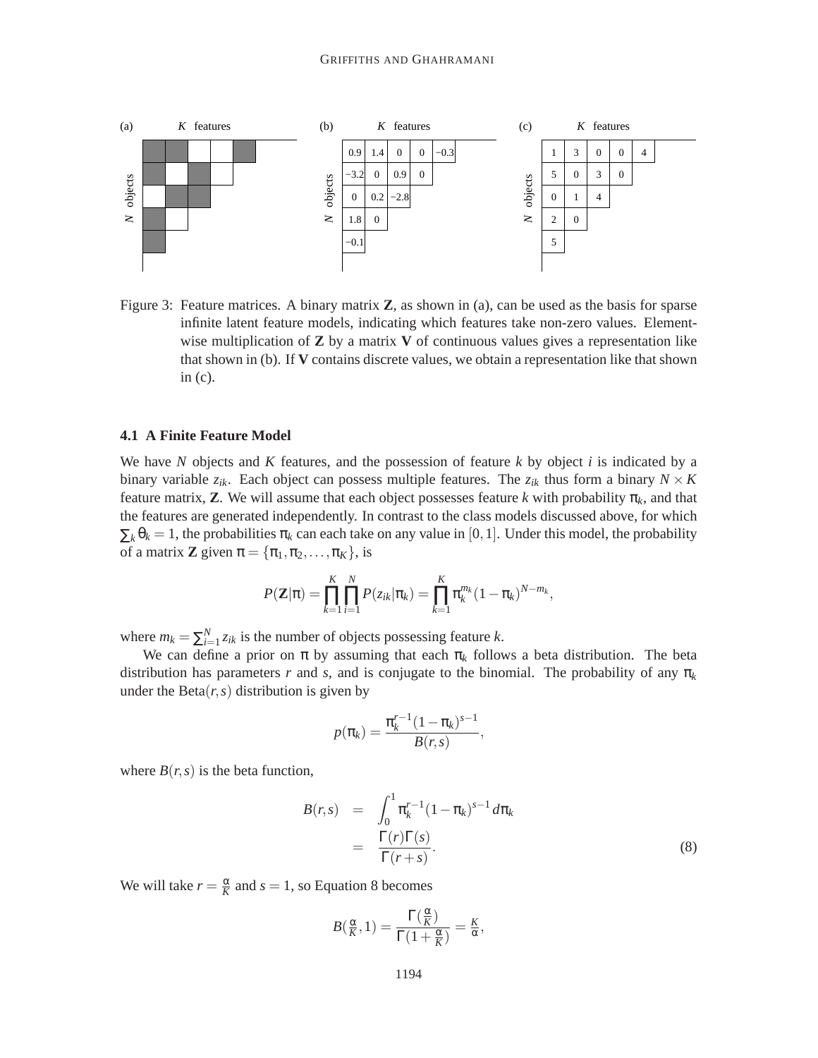(a) K features

N objects

(b) K features

0.9 1.4 0 0 −0.3

−3.2 0 0.9 0

0 0.2 −2.8

1.8 0

−0.1

N objects

(c) K features

1 3 0 0 4

5 0 3 0

0 1 4

2 0

5

N objects

Figure 3: Feature matrices. A binary matrix **Z**, as shown in (a), can be used as the basis for sparse infinite latent feature models, indicating which features take non-zero values. Element-wise multiplication of **Z** by a matrix **V** of continuous values gives a representation like that shown in (b). If **V** contains discrete values, we obtain a representation like that shown in (c).

### 4.1 A Finite Feature Model

We have $N$ objects and $K$ features, and the possession of feature $k$ by object $i$ is indicated by a binary variable $z_{ik}$. Each object can possess multiple features. The $z_{ik}$ thus form a binary $N \times K$ feature matrix, $\mathbf{Z}$. We will assume that each object possesses feature $k$ with probability $\pi_k$, and that the features are generated independently. In contrast to the class models discussed above, for which $\sum_k \theta_k = 1$, the probabilities $\pi_k$ can each take on any value in $[0,1]$. Under this model, the probability of a matrix $\mathbf{Z}$ given $\pi = \{\pi_1, \pi_2, \ldots, \pi_K\}$, is

$$P(\mathbf{Z}|\pi) = \prod_{k=1}^{K} \prod_{i=1}^{N} P(z_{ik}|\pi_k) = \prod_{k=1}^{K} \pi_k^{m_k}(1-\pi_k)^{N-m_k},$$

where $m_k = \sum_{i=1}^{N} z_{ik}$ is the number of objects possessing feature $k$.

We can define a prior on $\pi$ by assuming that each $\pi_k$ follows a beta distribution. The beta distribution has parameters $r$ and $s$, and is conjugate to the binomial. The probability of any $\pi_k$ under the Beta$(r,s)$ distribution is given by

$$p(\pi_k) = \frac{\pi_k^{r-1}(1-\pi_k)^{s-1}}{B(r,s)},$$

where $B(r,s)$ is the beta function,

$$\begin{aligned} B(r,s) &= \int_0^1 \pi_k^{r-1}(1-\pi_k)^{s-1}\, d\pi_k \\ &= \frac{\Gamma(r)\Gamma(s)}{\Gamma(r+s)}. \end{aligned} \tag{8}$$

We will take $r = \frac{\alpha}{K}$ and $s = 1$, so Equation 8 becomes

$$B(\tfrac{\alpha}{K}, 1) = \frac{\Gamma(\frac{\alpha}{K})}{\Gamma(1+\frac{\alpha}{K})} = \tfrac{K}{\alpha},$$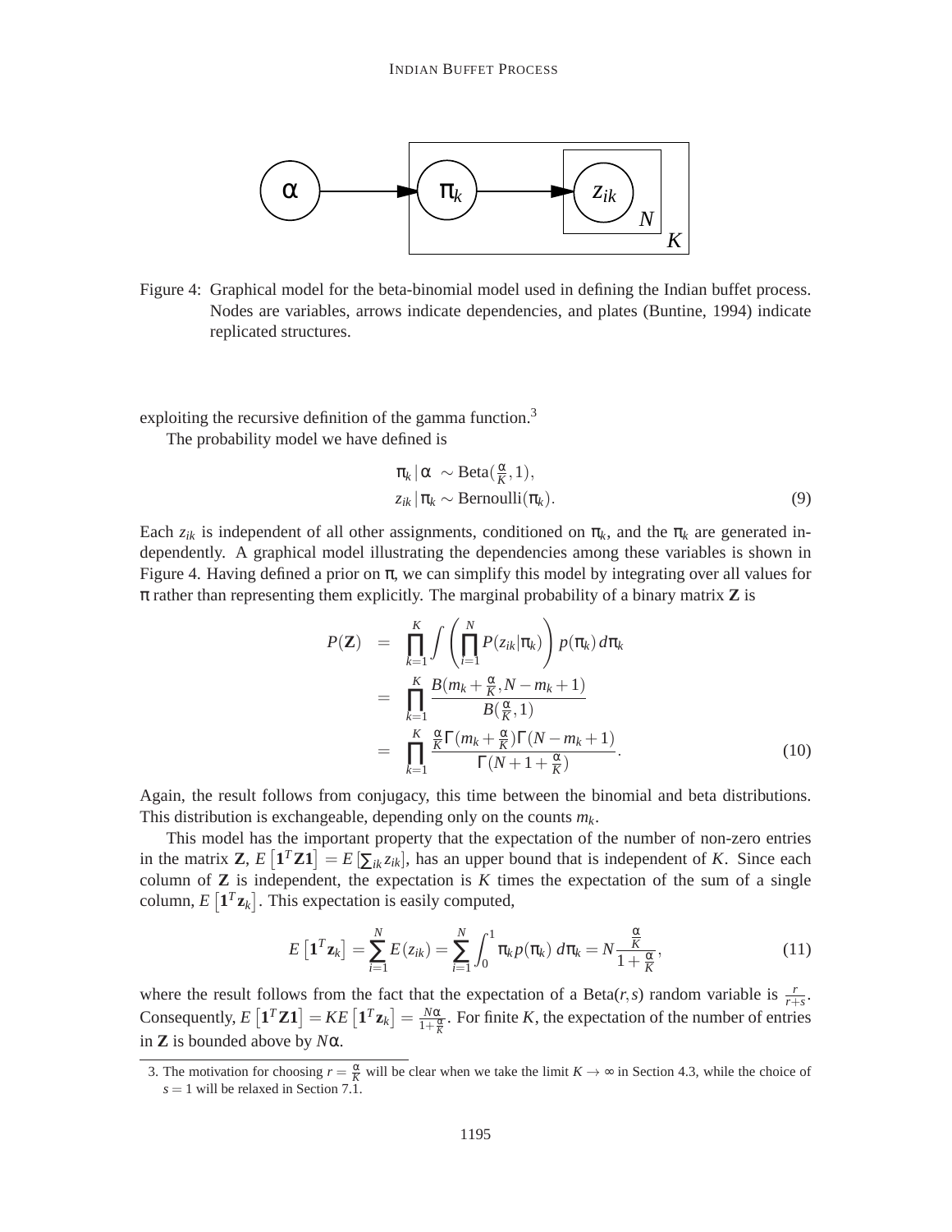Figure 4: Graphical model for the beta-binomial model used in defining the Indian buffet process. Nodes are variables, arrows indicate dependencies, and plates (Buntine, 1994) indicate replicated structures.

exploiting the recursive definition of the gamma function.[3]

The probability model we have defined is

$$\begin{aligned}
\pi_k \,|\, \alpha \ &\sim \text{Beta}(\tfrac{\alpha}{K}, 1), \\
z_{ik} \,|\, \pi_k &\sim \text{Bernoulli}(\pi_k).
\end{aligned} \tag{9}$$

Each $z_{ik}$ is independent of all other assignments, conditioned on $\pi_k$, and the $\pi_k$ are generated independently. A graphical model illustrating the dependencies among these variables is shown in Figure 4. Having defined a prior on $\pi$, we can simplify this model by integrating over all values for $\pi$ rather than representing them explicitly. The marginal probability of a binary matrix $\mathbf{Z}$ is

$$\begin{aligned}
P(\mathbf{Z}) &= \prod_{k=1}^{K} \int \left( \prod_{i=1}^{N} P(z_{ik}|\pi_k) \right) p(\pi_k) \, d\pi_k \\
&= \prod_{k=1}^{K} \frac{B(m_k + \frac{\alpha}{K}, N - m_k + 1)}{B(\frac{\alpha}{K}, 1)} \\
&= \prod_{k=1}^{K} \frac{\frac{\alpha}{K} \Gamma(m_k + \frac{\alpha}{K}) \Gamma(N - m_k + 1)}{\Gamma(N + 1 + \frac{\alpha}{K})}.
\end{aligned} \tag{10}$$

Again, the result follows from conjugacy, this time between the binomial and beta distributions. This distribution is exchangeable, depending only on the counts $m_k$.

This model has the important property that the expectation of the number of non-zero entries in the matrix $\mathbf{Z}$, $E\left[\mathbf{1}^T \mathbf{Z} \mathbf{1}\right] = E\left[\sum_{ik} z_{ik}\right]$, has an upper bound that is independent of $K$. Since each column of $\mathbf{Z}$ is independent, the expectation is $K$ times the expectation of the sum of a single column, $E\left[\mathbf{1}^T \mathbf{z}_k\right]$. This expectation is easily computed,

$$E\left[\mathbf{1}^T \mathbf{z}_k\right] = \sum_{i=1}^{N} E(z_{ik}) = \sum_{i=1}^{N} \int_0^1 \pi_k p(\pi_k) \, d\pi_k = N \frac{\frac{\alpha}{K}}{1 + \frac{\alpha}{K}}, \tag{11}$$

where the result follows from the fact that the expectation of a Beta$(r, s)$ random variable is $\frac{r}{r+s}$. Consequently, $E\left[\mathbf{1}^T \mathbf{Z} \mathbf{1}\right] = K E\left[\mathbf{1}^T \mathbf{z}_k\right] = \frac{N\alpha}{1 + \frac{\alpha}{K}}$. For finite $K$, the expectation of the number of entries in $\mathbf{Z}$ is bounded above by $N\alpha$.

3. The motivation for choosing $r = \frac{\alpha}{K}$ will be clear when we take the limit $K \to \infty$ in Section 4.3, while the choice of $s = 1$ will be relaxed in Section 7.1.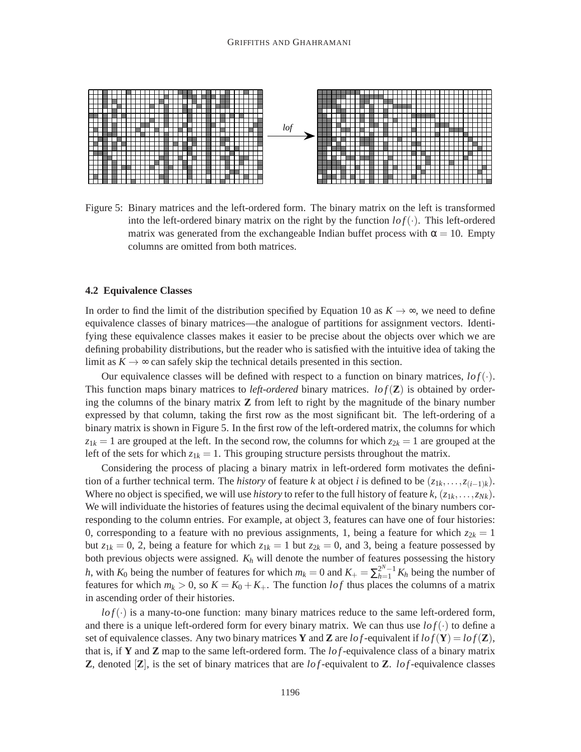*lof*

Figure 5: Binary matrices and the left-ordered form. The binary matrix on the left is transformed into the left-ordered binary matrix on the right by the function $lof(\cdot)$. This left-ordered matrix was generated from the exchangeable Indian buffet process with $\alpha = 10$. Empty columns are omitted from both matrices.

### 4.2 Equivalence Classes

In order to find the limit of the distribution specified by Equation 10 as $K \to \infty$, we need to define equivalence classes of binary matrices—the analogue of partitions for assignment vectors. Identifying these equivalence classes makes it easier to be precise about the objects over which we are defining probability distributions, but the reader who is satisfied with the intuitive idea of taking the limit as $K \to \infty$ can safely skip the technical details presented in this section.

Our equivalence classes will be defined with respect to a function on binary matrices, $lof(\cdot)$. This function maps binary matrices to *left-ordered* binary matrices. $lof(\mathbf{Z})$ is obtained by ordering the columns of the binary matrix $\mathbf{Z}$ from left to right by the magnitude of the binary number expressed by that column, taking the first row as the most significant bit. The left-ordering of a binary matrix is shown in Figure 5. In the first row of the left-ordered matrix, the columns for which $z_{1k} = 1$ are grouped at the left. In the second row, the columns for which $z_{2k} = 1$ are grouped at the left of the sets for which $z_{1k} = 1$. This grouping structure persists throughout the matrix.

Considering the process of placing a binary matrix in left-ordered form motivates the definition of a further technical term. The *history* of feature $k$ at object $i$ is defined to be $(z_{1k}, \ldots, z_{(i-1)k})$. Where no object is specified, we will use *history* to refer to the full history of feature $k$, $(z_{1k}, \ldots, z_{Nk})$. We will individuate the histories of features using the decimal equivalent of the binary numbers corresponding to the column entries. For example, at object 3, features can have one of four histories: 0, corresponding to a feature with no previous assignments, 1, being a feature for which $z_{2k} = 1$ but $z_{1k} = 0$, 2, being a feature for which $z_{1k} = 1$ but $z_{2k} = 0$, and 3, being a feature possessed by both previous objects were assigned. $K_h$ will denote the number of features possessing the history $h$, with $K_0$ being the number of features for which $m_k = 0$ and $K_+ = \sum_{h=1}^{2^N-1} K_h$ being the number of features for which $m_k > 0$, so $K = K_0 + K_+$. The function $lof$ thus places the columns of a matrix in ascending order of their histories.

$lof(\cdot)$ is a many-to-one function: many binary matrices reduce to the same left-ordered form, and there is a unique left-ordered form for every binary matrix. We can thus use $lof(\cdot)$ to define a set of equivalence classes. Any two binary matrices $\mathbf{Y}$ and $\mathbf{Z}$ are $lof$-equivalent if $lof(\mathbf{Y}) = lof(\mathbf{Z})$, that is, if $\mathbf{Y}$ and $\mathbf{Z}$ map to the same left-ordered form. The $lof$-equivalence class of a binary matrix $\mathbf{Z}$, denoted $[\mathbf{Z}]$, is the set of binary matrices that are $lof$-equivalent to $\mathbf{Z}$. $lof$-equivalence classes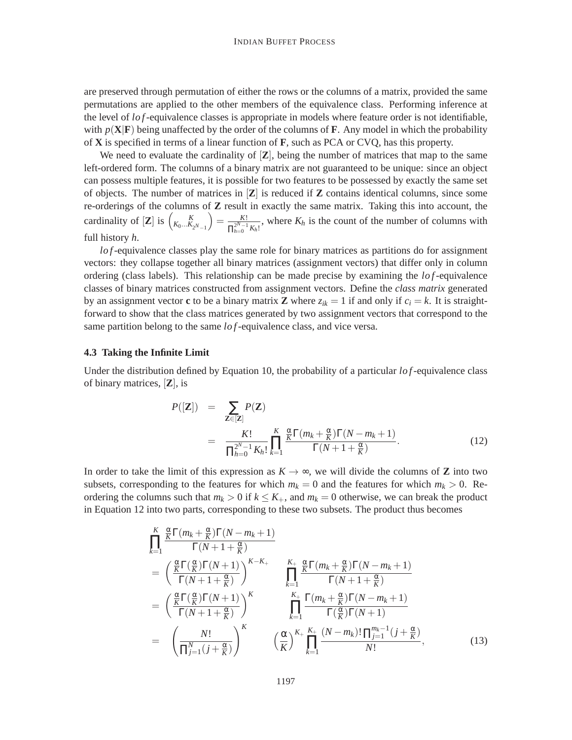are preserved through permutation of either the rows or the columns of a matrix, provided the same permutations are applied to the other members of the equivalence class. Performing inference at the level of *lof*-equivalence classes is appropriate in models where feature order is not identifiable, with $p(\mathbf{X}|\mathbf{F})$ being unaffected by the order of the columns of $\mathbf{F}$. Any model in which the probability of $\mathbf{X}$ is specified in terms of a linear function of $\mathbf{F}$, such as PCA or CVQ, has this property.

We need to evaluate the cardinality of $[\mathbf{Z}]$, being the number of matrices that map to the same left-ordered form. The columns of a binary matrix are not guaranteed to be unique: since an object can possess multiple features, it is possible for two features to be possessed by exactly the same set of objects. The number of matrices in $[\mathbf{Z}]$ is reduced if $\mathbf{Z}$ contains identical columns, since some re-orderings of the columns of $\mathbf{Z}$ result in exactly the same matrix. Taking this into account, the cardinality of $[\mathbf{Z}]$ is $\binom{K}{K_0 \ldots K_{2^N-1}} = \frac{K!}{\prod_{h=0}^{2^N-1} K_h!}$, where $K_h$ is the count of the number of columns with full history $h$.

*lof*-equivalence classes play the same role for binary matrices as partitions do for assignment vectors: they collapse together all binary matrices (assignment vectors) that differ only in column ordering (class labels). This relationship can be made precise by examining the *lof*-equivalence classes of binary matrices constructed from assignment vectors. Define the *class matrix* generated by an assignment vector $\mathbf{c}$ to be a binary matrix $\mathbf{Z}$ where $z_{ik} = 1$ if and only if $c_i = k$. It is straightforward to show that the class matrices generated by two assignment vectors that correspond to the same partition belong to the same *lof*-equivalence class, and vice versa.

### 4.3 Taking the Infinite Limit

Under the distribution defined by Equation 10, the probability of a particular *lof*-equivalence class of binary matrices, $[\mathbf{Z}]$, is

$$
\begin{aligned}
P([\mathbf{Z}]) &= \sum_{\mathbf{Z} \in [\mathbf{Z}]} P(\mathbf{Z}) \\
&= \frac{K!}{\prod_{h=0}^{2^N-1} K_h!} \prod_{k=1}^{K} \frac{\frac{\alpha}{K}\Gamma(m_k + \frac{\alpha}{K})\Gamma(N - m_k + 1)}{\Gamma(N + 1 + \frac{\alpha}{K})}. \qquad (12)
\end{aligned}
$$

In order to take the limit of this expression as $K \to \infty$, we will divide the columns of $\mathbf{Z}$ into two subsets, corresponding to the features for which $m_k = 0$ and the features for which $m_k > 0$. Re-ordering the columns such that $m_k > 0$ if $k \leq K_+$, and $m_k = 0$ otherwise, we can break the product in Equation 12 into two parts, corresponding to these two subsets. The product thus becomes

$$
\begin{aligned}
&\prod_{k=1}^{K} \frac{\frac{\alpha}{K}\Gamma(m_k + \frac{\alpha}{K})\Gamma(N - m_k + 1)}{\Gamma(N + 1 + \frac{\alpha}{K})} \\
&= \left( \frac{\frac{\alpha}{K}\Gamma(\frac{\alpha}{K})\Gamma(N+1)}{\Gamma(N + 1 + \frac{\alpha}{K})} \right)^{K - K_+} \prod_{k=1}^{K_+} \frac{\frac{\alpha}{K}\Gamma(m_k + \frac{\alpha}{K})\Gamma(N - m_k + 1)}{\Gamma(N + 1 + \frac{\alpha}{K})} \\
&= \left( \frac{\frac{\alpha}{K}\Gamma(\frac{\alpha}{K})\Gamma(N+1)}{\Gamma(N + 1 + \frac{\alpha}{K})} \right)^{K} \prod_{k=1}^{K_+} \frac{\Gamma(m_k + \frac{\alpha}{K})\Gamma(N - m_k + 1)}{\Gamma(\frac{\alpha}{K})\Gamma(N+1)} \\
&= \left( \frac{N!}{\prod_{j=1}^{N}(j + \frac{\alpha}{K})} \right)^{K} \left(\frac{\alpha}{K}\right)^{K_+} \prod_{k=1}^{K_+} \frac{(N - m_k)! \prod_{j=1}^{m_k - 1}(j + \frac{\alpha}{K})}{N!}, \qquad (13)
\end{aligned}
$$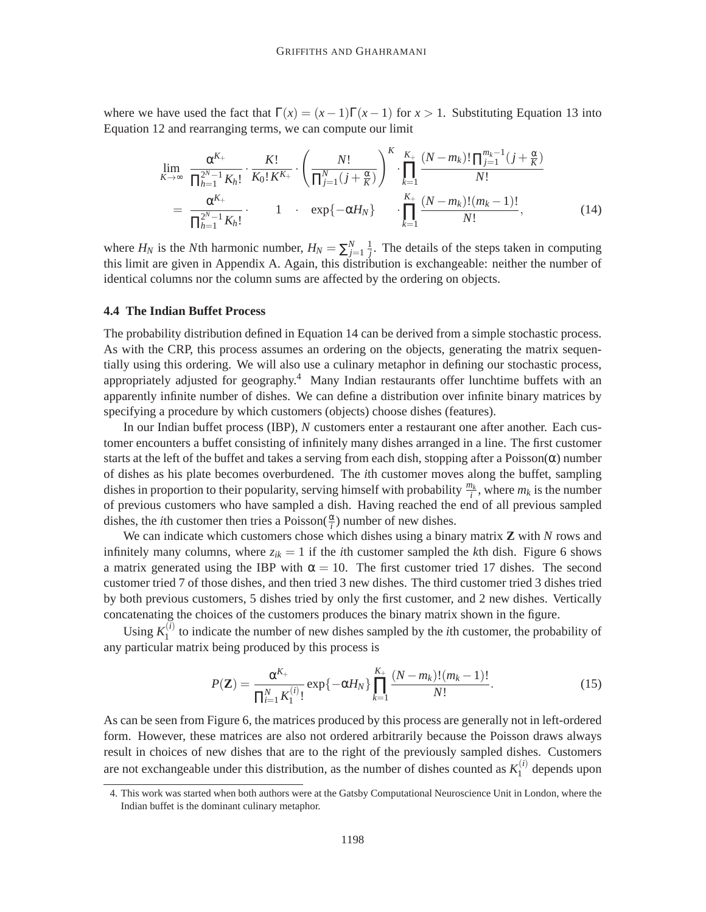where we have used the fact that $\Gamma(x) = (x-1)\Gamma(x-1)$ for $x > 1$. Substituting Equation 13 into Equation 12 and rearranging terms, we can compute our limit

$$
\begin{aligned}
&\lim_{K\to\infty} \frac{\alpha^{K_+}}{\prod_{h=1}^{2^N-1} K_h!} \cdot \frac{K!}{K_0!\,K^{K_+}} \cdot \left( \frac{N!}{\prod_{j=1}^{N}(j+\frac{\alpha}{K})} \right)^{K} \cdot \prod_{k=1}^{K_+} \frac{(N-m_k)!\prod_{j=1}^{m_k-1}(j+\frac{\alpha}{K})}{N!} \\
&= \frac{\alpha^{K_+}}{\prod_{h=1}^{2^N-1} K_h!} \cdot \quad 1 \quad \cdot \quad \exp\{-\alpha H_N\} \quad \cdot \prod_{k=1}^{K_+} \frac{(N-m_k)!(m_k-1)!}{N!}, \qquad (14)
\end{aligned}
$$

where $H_N$ is the $N$th harmonic number, $H_N = \sum_{j=1}^{N} \frac{1}{j}$. The details of the steps taken in computing this limit are given in Appendix A. Again, this distribution is exchangeable: neither the number of identical columns nor the column sums are affected by the ordering on objects.

### 4.4 The Indian Buffet Process

The probability distribution defined in Equation 14 can be derived from a simple stochastic process. As with the CRP, this process assumes an ordering on the objects, generating the matrix sequentially using this ordering. We will also use a culinary metaphor in defining our stochastic process, appropriately adjusted for geography.[4] Many Indian restaurants offer lunchtime buffets with an apparently infinite number of dishes. We can define a distribution over infinite binary matrices by specifying a procedure by which customers (objects) choose dishes (features).

In our Indian buffet process (IBP), $N$ customers enter a restaurant one after another. Each customer encounters a buffet consisting of infinitely many dishes arranged in a line. The first customer starts at the left of the buffet and takes a serving from each dish, stopping after a Poisson($\alpha$) number of dishes as his plate becomes overburdened. The $i$th customer moves along the buffet, sampling dishes in proportion to their popularity, serving himself with probability $\frac{m_k}{i}$, where $m_k$ is the number of previous customers who have sampled a dish. Having reached the end of all previous sampled dishes, the $i$th customer then tries a Poisson($\frac{\alpha}{i}$) number of new dishes.

We can indicate which customers chose which dishes using a binary matrix $\mathbf{Z}$ with $N$ rows and infinitely many columns, where $z_{ik} = 1$ if the $i$th customer sampled the $k$th dish. Figure 6 shows a matrix generated using the IBP with $\alpha = 10$. The first customer tried 17 dishes. The second customer tried 7 of those dishes, and then tried 3 new dishes. The third customer tried 3 dishes tried by both previous customers, 5 dishes tried by only the first customer, and 2 new dishes. Vertically concatenating the choices of the customers produces the binary matrix shown in the figure.

Using $K_1^{(i)}$ to indicate the number of new dishes sampled by the $i$th customer, the probability of any particular matrix being produced by this process is

$$
P(\mathbf{Z}) = \frac{\alpha^{K_+}}{\prod_{i=1}^{N} K_1^{(i)}!} \exp\{-\alpha H_N\} \prod_{k=1}^{K_+} \frac{(N-m_k)!(m_k-1)!}{N!}. \qquad (15)
$$

As can be seen from Figure 6, the matrices produced by this process are generally not in left-ordered form. However, these matrices are also not ordered arbitrarily because the Poisson draws always result in choices of new dishes that are to the right of the previously sampled dishes. Customers are not exchangeable under this distribution, as the number of dishes counted as $K_1^{(i)}$ depends upon

4. This work was started when both authors were at the Gatsby Computational Neuroscience Unit in London, where the Indian buffet is the dominant culinary metaphor.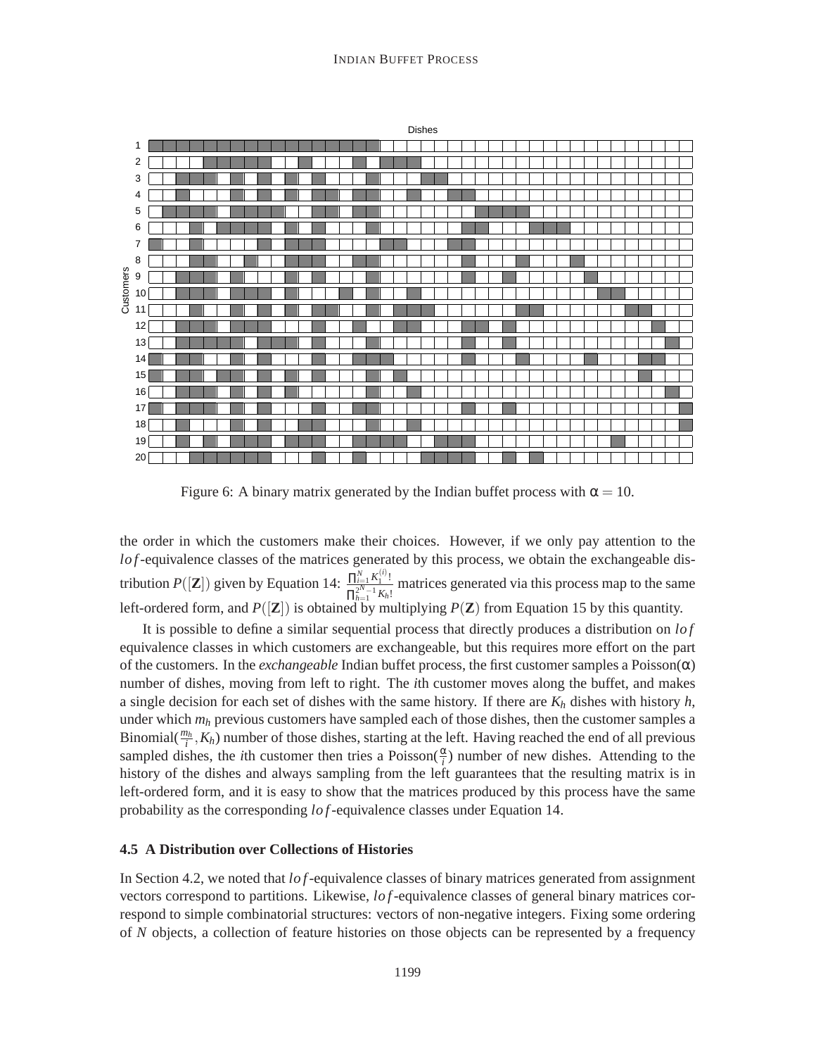Dishes

1
2
3
4
5
6
7
8
9
10
11
12
13
14
15
16
17
18
19
20

Customers

Figure 6: A binary matrix generated by the Indian buffet process with $\alpha = 10$.

the order in which the customers make their choices. However, if we only pay attention to the $lof$-equivalence classes of the matrices generated by this process, we obtain the exchangeable distribution $P([\mathbf{Z}])$ given by Equation 14: $\frac{\prod_{i=1}^{N} K_1^{(i)}!}{\prod_{h=1}^{2^N-1} K_h!}$ matrices generated via this process map to the same left-ordered form, and $P([\mathbf{Z}])$ is obtained by multiplying $P(\mathbf{Z})$ from Equation 15 by this quantity.

It is possible to define a similar sequential process that directly produces a distribution on $lof$ equivalence classes in which customers are exchangeable, but this requires more effort on the part of the customers. In the *exchangeable* Indian buffet process, the first customer samples a Poisson($\alpha$) number of dishes, moving from left to right. The $i$th customer moves along the buffet, and makes a single decision for each set of dishes with the same history. If there are $K_h$ dishes with history $h$, under which $m_h$ previous customers have sampled each of those dishes, then the customer samples a Binomial($\frac{m_h}{i}, K_h$) number of those dishes, starting at the left. Having reached the end of all previous sampled dishes, the $i$th customer then tries a Poisson($\frac{\alpha}{i}$) number of new dishes. Attending to the history of the dishes and always sampling from the left guarantees that the resulting matrix is in left-ordered form, and it is easy to show that the matrices produced by this process have the same probability as the corresponding $lof$-equivalence classes under Equation 14.

### 4.5 A Distribution over Collections of Histories

In Section 4.2, we noted that $lof$-equivalence classes of binary matrices generated from assignment vectors correspond to partitions. Likewise, $lof$-equivalence classes of general binary matrices correspond to simple combinatorial structures: vectors of non-negative integers. Fixing some ordering of $N$ objects, a collection of feature histories on those objects can be represented by a frequency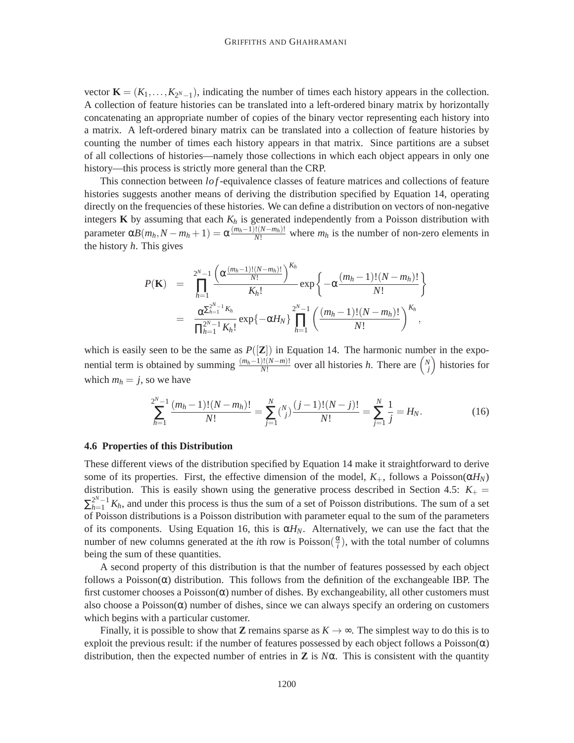vector $\mathbf{K} = (K_1, \ldots, K_{2^N-1})$, indicating the number of times each history appears in the collection. A collection of feature histories can be translated into a left-ordered binary matrix by horizontally concatenating an appropriate number of copies of the binary vector representing each history into a matrix. A left-ordered binary matrix can be translated into a collection of feature histories by counting the number of times each history appears in that matrix. Since partitions are a subset of all collections of histories—namely those collections in which each object appears in only one history—this process is strictly more general than the CRP.

This connection between $lof$-equivalence classes of feature matrices and collections of feature histories suggests another means of deriving the distribution specified by Equation 14, operating directly on the frequencies of these histories. We can define a distribution on vectors of non-negative integers $\mathbf{K}$ by assuming that each $K_h$ is generated independently from a Poisson distribution with parameter $\alpha B(m_h, N - m_h + 1) = \alpha \frac{(m_h-1)!(N-m_h)!}{N!}$ where $m_h$ is the number of non-zero elements in the history $h$. This gives

$$
\begin{aligned}
P(\mathbf{K}) &= \prod_{h=1}^{2^N-1} \frac{\left(\alpha \frac{(m_h-1)!(N-m_h)!}{N!}\right)^{K_h}}{K_h!} \exp\left\{-\alpha \frac{(m_h-1)!(N-m_h)!}{N!}\right\} \\
&= \frac{\alpha^{\sum_{h=1}^{2^N-1} K_h}}{\prod_{h=1}^{2^N-1} K_h!} \exp\{-\alpha H_N\} \prod_{h=1}^{2^N-1} \left(\frac{(m_h-1)!(N-m_h)!}{N!}\right)^{K_h},
\end{aligned}
$$

which is easily seen to be the same as $P([\mathbf{Z}])$ in Equation 14. The harmonic number in the exponential term is obtained by summing $\frac{(m_h-1)!(N-m)!}{N!}$ over all histories $h$. There are $\binom{N}{j}$ histories for which $m_h = j$, so we have

$$
\sum_{h=1}^{2^N-1} \frac{(m_h-1)!(N-m_h)!}{N!} = \sum_{j=1}^{N} \binom{N}{j} \frac{(j-1)!(N-j)!}{N!} = \sum_{j=1}^{N} \frac{1}{j} = H_N. \tag{16}
$$

### 4.6 Properties of this Distribution

These different views of the distribution specified by Equation 14 make it straightforward to derive some of its properties. First, the effective dimension of the model, $K_+$, follows a Poisson($\alpha H_N$) distribution. This is easily shown using the generative process described in Section 4.5: $K_+ = \sum_{h=1}^{2^N-1} K_h$, and under this process is thus the sum of a set of Poisson distributions. The sum of a set of Poisson distributions is a Poisson distribution with parameter equal to the sum of the parameters of its components. Using Equation 16, this is $\alpha H_N$. Alternatively, we can use the fact that the number of new columns generated at the $i$th row is Poisson($\frac{\alpha}{i}$), with the total number of columns being the sum of these quantities.

A second property of this distribution is that the number of features possessed by each object follows a Poisson($\alpha$) distribution. This follows from the definition of the exchangeable IBP. The first customer chooses a Poisson($\alpha$) number of dishes. By exchangeability, all other customers must also choose a Poisson($\alpha$) number of dishes, since we can always specify an ordering on customers which begins with a particular customer.

Finally, it is possible to show that $\mathbf{Z}$ remains sparse as $K \to \infty$. The simplest way to do this is to exploit the previous result: if the number of features possessed by each object follows a Poisson($\alpha$) distribution, then the expected number of entries in $\mathbf{Z}$ is $N\alpha$. This is consistent with the quantity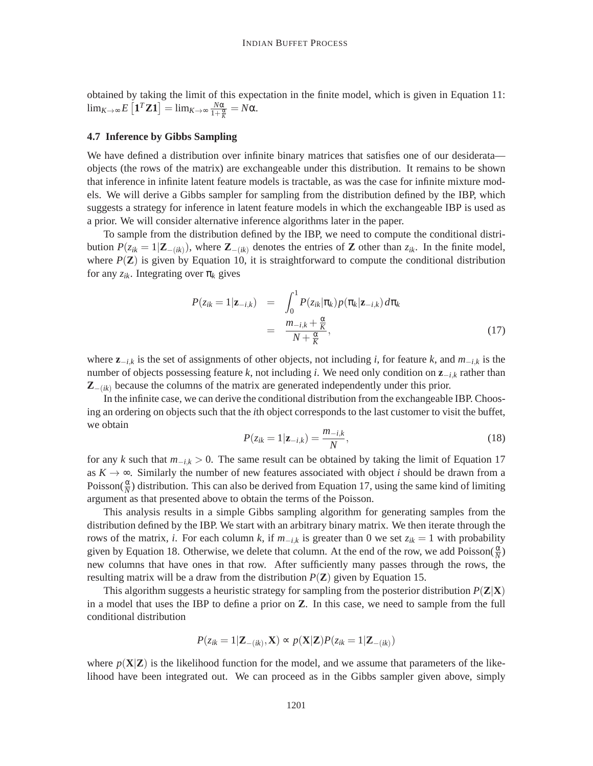obtained by taking the limit of this expectation in the finite model, which is given in Equation 11: $\lim_{K\to\infty} E\left[\mathbf{1}^T\mathbf{Z}\mathbf{1}\right] = \lim_{K\to\infty} \frac{N\alpha}{1+\frac{\alpha}{K}} = N\alpha$.

### 4.7 Inference by Gibbs Sampling

We have defined a distribution over infinite binary matrices that satisfies one of our desiderata—objects (the rows of the matrix) are exchangeable under this distribution. It remains to be shown that inference in infinite latent feature models is tractable, as was the case for infinite mixture models. We will derive a Gibbs sampler for sampling from the distribution defined by the IBP, which suggests a strategy for inference in latent feature models in which the exchangeable IBP is used as a prior. We will consider alternative inference algorithms later in the paper.

To sample from the distribution defined by the IBP, we need to compute the conditional distribution $P(z_{ik} = 1|\mathbf{Z}_{-(ik)})$, where $\mathbf{Z}_{-(ik)}$ denotes the entries of $\mathbf{Z}$ other than $z_{ik}$. In the finite model, where $P(\mathbf{Z})$ is given by Equation 10, it is straightforward to compute the conditional distribution for any $z_{ik}$. Integrating over $\pi_k$ gives

$$\begin{aligned} P(z_{ik} = 1|\mathbf{z}_{-i,k}) &= \int_0^1 P(z_{ik}|\pi_k) p(\pi_k|\mathbf{z}_{-i,k})\, d\pi_k \\ &= \frac{m_{-i,k} + \frac{\alpha}{K}}{N + \frac{\alpha}{K}}, \end{aligned} \tag{17}$$

where $\mathbf{z}_{-i,k}$ is the set of assignments of other objects, not including $i$, for feature $k$, and $m_{-i,k}$ is the number of objects possessing feature $k$, not including $i$. We need only condition on $\mathbf{z}_{-i,k}$ rather than $\mathbf{Z}_{-(ik)}$ because the columns of the matrix are generated independently under this prior.

In the infinite case, we can derive the conditional distribution from the exchangeable IBP. Choosing an ordering on objects such that the $i$th object corresponds to the last customer to visit the buffet, we obtain

$$P(z_{ik} = 1|\mathbf{z}_{-i,k}) = \frac{m_{-i,k}}{N}, \tag{18}$$

for any $k$ such that $m_{-i,k} > 0$. The same result can be obtained by taking the limit of Equation 17 as $K \to \infty$. Similarly the number of new features associated with object $i$ should be drawn from a Poisson($\frac{\alpha}{N}$) distribution. This can also be derived from Equation 17, using the same kind of limiting argument as that presented above to obtain the terms of the Poisson.

This analysis results in a simple Gibbs sampling algorithm for generating samples from the distribution defined by the IBP. We start with an arbitrary binary matrix. We then iterate through the rows of the matrix, $i$. For each column $k$, if $m_{-i,k}$ is greater than 0 we set $z_{ik} = 1$ with probability given by Equation 18. Otherwise, we delete that column. At the end of the row, we add Poisson($\frac{\alpha}{N}$) new columns that have ones in that row. After sufficiently many passes through the rows, the resulting matrix will be a draw from the distribution $P(\mathbf{Z})$ given by Equation 15.

This algorithm suggests a heuristic strategy for sampling from the posterior distribution $P(\mathbf{Z}|\mathbf{X})$ in a model that uses the IBP to define a prior on $\mathbf{Z}$. In this case, we need to sample from the full conditional distribution

$$P(z_{ik} = 1|\mathbf{Z}_{-(ik)}, \mathbf{X}) \propto p(\mathbf{X}|\mathbf{Z}) P(z_{ik} = 1|\mathbf{Z}_{-(ik)})$$

where $p(\mathbf{X}|\mathbf{Z})$ is the likelihood function for the model, and we assume that parameters of the likelihood have been integrated out. We can proceed as in the Gibbs sampler given above, simply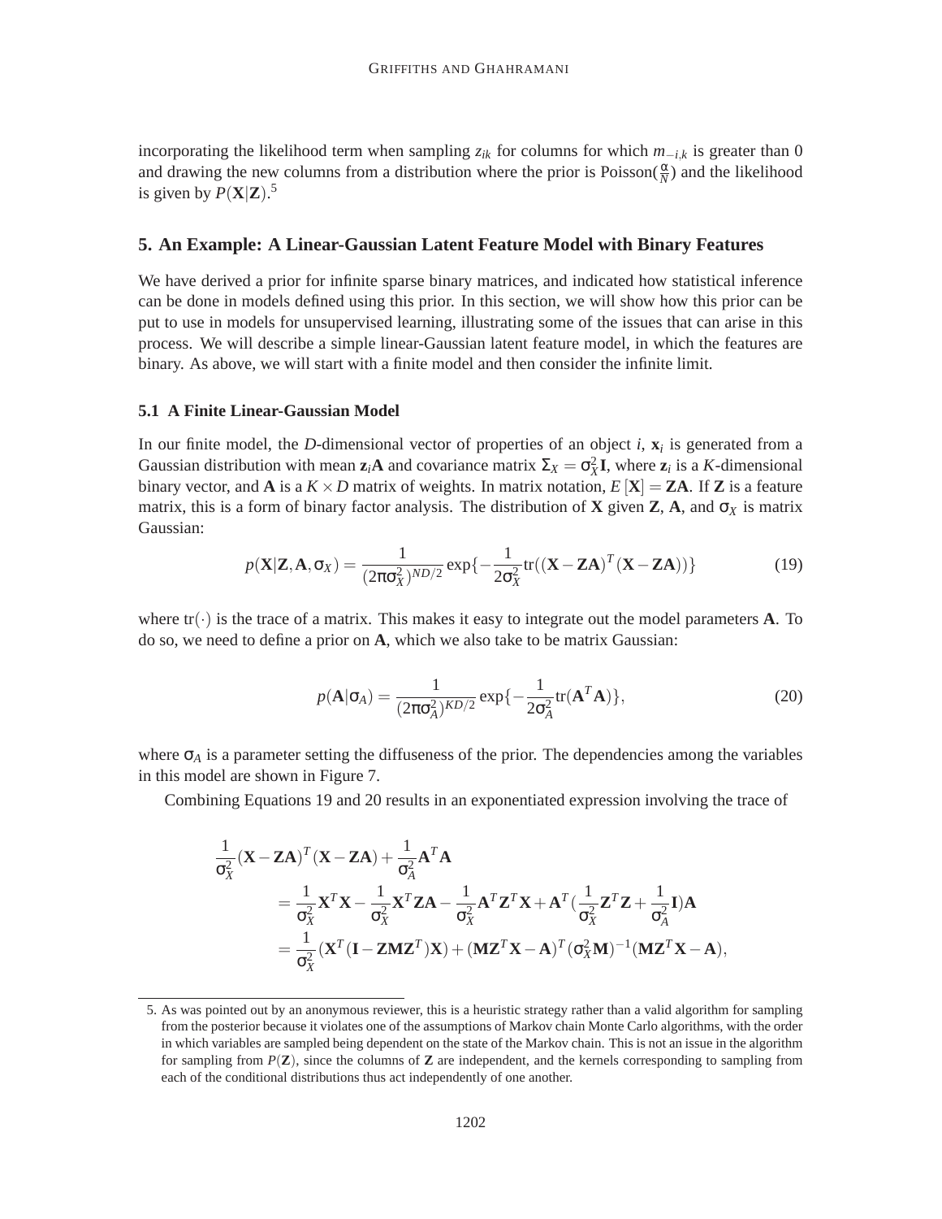incorporating the likelihood term when sampling $z_{ik}$ for columns for which $m_{-i,k}$ is greater than 0 and drawing the new columns from a distribution where the prior is Poisson($\frac{\alpha}{N}$) and the likelihood is given by $P(\mathbf{X}|\mathbf{Z})$.[5]

## 5. An Example: A Linear-Gaussian Latent Feature Model with Binary Features

We have derived a prior for infinite sparse binary matrices, and indicated how statistical inference can be done in models defined using this prior. In this section, we will show how this prior can be put to use in models for unsupervised learning, illustrating some of the issues that can arise in this process. We will describe a simple linear-Gaussian latent feature model, in which the features are binary. As above, we will start with a finite model and then consider the infinite limit.

### 5.1 A Finite Linear-Gaussian Model

In our finite model, the $D$-dimensional vector of properties of an object $i$, $\mathbf{x}_i$ is generated from a Gaussian distribution with mean $\mathbf{z}_i\mathbf{A}$ and covariance matrix $\Sigma_X = \sigma_X^2 \mathbf{I}$, where $\mathbf{z}_i$ is a $K$-dimensional binary vector, and $\mathbf{A}$ is a $K \times D$ matrix of weights. In matrix notation, $E[\mathbf{X}] = \mathbf{ZA}$. If $\mathbf{Z}$ is a feature matrix, this is a form of binary factor analysis. The distribution of $\mathbf{X}$ given $\mathbf{Z}$, $\mathbf{A}$, and $\sigma_X$ is matrix Gaussian:

$$p(\mathbf{X}|\mathbf{Z},\mathbf{A},\sigma_X) = \frac{1}{(2\pi\sigma_X^2)^{ND/2}} \exp\{-\frac{1}{2\sigma_X^2}\mathrm{tr}((\mathbf{X}-\mathbf{ZA})^T(\mathbf{X}-\mathbf{ZA}))\} \tag{19}$$

where $\mathrm{tr}(\cdot)$ is the trace of a matrix. This makes it easy to integrate out the model parameters $\mathbf{A}$. To do so, we need to define a prior on $\mathbf{A}$, which we also take to be matrix Gaussian:

$$p(\mathbf{A}|\sigma_A) = \frac{1}{(2\pi\sigma_A^2)^{KD/2}} \exp\{-\frac{1}{2\sigma_A^2}\mathrm{tr}(\mathbf{A}^T\mathbf{A})\}, \tag{20}$$

where $\sigma_A$ is a parameter setting the diffuseness of the prior. The dependencies among the variables in this model are shown in Figure 7.

Combining Equations 19 and 20 results in an exponentiated expression involving the trace of

$$\begin{aligned}
&\frac{1}{\sigma_X^2}(\mathbf{X}-\mathbf{ZA})^T(\mathbf{X}-\mathbf{ZA}) + \frac{1}{\sigma_A^2}\mathbf{A}^T\mathbf{A} \\
&\quad = \frac{1}{\sigma_X^2}\mathbf{X}^T\mathbf{X} - \frac{1}{\sigma_X^2}\mathbf{X}^T\mathbf{ZA} - \frac{1}{\sigma_X^2}\mathbf{A}^T\mathbf{Z}^T\mathbf{X} + \mathbf{A}^T(\frac{1}{\sigma_X^2}\mathbf{Z}^T\mathbf{Z} + \frac{1}{\sigma_A^2}\mathbf{I})\mathbf{A} \\
&\quad = \frac{1}{\sigma_X^2}(\mathbf{X}^T(\mathbf{I}-\mathbf{ZMZ}^T)\mathbf{X}) + (\mathbf{MZ}^T\mathbf{X}-\mathbf{A})^T(\sigma_X^2\mathbf{M})^{-1}(\mathbf{MZ}^T\mathbf{X}-\mathbf{A}),
\end{aligned}$$

5. As was pointed out by an anonymous reviewer, this is a heuristic strategy rather than a valid algorithm for sampling from the posterior because it violates one of the assumptions of Markov chain Monte Carlo algorithms, with the order in which variables are sampled being dependent on the state of the Markov chain. This is not an issue in the algorithm for sampling from $P(\mathbf{Z})$, since the columns of $\mathbf{Z}$ are independent, and the kernels corresponding to sampling from each of the conditional distributions thus act independently of one another.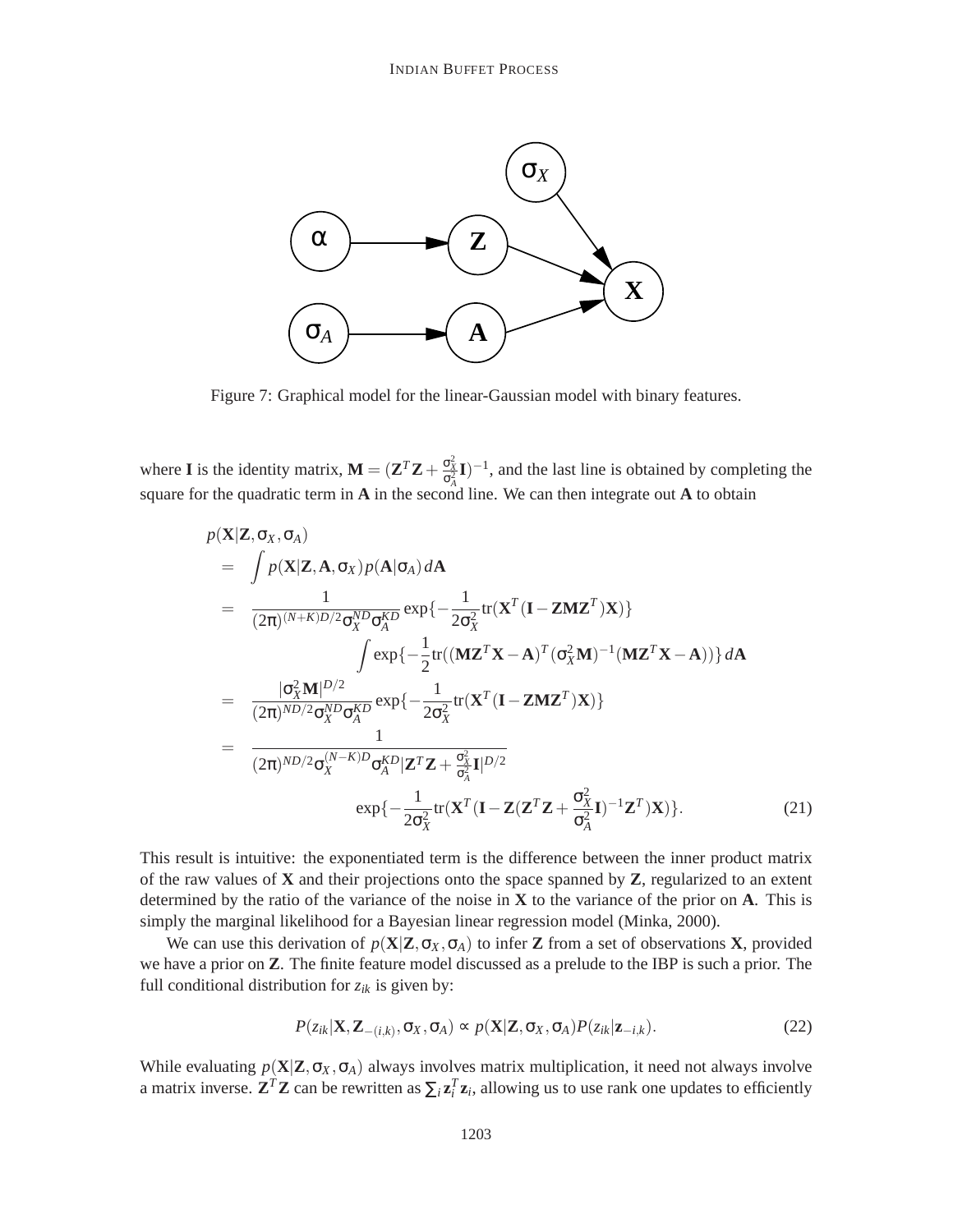Figure 7: Graphical model for the linear-Gaussian model with binary features.

where $\mathbf{I}$ is the identity matrix, $\mathbf{M} = (\mathbf{Z}^T\mathbf{Z} + \frac{\sigma_X^2}{\sigma_A^2}\mathbf{I})^{-1}$, and the last line is obtained by completing the square for the quadratic term in $\mathbf{A}$ in the second line. We can then integrate out $\mathbf{A}$ to obtain

$$
\begin{aligned}
& p(\mathbf{X}|\mathbf{Z}, \sigma_X, \sigma_A) \\
&= \int p(\mathbf{X}|\mathbf{Z}, \mathbf{A}, \sigma_X) p(\mathbf{A}|\sigma_A) \, d\mathbf{A} \\
&= \frac{1}{(2\pi)^{(N+K)D/2} \sigma_X^{ND} \sigma_A^{KD}} \exp\{-\frac{1}{2\sigma_X^2} \mathrm{tr}(\mathbf{X}^T(\mathbf{I} - \mathbf{Z}\mathbf{M}\mathbf{Z}^T)\mathbf{X})\} \\
&\qquad \int \exp\{-\frac{1}{2}\mathrm{tr}((\mathbf{M}\mathbf{Z}^T\mathbf{X} - \mathbf{A})^T(\sigma_X^2\mathbf{M})^{-1}(\mathbf{M}\mathbf{Z}^T\mathbf{X} - \mathbf{A}))\} \, d\mathbf{A} \\
&= \frac{|\sigma_X^2\mathbf{M}|^{D/2}}{(2\pi)^{ND/2} \sigma_X^{ND} \sigma_A^{KD}} \exp\{-\frac{1}{2\sigma_X^2} \mathrm{tr}(\mathbf{X}^T(\mathbf{I} - \mathbf{Z}\mathbf{M}\mathbf{Z}^T)\mathbf{X})\} \\
&= \frac{1}{(2\pi)^{ND/2} \sigma_X^{(N-K)D} \sigma_A^{KD} |\mathbf{Z}^T\mathbf{Z} + \frac{\sigma_X^2}{\sigma_A^2}\mathbf{I}|^{D/2}} \\
&\qquad \exp\{-\frac{1}{2\sigma_X^2} \mathrm{tr}(\mathbf{X}^T(\mathbf{I} - \mathbf{Z}(\mathbf{Z}^T\mathbf{Z} + \frac{\sigma_X^2}{\sigma_A^2}\mathbf{I})^{-1}\mathbf{Z}^T)\mathbf{X})\}. \qquad (21)
\end{aligned}
$$

This result is intuitive: the exponentiated term is the difference between the inner product matrix of the raw values of $\mathbf{X}$ and their projections onto the space spanned by $\mathbf{Z}$, regularized to an extent determined by the ratio of the variance of the noise in $\mathbf{X}$ to the variance of the prior on $\mathbf{A}$. This is simply the marginal likelihood for a Bayesian linear regression model (Minka, 2000).

We can use this derivation of $p(\mathbf{X}|\mathbf{Z}, \sigma_X, \sigma_A)$ to infer $\mathbf{Z}$ from a set of observations $\mathbf{X}$, provided we have a prior on $\mathbf{Z}$. The finite feature model discussed as a prelude to the IBP is such a prior. The full conditional distribution for $z_{ik}$ is given by:

$$
P(z_{ik}|\mathbf{X}, \mathbf{Z}_{-(i,k)}, \sigma_X, \sigma_A) \propto p(\mathbf{X}|\mathbf{Z}, \sigma_X, \sigma_A) P(z_{ik}|\mathbf{z}_{-i,k}). \qquad (22)
$$

While evaluating $p(\mathbf{X}|\mathbf{Z}, \sigma_X, \sigma_A)$ always involves matrix multiplication, it need not always involve a matrix inverse. $\mathbf{Z}^T\mathbf{Z}$ can be rewritten as $\sum_i \mathbf{z}_i^T\mathbf{z}_i$, allowing us to use rank one updates to efficiently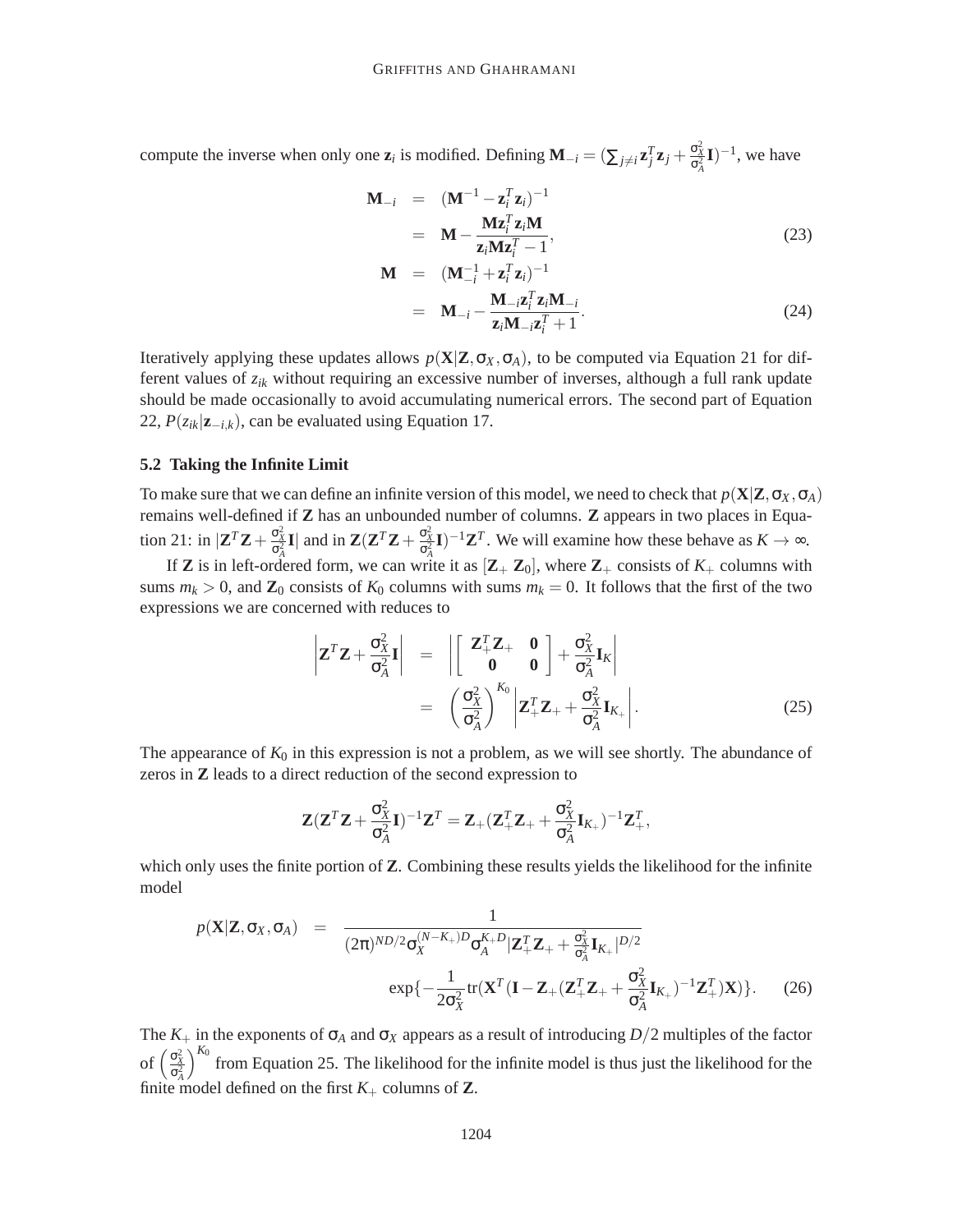compute the inverse when only one $\mathbf{z}_i$ is modified. Defining $\mathbf{M}_{-i} = (\sum_{j \neq i} \mathbf{z}_j^T \mathbf{z}_j + \frac{\sigma_X^2}{\sigma_A^2}\mathbf{I})^{-1}$, we have

$$
\begin{aligned}
\mathbf{M}_{-i} &= (\mathbf{M}^{-1} - \mathbf{z}_i^T \mathbf{z}_i)^{-1} \\
&= \mathbf{M} - \frac{\mathbf{M}\mathbf{z}_i^T \mathbf{z}_i \mathbf{M}}{\mathbf{z}_i \mathbf{M} \mathbf{z}_i^T - 1}, \qquad (23) \\
\mathbf{M} &= (\mathbf{M}_{-i}^{-1} + \mathbf{z}_i^T \mathbf{z}_i)^{-1} \\
&= \mathbf{M}_{-i} - \frac{\mathbf{M}_{-i}\mathbf{z}_i^T \mathbf{z}_i \mathbf{M}_{-i}}{\mathbf{z}_i \mathbf{M}_{-i} \mathbf{z}_i^T + 1}. \qquad (24)
\end{aligned}
$$

Iteratively applying these updates allows $p(\mathbf{X}|\mathbf{Z}, \sigma_X, \sigma_A)$, to be computed via Equation 21 for different values of $z_{ik}$ without requiring an excessive number of inverses, although a full rank update should be made occasionally to avoid accumulating numerical errors. The second part of Equation 22, $P(z_{ik}|\mathbf{z}_{-i,k})$, can be evaluated using Equation 17.

### 5.2 Taking the Infinite Limit

To make sure that we can define an infinite version of this model, we need to check that $p(\mathbf{X}|\mathbf{Z}, \sigma_X, \sigma_A)$ remains well-defined if $\mathbf{Z}$ has an unbounded number of columns. $\mathbf{Z}$ appears in two places in Equation 21: in $|\mathbf{Z}^T\mathbf{Z} + \frac{\sigma_X^2}{\sigma_A^2}\mathbf{I}|$ and in $\mathbf{Z}(\mathbf{Z}^T\mathbf{Z} + \frac{\sigma_X^2}{\sigma_A^2}\mathbf{I})^{-1}\mathbf{Z}^T$. We will examine how these behave as $K \to \infty$.

If $\mathbf{Z}$ is in left-ordered form, we can write it as $[\mathbf{Z}_+ \; \mathbf{Z}_0]$, where $\mathbf{Z}_+$ consists of $K_+$ columns with sums $m_k > 0$, and $\mathbf{Z}_0$ consists of $K_0$ columns with sums $m_k = 0$. It follows that the first of the two expressions we are concerned with reduces to

$$
\begin{aligned}
\left|\mathbf{Z}^T\mathbf{Z} + \frac{\sigma_X^2}{\sigma_A^2}\mathbf{I}\right| &= \left| \begin{bmatrix} \mathbf{Z}_+^T\mathbf{Z}_+ & \mathbf{0} \\ \mathbf{0} & \mathbf{0} \end{bmatrix} + \frac{\sigma_X^2}{\sigma_A^2}\mathbf{I}_K \right| \\
&= \left(\frac{\sigma_X^2}{\sigma_A^2}\right)^{K_0} \left|\mathbf{Z}_+^T\mathbf{Z}_+ + \frac{\sigma_X^2}{\sigma_A^2}\mathbf{I}_{K_+}\right|. \qquad (25)
\end{aligned}
$$

The appearance of $K_0$ in this expression is not a problem, as we will see shortly. The abundance of zeros in $\mathbf{Z}$ leads to a direct reduction of the second expression to

$$
\mathbf{Z}(\mathbf{Z}^T\mathbf{Z} + \frac{\sigma_X^2}{\sigma_A^2}\mathbf{I})^{-1}\mathbf{Z}^T = \mathbf{Z}_+(\mathbf{Z}_+^T\mathbf{Z}_+ + \frac{\sigma_X^2}{\sigma_A^2}\mathbf{I}_{K_+})^{-1}\mathbf{Z}_+^T,
$$

which only uses the finite portion of $\mathbf{Z}$. Combining these results yields the likelihood for the infinite model

$$
\begin{aligned}
p(\mathbf{X}|\mathbf{Z}, \sigma_X, \sigma_A) &= \frac{1}{(2\pi)^{ND/2}\sigma_X^{(N-K_+)D}\sigma_A^{K_+D}|\mathbf{Z}_+^T\mathbf{Z}_+ + \frac{\sigma_X^2}{\sigma_A^2}\mathbf{I}_{K_+}|^{D/2}} \\
&\qquad \exp\{-\frac{1}{2\sigma_X^2}\mathrm{tr}(\mathbf{X}^T(\mathbf{I} - \mathbf{Z}_+(\mathbf{Z}_+^T\mathbf{Z}_+ + \frac{\sigma_X^2}{\sigma_A^2}\mathbf{I}_{K_+})^{-1}\mathbf{Z}_+^T)\mathbf{X})\}. \qquad (26)
\end{aligned}
$$

The $K_+$ in the exponents of $\sigma_A$ and $\sigma_X$ appears as a result of introducing $D/2$ multiples of the factor of $\left(\frac{\sigma_X^2}{\sigma_A^2}\right)^{K_0}$ from Equation 25. The likelihood for the infinite model is thus just the likelihood for the finite model defined on the first $K_+$ columns of $\mathbf{Z}$.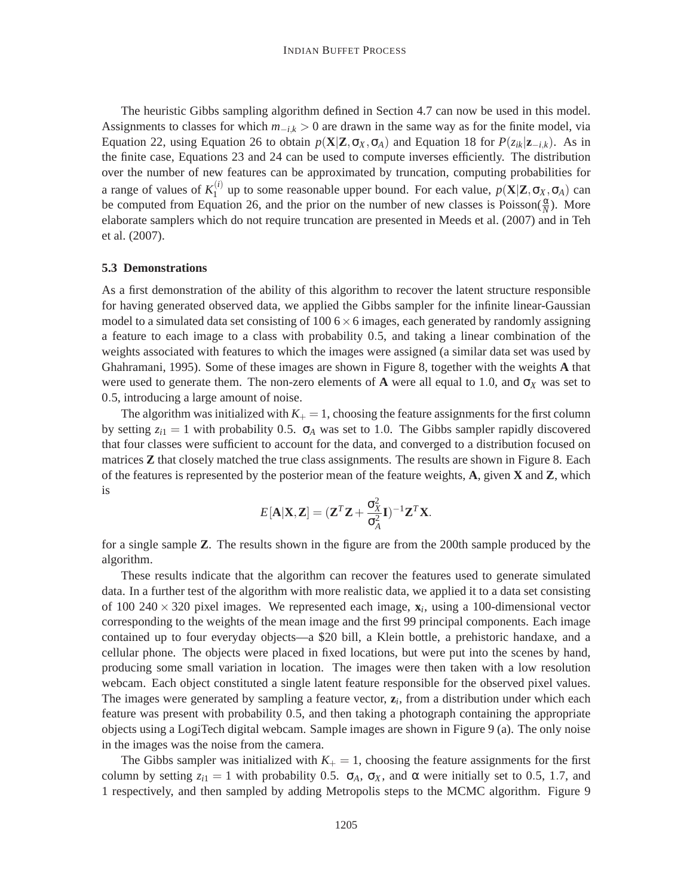The heuristic Gibbs sampling algorithm defined in Section 4.7 can now be used in this model. Assignments to classes for which $m_{-i,k} > 0$ are drawn in the same way as for the finite model, via Equation 22, using Equation 26 to obtain $p(\mathbf{X}|\mathbf{Z}, \sigma_X, \sigma_A)$ and Equation 18 for $P(z_{ik}|\mathbf{z}_{-i,k})$. As in the finite case, Equations 23 and 24 can be used to compute inverses efficiently. The distribution over the number of new features can be approximated by truncation, computing probabilities for a range of values of $K_1^{(i)}$ up to some reasonable upper bound. For each value, $p(\mathbf{X}|\mathbf{Z}, \sigma_X, \sigma_A)$ can be computed from Equation 26, and the prior on the number of new classes is Poisson($\frac{\alpha}{N}$). More elaborate samplers which do not require truncation are presented in Meeds et al. (2007) and in Teh et al. (2007).

### 5.3 Demonstrations

As a first demonstration of the ability of this algorithm to recover the latent structure responsible for having generated observed data, we applied the Gibbs sampler for the infinite linear-Gaussian model to a simulated data set consisting of 100 $6 \times 6$ images, each generated by randomly assigning a feature to each image to a class with probability 0.5, and taking a linear combination of the weights associated with features to which the images were assigned (a similar data set was used by Ghahramani, 1995). Some of these images are shown in Figure 8, together with the weights $\mathbf{A}$ that were used to generate them. The non-zero elements of $\mathbf{A}$ were all equal to 1.0, and $\sigma_X$ was set to 0.5, introducing a large amount of noise.

The algorithm was initialized with $K_+ = 1$, choosing the feature assignments for the first column by setting $z_{i1} = 1$ with probability 0.5. $\sigma_A$ was set to 1.0. The Gibbs sampler rapidly discovered that four classes were sufficient to account for the data, and converged to a distribution focused on matrices $\mathbf{Z}$ that closely matched the true class assignments. The results are shown in Figure 8. Each of the features is represented by the posterior mean of the feature weights, $\mathbf{A}$, given $\mathbf{X}$ and $\mathbf{Z}$, which is

$$E[\mathbf{A}|\mathbf{X}, \mathbf{Z}] = (\mathbf{Z}^T\mathbf{Z} + \frac{\sigma_X^2}{\sigma_A^2}\mathbf{I})^{-1}\mathbf{Z}^T\mathbf{X}.$$

for a single sample $\mathbf{Z}$. The results shown in the figure are from the 200th sample produced by the algorithm.

These results indicate that the algorithm can recover the features used to generate simulated data. In a further test of the algorithm with more realistic data, we applied it to a data set consisting of 100 $240 \times 320$ pixel images. We represented each image, $\mathbf{x}_i$, using a 100-dimensional vector corresponding to the weights of the mean image and the first 99 principal components. Each image contained up to four everyday objects—a \$20 bill, a Klein bottle, a prehistoric handaxe, and a cellular phone. The objects were placed in fixed locations, but were put into the scenes by hand, producing some small variation in location. The images were then taken with a low resolution webcam. Each object constituted a single latent feature responsible for the observed pixel values. The images were generated by sampling a feature vector, $\mathbf{z}_i$, from a distribution under which each feature was present with probability 0.5, and then taking a photograph containing the appropriate objects using a LogiTech digital webcam. Sample images are shown in Figure 9 (a). The only noise in the images was the noise from the camera.

The Gibbs sampler was initialized with $K_+ = 1$, choosing the feature assignments for the first column by setting $z_{i1} = 1$ with probability 0.5. $\sigma_A$, $\sigma_X$, and $\alpha$ were initially set to 0.5, 1.7, and 1 respectively, and then sampled by adding Metropolis steps to the MCMC algorithm. Figure 9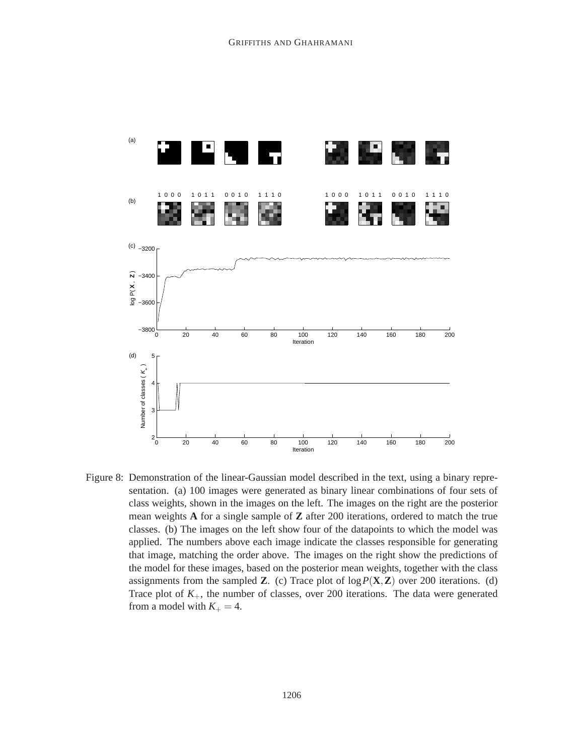Figure 8: Demonstration of the linear-Gaussian model described in the text, using a binary representation. (a) 100 images were generated as binary linear combinations of four sets of class weights, shown in the images on the left. The images on the right are the posterior mean weights $\mathbf{A}$ for a single sample of $\mathbf{Z}$ after 200 iterations, ordered to match the true classes. (b) The images on the left show four of the datapoints to which the model was applied. The numbers above each image indicate the classes responsible for generating that image, matching the order above. The images on the right show the predictions of the model for these images, based on the posterior mean weights, together with the class assignments from the sampled $\mathbf{Z}$. (c) Trace plot of $\log P(\mathbf{X}, \mathbf{Z})$ over 200 iterations. (d) Trace plot of $K_+$, the number of classes, over 200 iterations. The data were generated from a model with $K_+ = 4$.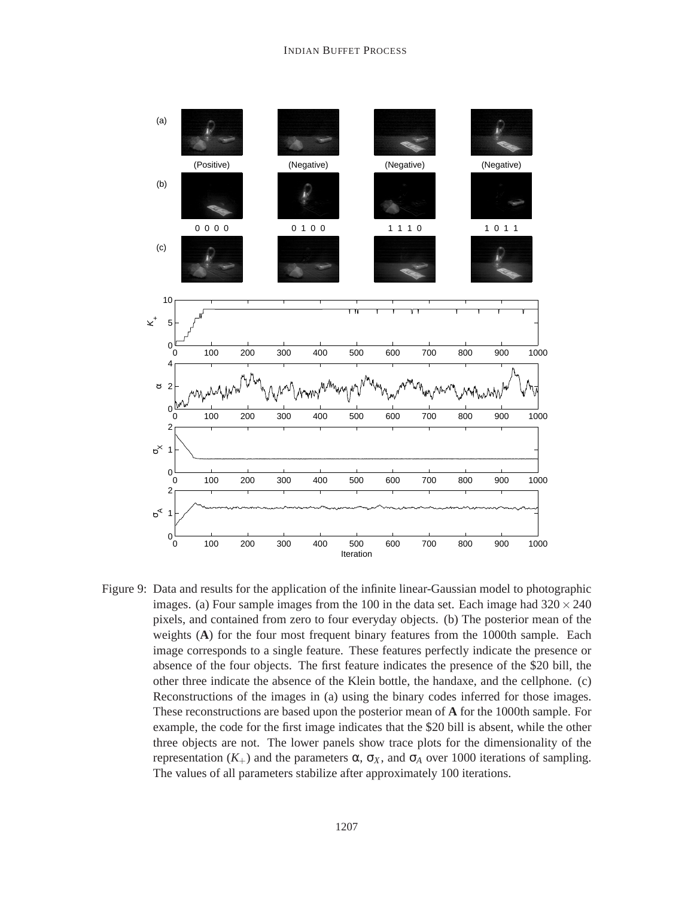(a)

(Positive) (Negative) (Negative) (Negative)

(b)

0 0 0 0 0 1 0 0 1 1 1 0 1 0 1 1

(c)

$K_+$

10
5
0
0 100 200 300 400 500 600 700 800 900 1000

$\alpha$

4
2
0
0 100 200 300 400 500 600 700 800 900 1000

$\sigma_X$

2
1
0
0 100 200 300 400 500 600 700 800 900 1000

$\sigma_A$

2
1
0
0 100 200 300 400 500 600 700 800 900 1000

Iteration

Figure 9: Data and results for the application of the infinite linear-Gaussian model to photographic images. (a) Four sample images from the 100 in the data set. Each image had $320 \times 240$ pixels, and contained from zero to four everyday objects. (b) The posterior mean of the weights (**A**) for the four most frequent binary features from the 1000th sample. Each image corresponds to a single feature. These features perfectly indicate the presence or absence of the four objects. The first feature indicates the presence of the $20 bill, the other three indicate the absence of the Klein bottle, the handaxe, and the cellphone. (c) Reconstructions of the images in (a) using the binary codes inferred for those images. These reconstructions are based upon the posterior mean of **A** for the 1000th sample. For example, the code for the first image indicates that the $20 bill is absent, while the other three objects are not. The lower panels show trace plots for the dimensionality of the representation ($K_+$) and the parameters $\alpha$, $\sigma_X$, and $\sigma_A$ over 1000 iterations of sampling. The values of all parameters stabilize after approximately 100 iterations.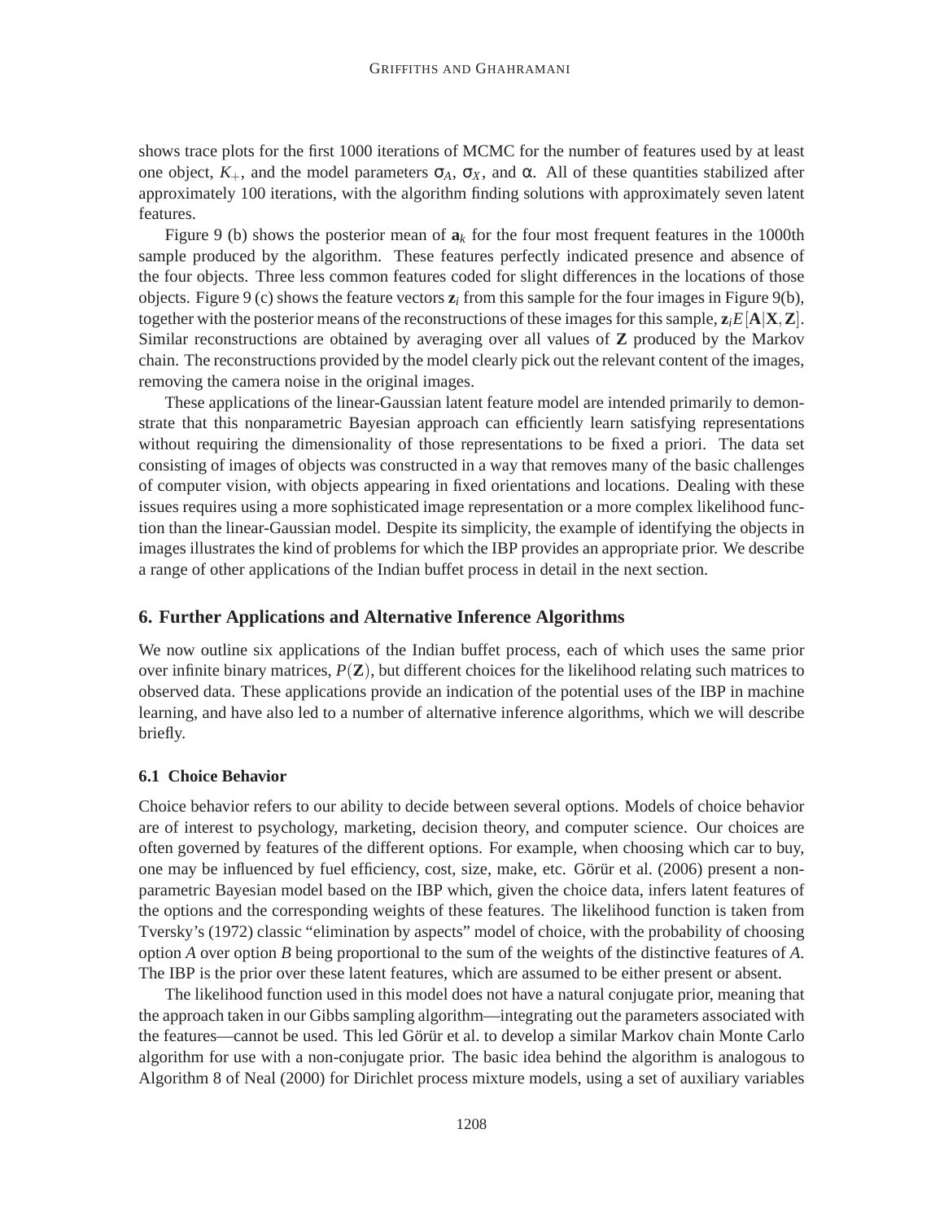shows trace plots for the first 1000 iterations of MCMC for the number of features used by at least one object, $K_+$, and the model parameters $\sigma_A$, $\sigma_X$, and $\alpha$. All of these quantities stabilized after approximately 100 iterations, with the algorithm finding solutions with approximately seven latent features.

Figure 9 (b) shows the posterior mean of $\mathbf{a}_k$ for the four most frequent features in the 1000th sample produced by the algorithm. These features perfectly indicated presence and absence of the four objects. Three less common features coded for slight differences in the locations of those objects. Figure 9 (c) shows the feature vectors $\mathbf{z}_i$ from this sample for the four images in Figure 9(b), together with the posterior means of the reconstructions of these images for this sample, $\mathbf{z}_i E[\mathbf{A}|\mathbf{X},\mathbf{Z}]$. Similar reconstructions are obtained by averaging over all values of $\mathbf{Z}$ produced by the Markov chain. The reconstructions provided by the model clearly pick out the relevant content of the images, removing the camera noise in the original images.

These applications of the linear-Gaussian latent feature model are intended primarily to demonstrate that this nonparametric Bayesian approach can efficiently learn satisfying representations without requiring the dimensionality of those representations to be fixed a priori. The data set consisting of images of objects was constructed in a way that removes many of the basic challenges of computer vision, with objects appearing in fixed orientations and locations. Dealing with these issues requires using a more sophisticated image representation or a more complex likelihood function than the linear-Gaussian model. Despite its simplicity, the example of identifying the objects in images illustrates the kind of problems for which the IBP provides an appropriate prior. We describe a range of other applications of the Indian buffet process in detail in the next section.

## 6. Further Applications and Alternative Inference Algorithms

We now outline six applications of the Indian buffet process, each of which uses the same prior over infinite binary matrices, $P(\mathbf{Z})$, but different choices for the likelihood relating such matrices to observed data. These applications provide an indication of the potential uses of the IBP in machine learning, and have also led to a number of alternative inference algorithms, which we will describe briefly.

### 6.1 Choice Behavior

Choice behavior refers to our ability to decide between several options. Models of choice behavior are of interest to psychology, marketing, decision theory, and computer science. Our choices are often governed by features of the different options. For example, when choosing which car to buy, one may be influenced by fuel efficiency, cost, size, make, etc. Görür et al. (2006) present a nonparametric Bayesian model based on the IBP which, given the choice data, infers latent features of the options and the corresponding weights of these features. The likelihood function is taken from Tversky's (1972) classic "elimination by aspects" model of choice, with the probability of choosing option $A$ over option $B$ being proportional to the sum of the weights of the distinctive features of $A$. The IBP is the prior over these latent features, which are assumed to be either present or absent.

The likelihood function used in this model does not have a natural conjugate prior, meaning that the approach taken in our Gibbs sampling algorithm—integrating out the parameters associated with the features—cannot be used. This led Görür et al. to develop a similar Markov chain Monte Carlo algorithm for use with a non-conjugate prior. The basic idea behind the algorithm is analogous to Algorithm 8 of Neal (2000) for Dirichlet process mixture models, using a set of auxiliary variables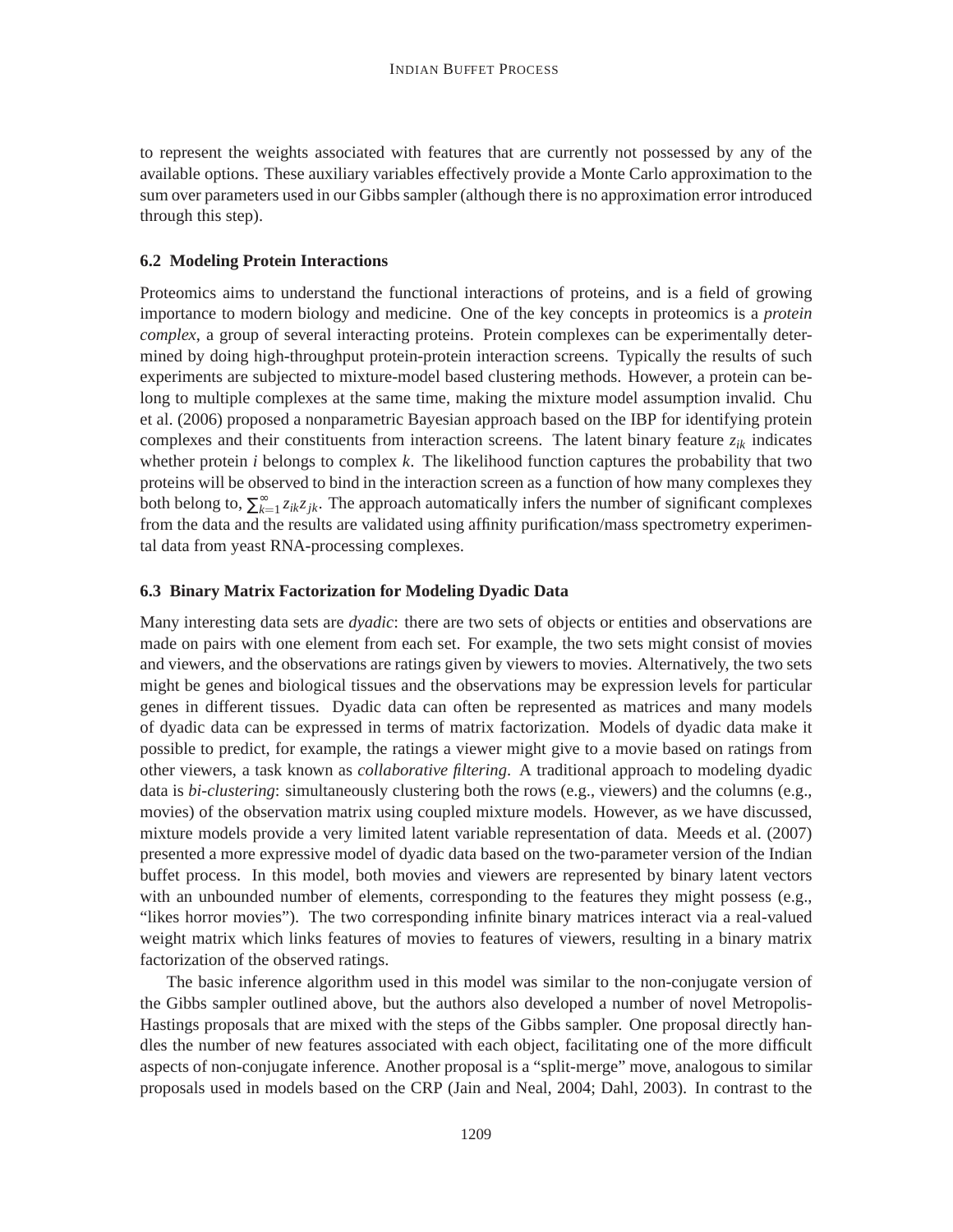to represent the weights associated with features that are currently not possessed by any of the available options. These auxiliary variables effectively provide a Monte Carlo approximation to the sum over parameters used in our Gibbs sampler (although there is no approximation error introduced through this step).

### 6.2 Modeling Protein Interactions

Proteomics aims to understand the functional interactions of proteins, and is a field of growing importance to modern biology and medicine. One of the key concepts in proteomics is a *protein complex*, a group of several interacting proteins. Protein complexes can be experimentally determined by doing high-throughput protein-protein interaction screens. Typically the results of such experiments are subjected to mixture-model based clustering methods. However, a protein can belong to multiple complexes at the same time, making the mixture model assumption invalid. Chu et al. (2006) proposed a nonparametric Bayesian approach based on the IBP for identifying protein complexes and their constituents from interaction screens. The latent binary feature $z_{ik}$ indicates whether protein $i$ belongs to complex $k$. The likelihood function captures the probability that two proteins will be observed to bind in the interaction screen as a function of how many complexes they both belong to, $\sum_{k=1}^{\infty} z_{ik} z_{jk}$. The approach automatically infers the number of significant complexes from the data and the results are validated using affinity purification/mass spectrometry experimental data from yeast RNA-processing complexes.

### 6.3 Binary Matrix Factorization for Modeling Dyadic Data

Many interesting data sets are *dyadic*: there are two sets of objects or entities and observations are made on pairs with one element from each set. For example, the two sets might consist of movies and viewers, and the observations are ratings given by viewers to movies. Alternatively, the two sets might be genes and biological tissues and the observations may be expression levels for particular genes in different tissues. Dyadic data can often be represented as matrices and many models of dyadic data can be expressed in terms of matrix factorization. Models of dyadic data make it possible to predict, for example, the ratings a viewer might give to a movie based on ratings from other viewers, a task known as *collaborative filtering*. A traditional approach to modeling dyadic data is *bi-clustering*: simultaneously clustering both the rows (e.g., viewers) and the columns (e.g., movies) of the observation matrix using coupled mixture models. However, as we have discussed, mixture models provide a very limited latent variable representation of data. Meeds et al. (2007) presented a more expressive model of dyadic data based on the two-parameter version of the Indian buffet process. In this model, both movies and viewers are represented by binary latent vectors with an unbounded number of elements, corresponding to the features they might possess (e.g., "likes horror movies"). The two corresponding infinite binary matrices interact via a real-valued weight matrix which links features of movies to features of viewers, resulting in a binary matrix factorization of the observed ratings.

The basic inference algorithm used in this model was similar to the non-conjugate version of the Gibbs sampler outlined above, but the authors also developed a number of novel Metropolis-Hastings proposals that are mixed with the steps of the Gibbs sampler. One proposal directly handles the number of new features associated with each object, facilitating one of the more difficult aspects of non-conjugate inference. Another proposal is a "split-merge" move, analogous to similar proposals used in models based on the CRP (Jain and Neal, 2004; Dahl, 2003). In contrast to the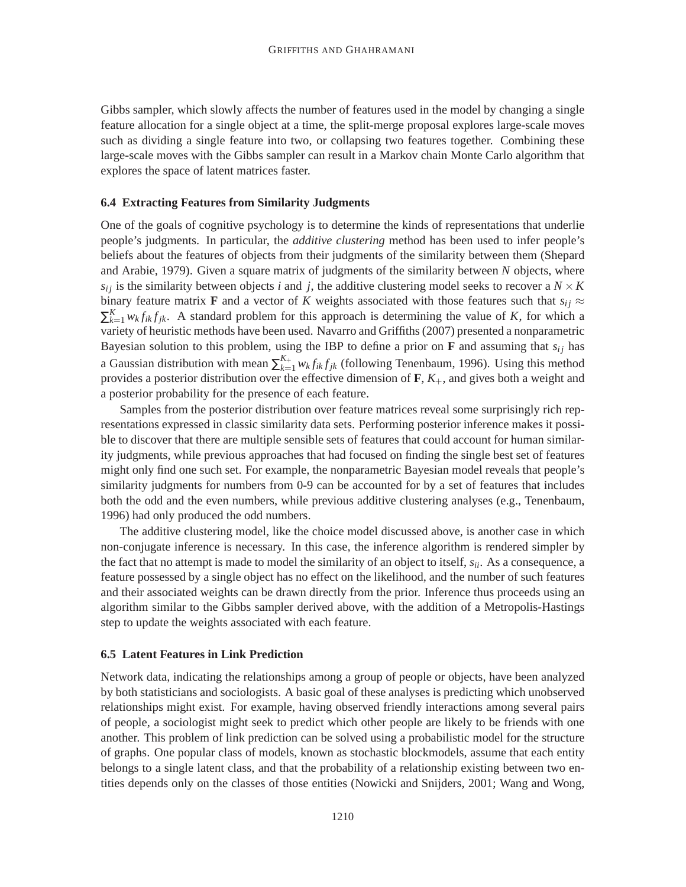Gibbs sampler, which slowly affects the number of features used in the model by changing a single feature allocation for a single object at a time, the split-merge proposal explores large-scale moves such as dividing a single feature into two, or collapsing two features together. Combining these large-scale moves with the Gibbs sampler can result in a Markov chain Monte Carlo algorithm that explores the space of latent matrices faster.

### 6.4 Extracting Features from Similarity Judgments

One of the goals of cognitive psychology is to determine the kinds of representations that underlie people's judgments. In particular, the *additive clustering* method has been used to infer people's beliefs about the features of objects from their judgments of the similarity between them (Shepard and Arabie, 1979). Given a square matrix of judgments of the similarity between $N$ objects, where $s_{ij}$ is the similarity between objects $i$ and $j$, the additive clustering model seeks to recover a $N \times K$ binary feature matrix $\mathbf{F}$ and a vector of $K$ weights associated with those features such that $s_{ij} \approx \sum_{k=1}^{K} w_k f_{ik} f_{jk}$. A standard problem for this approach is determining the value of $K$, for which a variety of heuristic methods have been used. Navarro and Griffiths (2007) presented a nonparametric Bayesian solution to this problem, using the IBP to define a prior on $\mathbf{F}$ and assuming that $s_{ij}$ has a Gaussian distribution with mean $\sum_{k=1}^{K_+} w_k f_{ik} f_{jk}$ (following Tenenbaum, 1996). Using this method provides a posterior distribution over the effective dimension of $\mathbf{F}$, $K_+$, and gives both a weight and a posterior probability for the presence of each feature.

Samples from the posterior distribution over feature matrices reveal some surprisingly rich representations expressed in classic similarity data sets. Performing posterior inference makes it possible to discover that there are multiple sensible sets of features that could account for human similarity judgments, while previous approaches that had focused on finding the single best set of features might only find one such set. For example, the nonparametric Bayesian model reveals that people's similarity judgments for numbers from 0-9 can be accounted for by a set of features that includes both the odd and the even numbers, while previous additive clustering analyses (e.g., Tenenbaum, 1996) had only produced the odd numbers.

The additive clustering model, like the choice model discussed above, is another case in which non-conjugate inference is necessary. In this case, the inference algorithm is rendered simpler by the fact that no attempt is made to model the similarity of an object to itself, $s_{ii}$. As a consequence, a feature possessed by a single object has no effect on the likelihood, and the number of such features and their associated weights can be drawn directly from the prior. Inference thus proceeds using an algorithm similar to the Gibbs sampler derived above, with the addition of a Metropolis-Hastings step to update the weights associated with each feature.

### 6.5 Latent Features in Link Prediction

Network data, indicating the relationships among a group of people or objects, have been analyzed by both statisticians and sociologists. A basic goal of these analyses is predicting which unobserved relationships might exist. For example, having observed friendly interactions among several pairs of people, a sociologist might seek to predict which other people are likely to be friends with one another. This problem of link prediction can be solved using a probabilistic model for the structure of graphs. One popular class of models, known as stochastic blockmodels, assume that each entity belongs to a single latent class, and that the probability of a relationship existing between two entities depends only on the classes of those entities (Nowicki and Snijders, 2001; Wang and Wong,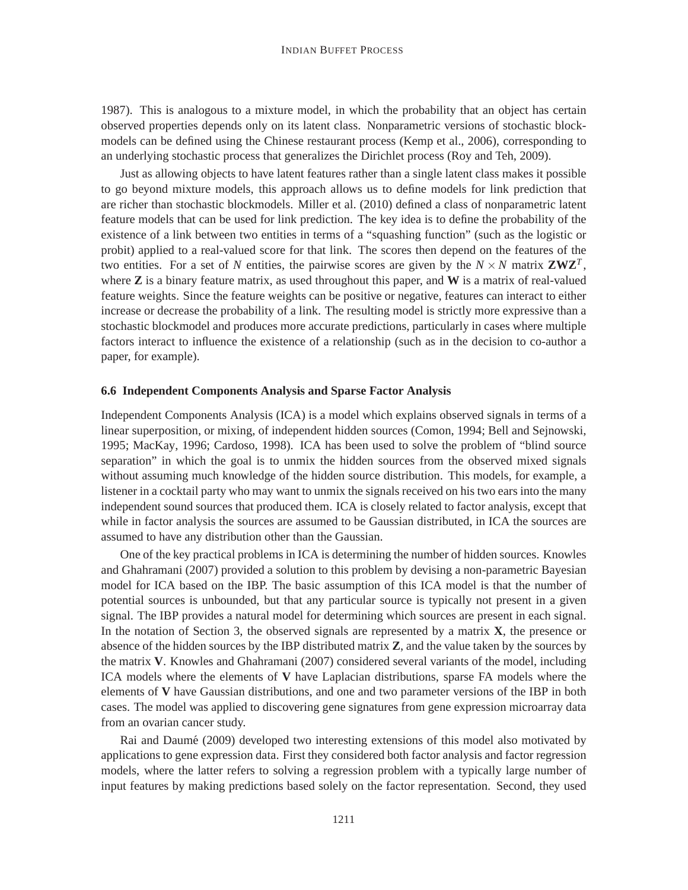1987). This is analogous to a mixture model, in which the probability that an object has certain observed properties depends only on its latent class. Nonparametric versions of stochastic blockmodels can be defined using the Chinese restaurant process (Kemp et al., 2006), corresponding to an underlying stochastic process that generalizes the Dirichlet process (Roy and Teh, 2009).

Just as allowing objects to have latent features rather than a single latent class makes it possible to go beyond mixture models, this approach allows us to define models for link prediction that are richer than stochastic blockmodels. Miller et al. (2010) defined a class of nonparametric latent feature models that can be used for link prediction. The key idea is to define the probability of the existence of a link between two entities in terms of a "squashing function" (such as the logistic or probit) applied to a real-valued score for that link. The scores then depend on the features of the two entities. For a set of $N$ entities, the pairwise scores are given by the $N \times N$ matrix $\mathbf{ZWZ}^T$, where $\mathbf{Z}$ is a binary feature matrix, as used throughout this paper, and $\mathbf{W}$ is a matrix of real-valued feature weights. Since the feature weights can be positive or negative, features can interact to either increase or decrease the probability of a link. The resulting model is strictly more expressive than a stochastic blockmodel and produces more accurate predictions, particularly in cases where multiple factors interact to influence the existence of a relationship (such as in the decision to co-author a paper, for example).

### 6.6 Independent Components Analysis and Sparse Factor Analysis

Independent Components Analysis (ICA) is a model which explains observed signals in terms of a linear superposition, or mixing, of independent hidden sources (Comon, 1994; Bell and Sejnowski, 1995; MacKay, 1996; Cardoso, 1998). ICA has been used to solve the problem of "blind source separation" in which the goal is to unmix the hidden sources from the observed mixed signals without assuming much knowledge of the hidden source distribution. This models, for example, a listener in a cocktail party who may want to unmix the signals received on his two ears into the many independent sound sources that produced them. ICA is closely related to factor analysis, except that while in factor analysis the sources are assumed to be Gaussian distributed, in ICA the sources are assumed to have any distribution other than the Gaussian.

One of the key practical problems in ICA is determining the number of hidden sources. Knowles and Ghahramani (2007) provided a solution to this problem by devising a non-parametric Bayesian model for ICA based on the IBP. The basic assumption of this ICA model is that the number of potential sources is unbounded, but that any particular source is typically not present in a given signal. The IBP provides a natural model for determining which sources are present in each signal. In the notation of Section 3, the observed signals are represented by a matrix $\mathbf{X}$, the presence or absence of the hidden sources by the IBP distributed matrix $\mathbf{Z}$, and the value taken by the sources by the matrix $\mathbf{V}$. Knowles and Ghahramani (2007) considered several variants of the model, including ICA models where the elements of $\mathbf{V}$ have Laplacian distributions, sparse FA models where the elements of $\mathbf{V}$ have Gaussian distributions, and one and two parameter versions of the IBP in both cases. The model was applied to discovering gene signatures from gene expression microarray data from an ovarian cancer study.

Rai and Daumé (2009) developed two interesting extensions of this model also motivated by applications to gene expression data. First they considered both factor analysis and factor regression models, where the latter refers to solving a regression problem with a typically large number of input features by making predictions based solely on the factor representation. Second, they used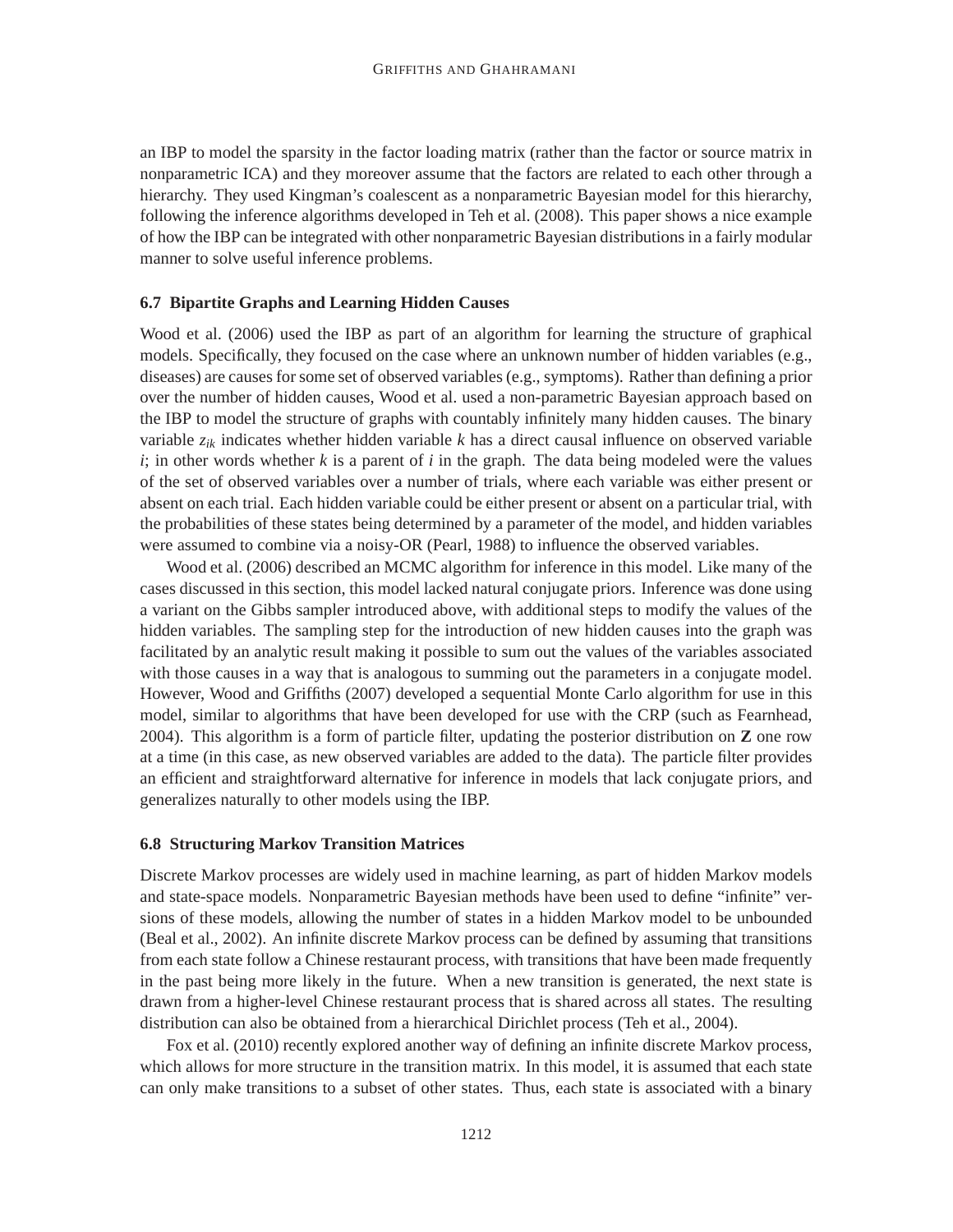an IBP to model the sparsity in the factor loading matrix (rather than the factor or source matrix in nonparametric ICA) and they moreover assume that the factors are related to each other through a hierarchy. They used Kingman's coalescent as a nonparametric Bayesian model for this hierarchy, following the inference algorithms developed in Teh et al. (2008). This paper shows a nice example of how the IBP can be integrated with other nonparametric Bayesian distributions in a fairly modular manner to solve useful inference problems.

### 6.7 Bipartite Graphs and Learning Hidden Causes

Wood et al. (2006) used the IBP as part of an algorithm for learning the structure of graphical models. Specifically, they focused on the case where an unknown number of hidden variables (e.g., diseases) are causes for some set of observed variables (e.g., symptoms). Rather than defining a prior over the number of hidden causes, Wood et al. used a non-parametric Bayesian approach based on the IBP to model the structure of graphs with countably infinitely many hidden causes. The binary variable $z_{ik}$ indicates whether hidden variable $k$ has a direct causal influence on observed variable $i$; in other words whether $k$ is a parent of $i$ in the graph. The data being modeled were the values of the set of observed variables over a number of trials, where each variable was either present or absent on each trial. Each hidden variable could be either present or absent on a particular trial, with the probabilities of these states being determined by a parameter of the model, and hidden variables were assumed to combine via a noisy-OR (Pearl, 1988) to influence the observed variables.

Wood et al. (2006) described an MCMC algorithm for inference in this model. Like many of the cases discussed in this section, this model lacked natural conjugate priors. Inference was done using a variant on the Gibbs sampler introduced above, with additional steps to modify the values of the hidden variables. The sampling step for the introduction of new hidden causes into the graph was facilitated by an analytic result making it possible to sum out the values of the variables associated with those causes in a way that is analogous to summing out the parameters in a conjugate model. However, Wood and Griffiths (2007) developed a sequential Monte Carlo algorithm for use in this model, similar to algorithms that have been developed for use with the CRP (such as Fearnhead, 2004). This algorithm is a form of particle filter, updating the posterior distribution on $\mathbf{Z}$ one row at a time (in this case, as new observed variables are added to the data). The particle filter provides an efficient and straightforward alternative for inference in models that lack conjugate priors, and generalizes naturally to other models using the IBP.

### 6.8 Structuring Markov Transition Matrices

Discrete Markov processes are widely used in machine learning, as part of hidden Markov models and state-space models. Nonparametric Bayesian methods have been used to define "infinite" versions of these models, allowing the number of states in a hidden Markov model to be unbounded (Beal et al., 2002). An infinite discrete Markov process can be defined by assuming that transitions from each state follow a Chinese restaurant process, with transitions that have been made frequently in the past being more likely in the future. When a new transition is generated, the next state is drawn from a higher-level Chinese restaurant process that is shared across all states. The resulting distribution can also be obtained from a hierarchical Dirichlet process (Teh et al., 2004).

Fox et al. (2010) recently explored another way of defining an infinite discrete Markov process, which allows for more structure in the transition matrix. In this model, it is assumed that each state can only make transitions to a subset of other states. Thus, each state is associated with a binary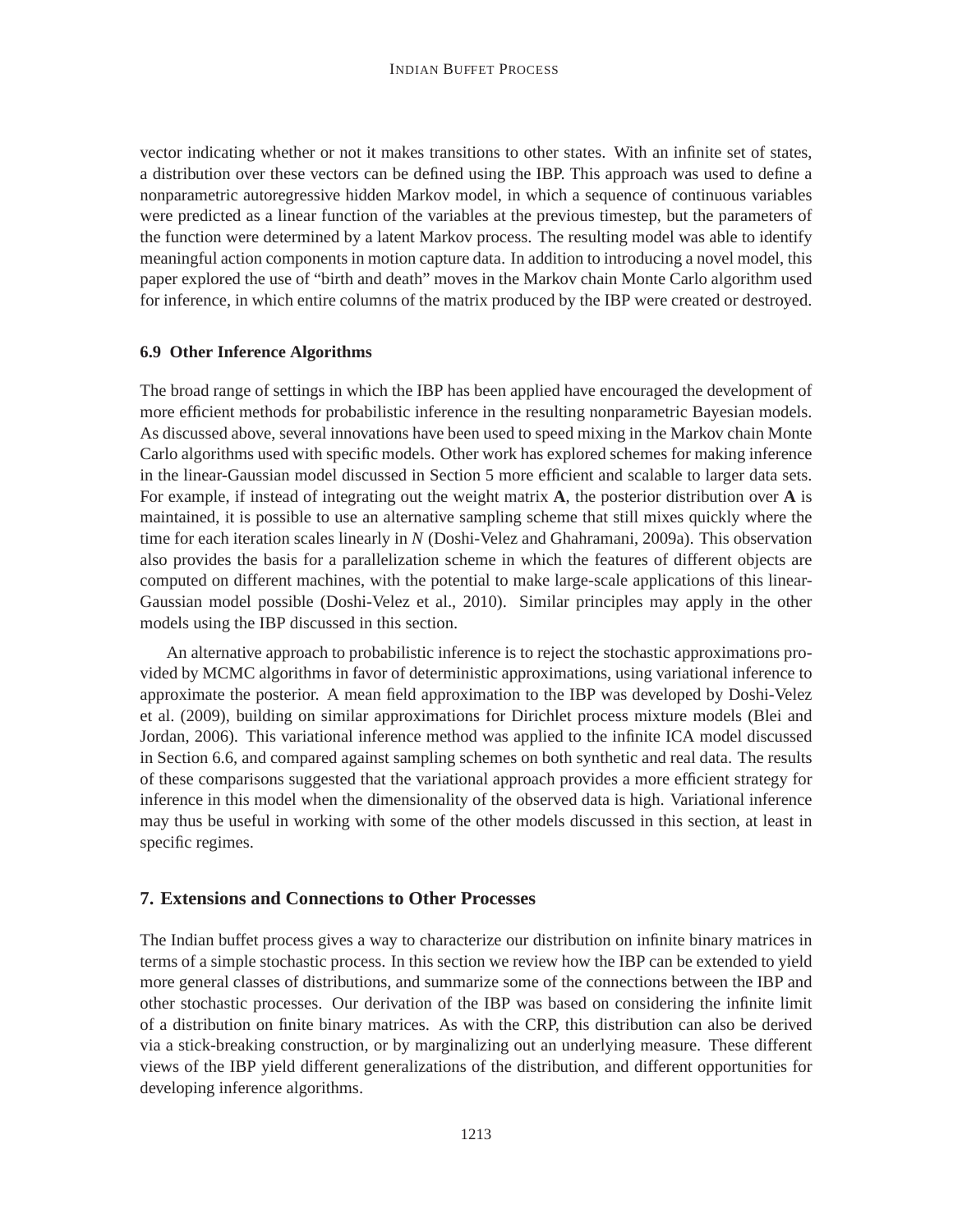vector indicating whether or not it makes transitions to other states. With an infinite set of states, a distribution over these vectors can be defined using the IBP. This approach was used to define a nonparametric autoregressive hidden Markov model, in which a sequence of continuous variables were predicted as a linear function of the variables at the previous timestep, but the parameters of the function were determined by a latent Markov process. The resulting model was able to identify meaningful action components in motion capture data. In addition to introducing a novel model, this paper explored the use of "birth and death" moves in the Markov chain Monte Carlo algorithm used for inference, in which entire columns of the matrix produced by the IBP were created or destroyed.

### 6.9 Other Inference Algorithms

The broad range of settings in which the IBP has been applied have encouraged the development of more efficient methods for probabilistic inference in the resulting nonparametric Bayesian models. As discussed above, several innovations have been used to speed mixing in the Markov chain Monte Carlo algorithms used with specific models. Other work has explored schemes for making inference in the linear-Gaussian model discussed in Section 5 more efficient and scalable to larger data sets. For example, if instead of integrating out the weight matrix $\mathbf{A}$, the posterior distribution over $\mathbf{A}$ is maintained, it is possible to use an alternative sampling scheme that still mixes quickly where the time for each iteration scales linearly in $N$ (Doshi-Velez and Ghahramani, 2009a). This observation also provides the basis for a parallelization scheme in which the features of different objects are computed on different machines, with the potential to make large-scale applications of this linear-Gaussian model possible (Doshi-Velez et al., 2010). Similar principles may apply in the other models using the IBP discussed in this section.

An alternative approach to probabilistic inference is to reject the stochastic approximations provided by MCMC algorithms in favor of deterministic approximations, using variational inference to approximate the posterior. A mean field approximation to the IBP was developed by Doshi-Velez et al. (2009), building on similar approximations for Dirichlet process mixture models (Blei and Jordan, 2006). This variational inference method was applied to the infinite ICA model discussed in Section 6.6, and compared against sampling schemes on both synthetic and real data. The results of these comparisons suggested that the variational approach provides a more efficient strategy for inference in this model when the dimensionality of the observed data is high. Variational inference may thus be useful in working with some of the other models discussed in this section, at least in specific regimes.

## 7. Extensions and Connections to Other Processes

The Indian buffet process gives a way to characterize our distribution on infinite binary matrices in terms of a simple stochastic process. In this section we review how the IBP can be extended to yield more general classes of distributions, and summarize some of the connections between the IBP and other stochastic processes. Our derivation of the IBP was based on considering the infinite limit of a distribution on finite binary matrices. As with the CRP, this distribution can also be derived via a stick-breaking construction, or by marginalizing out an underlying measure. These different views of the IBP yield different generalizations of the distribution, and different opportunities for developing inference algorithms.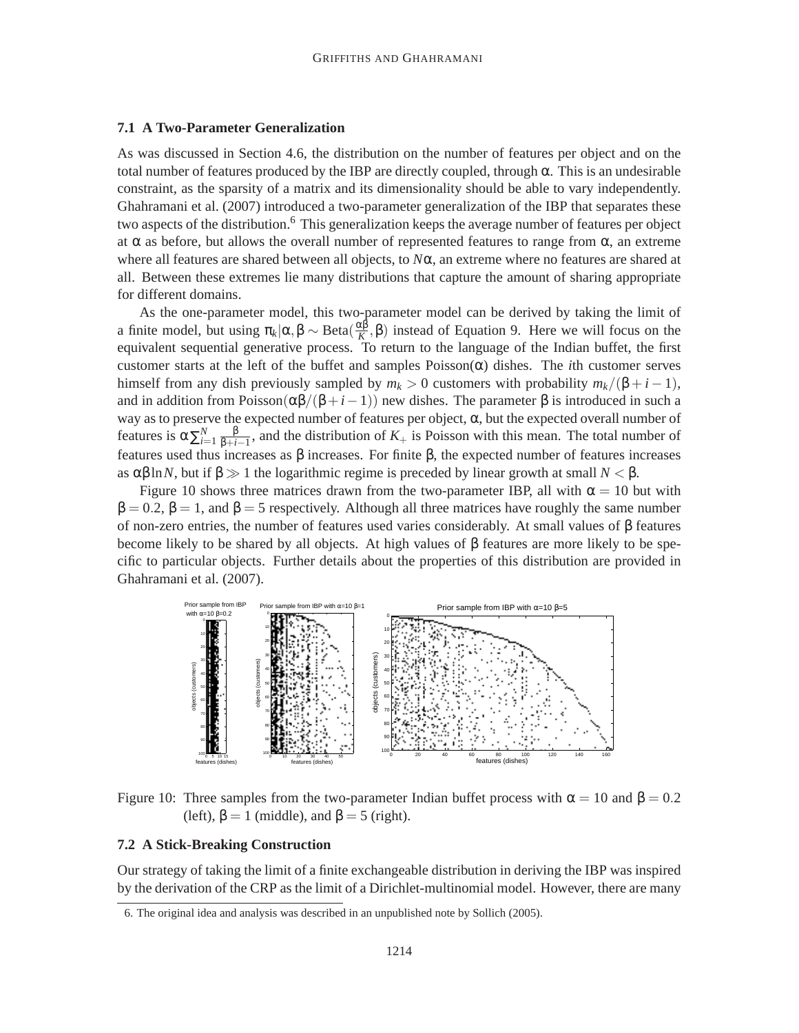### 7.1 A Two-Parameter Generalization

As was discussed in Section 4.6, the distribution on the number of features per object and on the total number of features produced by the IBP are directly coupled, through $\alpha$. This is an undesirable constraint, as the sparsity of a matrix and its dimensionality should be able to vary independently. Ghahramani et al. (2007) introduced a two-parameter generalization of the IBP that separates these two aspects of the distribution.[6] This generalization keeps the average number of features per object at $\alpha$ as before, but allows the overall number of represented features to range from $\alpha$, an extreme where all features are shared between all objects, to $N\alpha$, an extreme where no features are shared at all. Between these extremes lie many distributions that capture the amount of sharing appropriate for different domains.

As the one-parameter model, this two-parameter model can be derived by taking the limit of a finite model, but using $\pi_k|\alpha,\beta \sim \text{Beta}(\frac{\alpha\beta}{K},\beta)$ instead of Equation 9. Here we will focus on the equivalent sequential generative process. To return to the language of the Indian buffet, the first customer starts at the left of the buffet and samples Poisson($\alpha$) dishes. The $i$th customer serves himself from any dish previously sampled by $m_k > 0$ customers with probability $m_k/(\beta+i-1)$, and in addition from Poisson($\alpha\beta/(\beta+i-1)$) new dishes. The parameter $\beta$ is introduced in such a way as to preserve the expected number of features per object, $\alpha$, but the expected overall number of features is $\alpha\sum_{i=1}^{N}\frac{\beta}{\beta+i-1}$, and the distribution of $K_+$ is Poisson with this mean. The total number of features used thus increases as $\beta$ increases. For finite $\beta$, the expected number of features increases as $\alpha\beta\ln N$, but if $\beta \gg 1$ the logarithmic regime is preceded by linear growth at small $N < \beta$.

Figure 10 shows three matrices drawn from the two-parameter IBP, all with $\alpha = 10$ but with $\beta = 0.2$, $\beta = 1$, and $\beta = 5$ respectively. Although all three matrices have roughly the same number of non-zero entries, the number of features used varies considerably. At small values of $\beta$ features become likely to be shared by all objects. At high values of $\beta$ features are more likely to be specific to particular objects. Further details about the properties of this distribution are provided in Ghahramani et al. (2007).

Prior sample from IBP with α=10 β=0.2

Prior sample from IBP with α=10 β=1

Prior sample from IBP with α=10 β=5

objects (customers)

features (dishes)

Figure 10: Three samples from the two-parameter Indian buffet process with $\alpha = 10$ and $\beta = 0.2$ (left), $\beta = 1$ (middle), and $\beta = 5$ (right).

### 7.2 A Stick-Breaking Construction

Our strategy of taking the limit of a finite exchangeable distribution in deriving the IBP was inspired by the derivation of the CRP as the limit of a Dirichlet-multinomial model. However, there are many

6. The original idea and analysis was described in an unpublished note by Sollich (2005).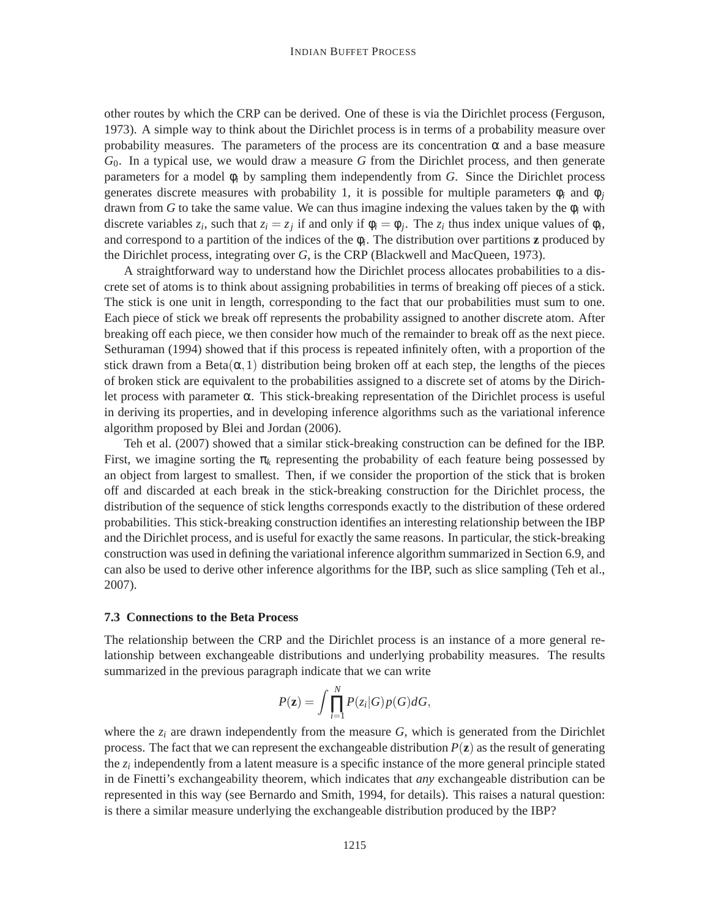other routes by which the CRP can be derived. One of these is via the Dirichlet process (Ferguson, 1973). A simple way to think about the Dirichlet process is in terms of a probability measure over probability measures. The parameters of the process are its concentration $\alpha$ and a base measure $G_0$. In a typical use, we would draw a measure $G$ from the Dirichlet process, and then generate parameters for a model $\phi_i$ by sampling them independently from $G$. Since the Dirichlet process generates discrete measures with probability 1, it is possible for multiple parameters $\phi_i$ and $\phi_j$ drawn from $G$ to take the same value. We can thus imagine indexing the values taken by the $\phi_i$ with discrete variables $z_i$, such that $z_i = z_j$ if and only if $\phi_i = \phi_j$. The $z_i$ thus index unique values of $\phi_i$, and correspond to a partition of the indices of the $\phi_i$. The distribution over partitions $\mathbf{z}$ produced by the Dirichlet process, integrating over $G$, is the CRP (Blackwell and MacQueen, 1973).

A straightforward way to understand how the Dirichlet process allocates probabilities to a discrete set of atoms is to think about assigning probabilities in terms of breaking off pieces of a stick. The stick is one unit in length, corresponding to the fact that our probabilities must sum to one. Each piece of stick we break off represents the probability assigned to another discrete atom. After breaking off each piece, we then consider how much of the remainder to break off as the next piece. Sethuraman (1994) showed that if this process is repeated infinitely often, with a proportion of the stick drawn from a Beta$(\alpha, 1)$ distribution being broken off at each step, the lengths of the pieces of broken stick are equivalent to the probabilities assigned to a discrete set of atoms by the Dirichlet process with parameter $\alpha$. This stick-breaking representation of the Dirichlet process is useful in deriving its properties, and in developing inference algorithms such as the variational inference algorithm proposed by Blei and Jordan (2006).

Teh et al. (2007) showed that a similar stick-breaking construction can be defined for the IBP. First, we imagine sorting the $\pi_k$ representing the probability of each feature being possessed by an object from largest to smallest. Then, if we consider the proportion of the stick that is broken off and discarded at each break in the stick-breaking construction for the Dirichlet process, the distribution of the sequence of stick lengths corresponds exactly to the distribution of these ordered probabilities. This stick-breaking construction identifies an interesting relationship between the IBP and the Dirichlet process, and is useful for exactly the same reasons. In particular, the stick-breaking construction was used in defining the variational inference algorithm summarized in Section 6.9, and can also be used to derive other inference algorithms for the IBP, such as slice sampling (Teh et al., 2007).

### 7.3 Connections to the Beta Process

The relationship between the CRP and the Dirichlet process is an instance of a more general relationship between exchangeable distributions and underlying probability measures. The results summarized in the previous paragraph indicate that we can write

$$P(\mathbf{z}) = \int \prod_{i=1}^{N} P(z_i|G)p(G)dG,$$

where the $z_i$ are drawn independently from the measure $G$, which is generated from the Dirichlet process. The fact that we can represent the exchangeable distribution $P(\mathbf{z})$ as the result of generating the $z_i$ independently from a latent measure is a specific instance of the more general principle stated in de Finetti's exchangeability theorem, which indicates that *any* exchangeable distribution can be represented in this way (see Bernardo and Smith, 1994, for details). This raises a natural question: is there a similar measure underlying the exchangeable distribution produced by the IBP?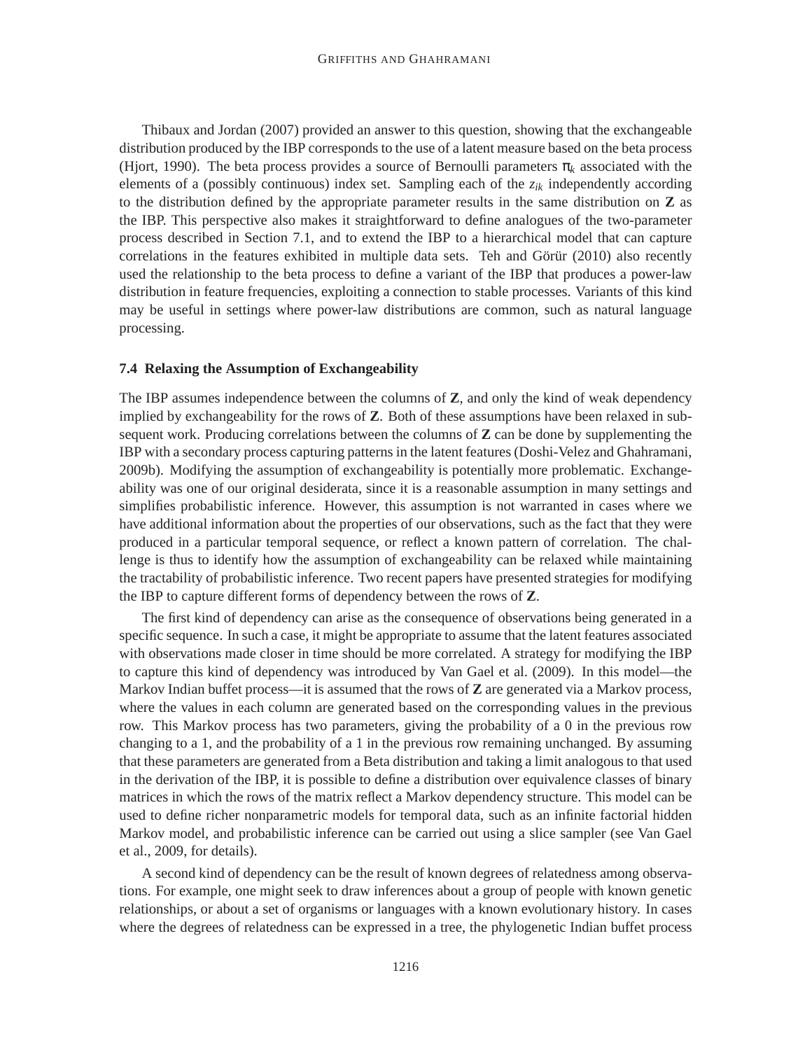Thibaux and Jordan (2007) provided an answer to this question, showing that the exchangeable distribution produced by the IBP corresponds to the use of a latent measure based on the beta process (Hjort, 1990). The beta process provides a source of Bernoulli parameters $\pi_k$ associated with the elements of a (possibly continuous) index set. Sampling each of the $z_{ik}$ independently according to the distribution defined by the appropriate parameter results in the same distribution on $\mathbf{Z}$ as the IBP. This perspective also makes it straightforward to define analogues of the two-parameter process described in Section 7.1, and to extend the IBP to a hierarchical model that can capture correlations in the features exhibited in multiple data sets. Teh and Görür (2010) also recently used the relationship to the beta process to define a variant of the IBP that produces a power-law distribution in feature frequencies, exploiting a connection to stable processes. Variants of this kind may be useful in settings where power-law distributions are common, such as natural language processing.

### 7.4 Relaxing the Assumption of Exchangeability

The IBP assumes independence between the columns of $\mathbf{Z}$, and only the kind of weak dependency implied by exchangeability for the rows of $\mathbf{Z}$. Both of these assumptions have been relaxed in subsequent work. Producing correlations between the columns of $\mathbf{Z}$ can be done by supplementing the IBP with a secondary process capturing patterns in the latent features (Doshi-Velez and Ghahramani, 2009b). Modifying the assumption of exchangeability is potentially more problematic. Exchangeability was one of our original desiderata, since it is a reasonable assumption in many settings and simplifies probabilistic inference. However, this assumption is not warranted in cases where we have additional information about the properties of our observations, such as the fact that they were produced in a particular temporal sequence, or reflect a known pattern of correlation. The challenge is thus to identify how the assumption of exchangeability can be relaxed while maintaining the tractability of probabilistic inference. Two recent papers have presented strategies for modifying the IBP to capture different forms of dependency between the rows of $\mathbf{Z}$.

The first kind of dependency can arise as the consequence of observations being generated in a specific sequence. In such a case, it might be appropriate to assume that the latent features associated with observations made closer in time should be more correlated. A strategy for modifying the IBP to capture this kind of dependency was introduced by Van Gael et al. (2009). In this model—the Markov Indian buffet process—it is assumed that the rows of $\mathbf{Z}$ are generated via a Markov process, where the values in each column are generated based on the corresponding values in the previous row. This Markov process has two parameters, giving the probability of a 0 in the previous row changing to a 1, and the probability of a 1 in the previous row remaining unchanged. By assuming that these parameters are generated from a Beta distribution and taking a limit analogous to that used in the derivation of the IBP, it is possible to define a distribution over equivalence classes of binary matrices in which the rows of the matrix reflect a Markov dependency structure. This model can be used to define richer nonparametric models for temporal data, such as an infinite factorial hidden Markov model, and probabilistic inference can be carried out using a slice sampler (see Van Gael et al., 2009, for details).

A second kind of dependency can be the result of known degrees of relatedness among observations. For example, one might seek to draw inferences about a group of people with known genetic relationships, or about a set of organisms or languages with a known evolutionary history. In cases where the degrees of relatedness can be expressed in a tree, the phylogenetic Indian buffet process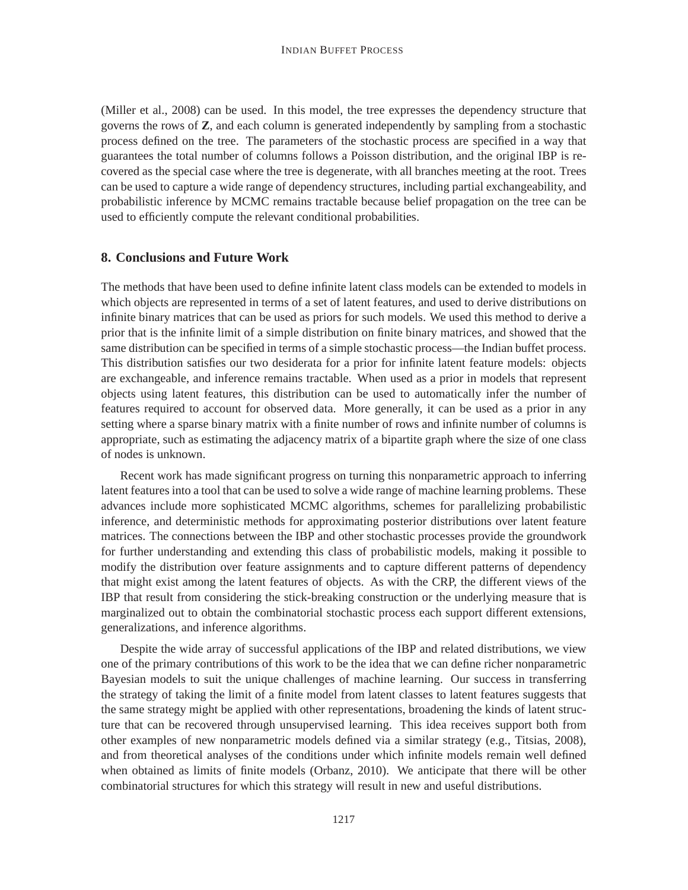(Miller et al., 2008) can be used. In this model, the tree expresses the dependency structure that governs the rows of **Z**, and each column is generated independently by sampling from a stochastic process defined on the tree. The parameters of the stochastic process are specified in a way that guarantees the total number of columns follows a Poisson distribution, and the original IBP is recovered as the special case where the tree is degenerate, with all branches meeting at the root. Trees can be used to capture a wide range of dependency structures, including partial exchangeability, and probabilistic inference by MCMC remains tractable because belief propagation on the tree can be used to efficiently compute the relevant conditional probabilities.

## 8. Conclusions and Future Work

The methods that have been used to define infinite latent class models can be extended to models in which objects are represented in terms of a set of latent features, and used to derive distributions on infinite binary matrices that can be used as priors for such models. We used this method to derive a prior that is the infinite limit of a simple distribution on finite binary matrices, and showed that the same distribution can be specified in terms of a simple stochastic process—the Indian buffet process. This distribution satisfies our two desiderata for a prior for infinite latent feature models: objects are exchangeable, and inference remains tractable. When used as a prior in models that represent objects using latent features, this distribution can be used to automatically infer the number of features required to account for observed data. More generally, it can be used as a prior in any setting where a sparse binary matrix with a finite number of rows and infinite number of columns is appropriate, such as estimating the adjacency matrix of a bipartite graph where the size of one class of nodes is unknown.

Recent work has made significant progress on turning this nonparametric approach to inferring latent features into a tool that can be used to solve a wide range of machine learning problems. These advances include more sophisticated MCMC algorithms, schemes for parallelizing probabilistic inference, and deterministic methods for approximating posterior distributions over latent feature matrices. The connections between the IBP and other stochastic processes provide the groundwork for further understanding and extending this class of probabilistic models, making it possible to modify the distribution over feature assignments and to capture different patterns of dependency that might exist among the latent features of objects. As with the CRP, the different views of the IBP that result from considering the stick-breaking construction or the underlying measure that is marginalized out to obtain the combinatorial stochastic process each support different extensions, generalizations, and inference algorithms.

Despite the wide array of successful applications of the IBP and related distributions, we view one of the primary contributions of this work to be the idea that we can define richer nonparametric Bayesian models to suit the unique challenges of machine learning. Our success in transferring the strategy of taking the limit of a finite model from latent classes to latent features suggests that the same strategy might be applied with other representations, broadening the kinds of latent structure that can be recovered through unsupervised learning. This idea receives support both from other examples of new nonparametric models defined via a similar strategy (e.g., Titsias, 2008), and from theoretical analyses of the conditions under which infinite models remain well defined when obtained as limits of finite models (Orbanz, 2010). We anticipate that there will be other combinatorial structures for which this strategy will result in new and useful distributions.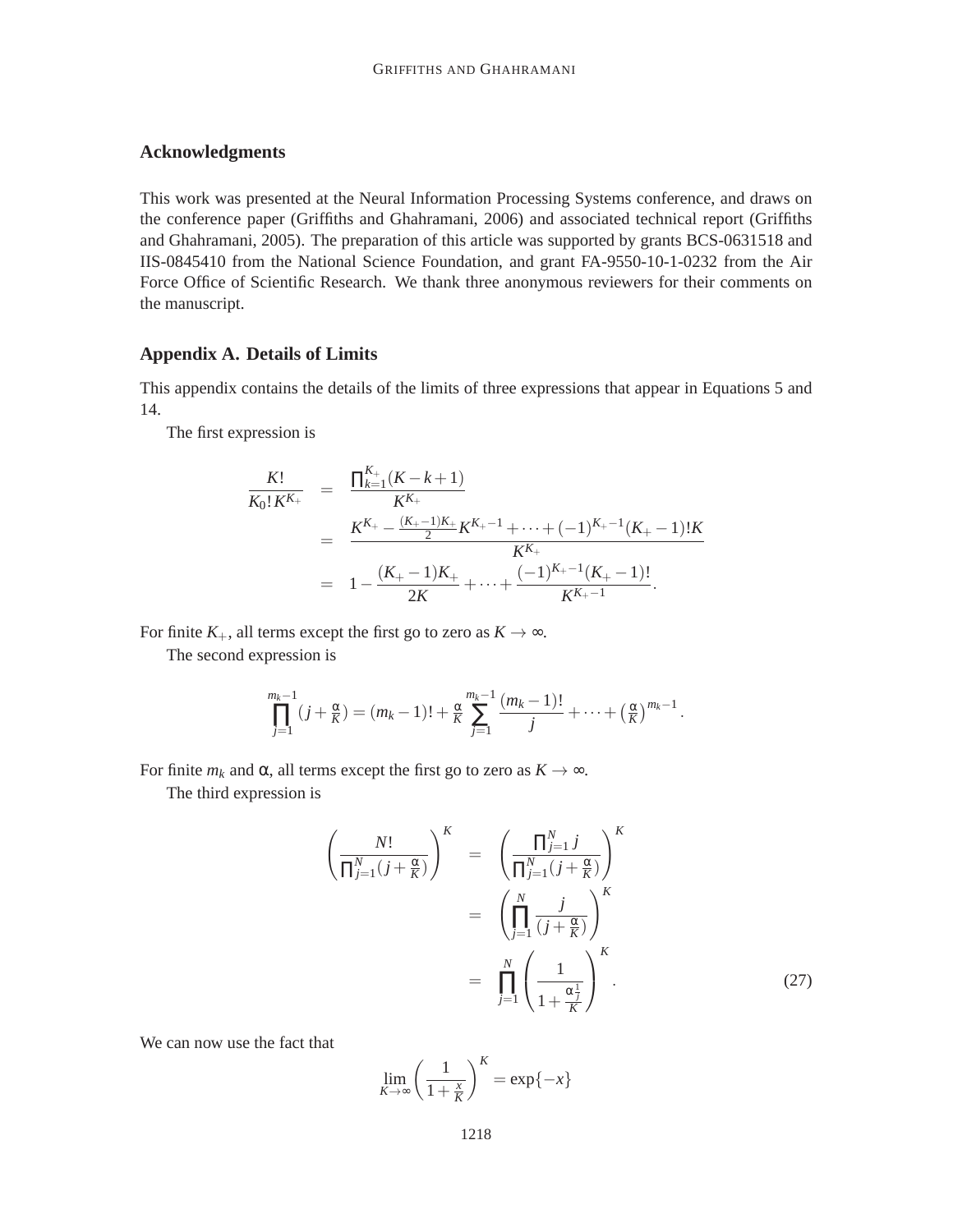## Acknowledgments

This work was presented at the Neural Information Processing Systems conference, and draws on the conference paper (Griffiths and Ghahramani, 2006) and associated technical report (Griffiths and Ghahramani, 2005). The preparation of this article was supported by grants BCS-0631518 and IIS-0845410 from the National Science Foundation, and grant FA-9550-10-1-0232 from the Air Force Office of Scientific Research. We thank three anonymous reviewers for their comments on the manuscript.

## Appendix A. Details of Limits

This appendix contains the details of the limits of three expressions that appear in Equations 5 and 14.

The first expression is

$$
\begin{aligned}
\frac{K!}{K_0!\,K^{K_+}} &= \frac{\prod_{k=1}^{K_+}(K-k+1)}{K^{K_+}} \\
&= \frac{K^{K_+} - \frac{(K_+-1)K_+}{2}K^{K_+-1} + \cdots + (-1)^{K_+-1}(K_+-1)!K}{K^{K_+}} \\
&= 1 - \frac{(K_+-1)K_+}{2K} + \cdots + \frac{(-1)^{K_+-1}(K_+-1)!}{K^{K_+-1}}.
\end{aligned}
$$

For finite $K_+$, all terms except the first go to zero as $K \to \infty$.

The second expression is

$$
\prod_{j=1}^{m_k-1}(j + \tfrac{\alpha}{K}) = (m_k-1)! + \tfrac{\alpha}{K}\sum_{j=1}^{m_k-1}\frac{(m_k-1)!}{j} + \cdots + \left(\tfrac{\alpha}{K}\right)^{m_k-1}.
$$

For finite $m_k$ and $\alpha$, all terms except the first go to zero as $K \to \infty$.

The third expression is

$$
\begin{aligned}
\left(\frac{N!}{\prod_{j=1}^{N}(j+\frac{\alpha}{K})}\right)^K &= \left(\frac{\prod_{j=1}^{N} j}{\prod_{j=1}^{N}(j+\frac{\alpha}{K})}\right)^K \\
&= \left(\prod_{j=1}^{N}\frac{j}{(j+\frac{\alpha}{K})}\right)^K \\
&= \prod_{j=1}^{N}\left(\frac{1}{1+\frac{\alpha\frac{1}{j}}{K}}\right)^K. \qquad (27)
\end{aligned}
$$

We can now use the fact that

$$
\lim_{K\to\infty}\left(\frac{1}{1+\frac{x}{K}}\right)^K = \exp\{-x\}
$$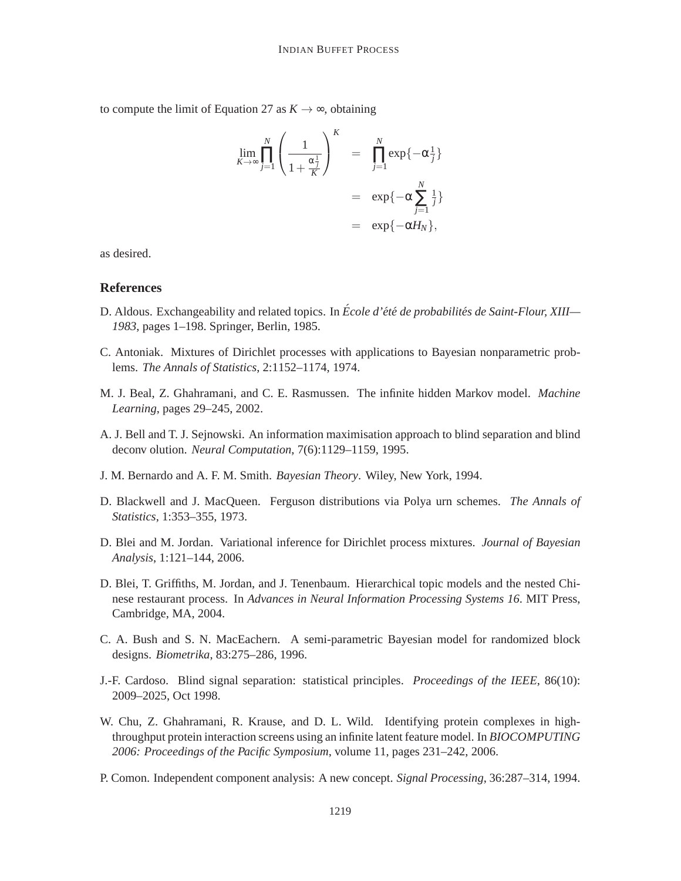to compute the limit of Equation 27 as $K \to \infty$, obtaining

$$
\begin{aligned}
\lim_{K\to\infty} \prod_{j=1}^{N} \left( \frac{1}{1 + \frac{\alpha \frac{1}{j}}{K}} \right)^{K} &= \prod_{j=1}^{N} \exp\{-\alpha \tfrac{1}{j}\} \\
&= \exp\{-\alpha \sum_{j=1}^{N} \tfrac{1}{j}\} \\
&= \exp\{-\alpha H_N\},
\end{aligned}
$$

as desired.

## References

D. Aldous. Exchangeability and related topics. In *École d'été de probabilités de Saint-Flour, XIII—1983*, pages 1–198. Springer, Berlin, 1985.

C. Antoniak. Mixtures of Dirichlet processes with applications to Bayesian nonparametric problems. *The Annals of Statistics*, 2:1152–1174, 1974.

M. J. Beal, Z. Ghahramani, and C. E. Rasmussen. The infinite hidden Markov model. *Machine Learning*, pages 29–245, 2002.

A. J. Bell and T. J. Sejnowski. An information maximisation approach to blind separation and blind deconv olution. *Neural Computation*, 7(6):1129–1159, 1995.

J. M. Bernardo and A. F. M. Smith. *Bayesian Theory*. Wiley, New York, 1994.

D. Blackwell and J. MacQueen. Ferguson distributions via Polya urn schemes. *The Annals of Statistics*, 1:353–355, 1973.

D. Blei and M. Jordan. Variational inference for Dirichlet process mixtures. *Journal of Bayesian Analysis*, 1:121–144, 2006.

D. Blei, T. Griffiths, M. Jordan, and J. Tenenbaum. Hierarchical topic models and the nested Chinese restaurant process. In *Advances in Neural Information Processing Systems 16*. MIT Press, Cambridge, MA, 2004.

C. A. Bush and S. N. MacEachern. A semi-parametric Bayesian model for randomized block designs. *Biometrika*, 83:275–286, 1996.

J.-F. Cardoso. Blind signal separation: statistical principles. *Proceedings of the IEEE*, 86(10): 2009–2025, Oct 1998.

W. Chu, Z. Ghahramani, R. Krause, and D. L. Wild. Identifying protein complexes in high-throughput protein interaction screens using an infinite latent feature model. In *BIOCOMPUTING 2006: Proceedings of the Pacific Symposium*, volume 11, pages 231–242, 2006.

P. Comon. Independent component analysis: A new concept. *Signal Processing*, 36:287–314, 1994.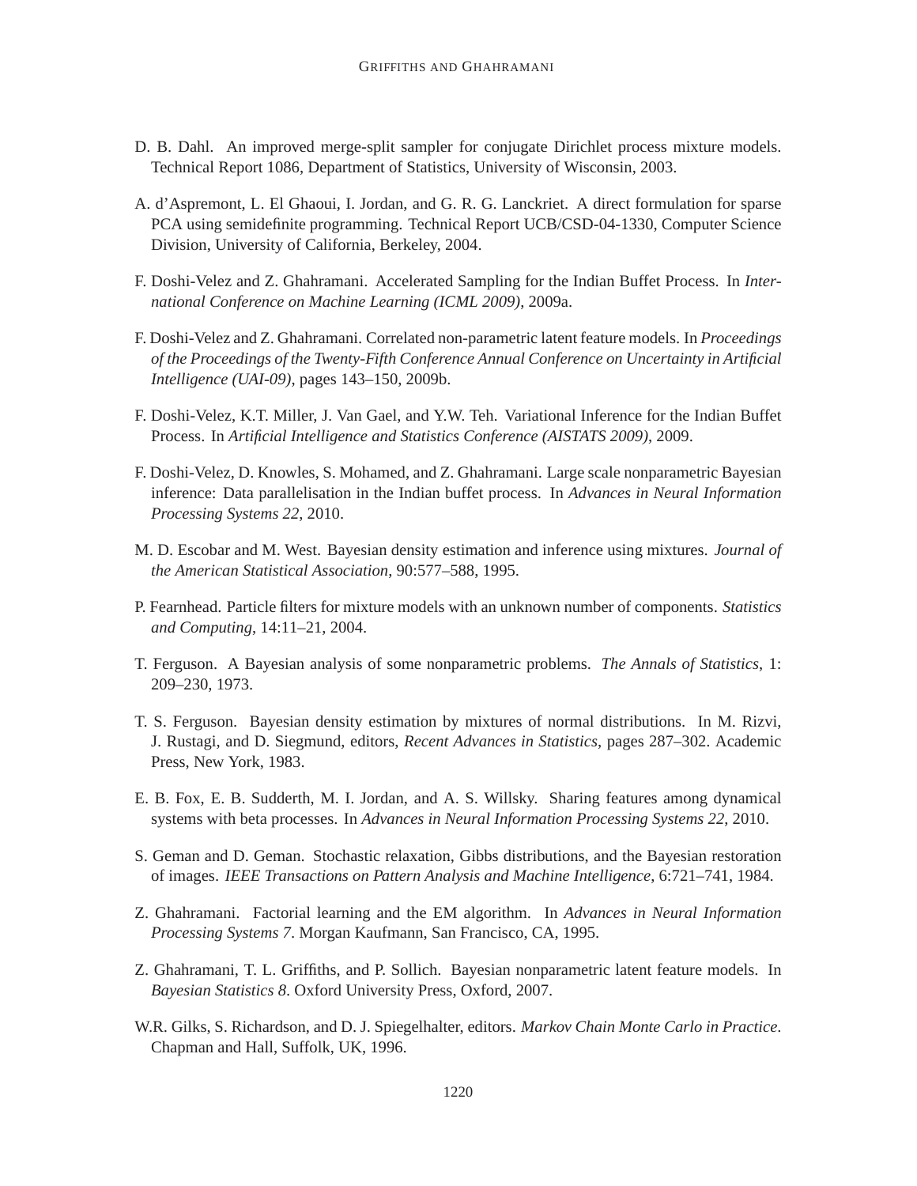D. B. Dahl. An improved merge-split sampler for conjugate Dirichlet process mixture models. Technical Report 1086, Department of Statistics, University of Wisconsin, 2003.

A. d'Aspremont, L. El Ghaoui, I. Jordan, and G. R. G. Lanckriet. A direct formulation for sparse PCA using semidefinite programming. Technical Report UCB/CSD-04-1330, Computer Science Division, University of California, Berkeley, 2004.

F. Doshi-Velez and Z. Ghahramani. Accelerated Sampling for the Indian Buffet Process. In *International Conference on Machine Learning (ICML 2009)*, 2009a.

F. Doshi-Velez and Z. Ghahramani. Correlated non-parametric latent feature models. In *Proceedings of the Proceedings of the Twenty-Fifth Conference Annual Conference on Uncertainty in Artificial Intelligence (UAI-09)*, pages 143–150, 2009b.

F. Doshi-Velez, K.T. Miller, J. Van Gael, and Y.W. Teh. Variational Inference for the Indian Buffet Process. In *Artificial Intelligence and Statistics Conference (AISTATS 2009)*, 2009.

F. Doshi-Velez, D. Knowles, S. Mohamed, and Z. Ghahramani. Large scale nonparametric Bayesian inference: Data parallelisation in the Indian buffet process. In *Advances in Neural Information Processing Systems 22*, 2010.

M. D. Escobar and M. West. Bayesian density estimation and inference using mixtures. *Journal of the American Statistical Association*, 90:577–588, 1995.

P. Fearnhead. Particle filters for mixture models with an unknown number of components. *Statistics and Computing*, 14:11–21, 2004.

T. Ferguson. A Bayesian analysis of some nonparametric problems. *The Annals of Statistics*, 1: 209–230, 1973.

T. S. Ferguson. Bayesian density estimation by mixtures of normal distributions. In M. Rizvi, J. Rustagi, and D. Siegmund, editors, *Recent Advances in Statistics*, pages 287–302. Academic Press, New York, 1983.

E. B. Fox, E. B. Sudderth, M. I. Jordan, and A. S. Willsky. Sharing features among dynamical systems with beta processes. In *Advances in Neural Information Processing Systems 22*, 2010.

S. Geman and D. Geman. Stochastic relaxation, Gibbs distributions, and the Bayesian restoration of images. *IEEE Transactions on Pattern Analysis and Machine Intelligence*, 6:721–741, 1984.

Z. Ghahramani. Factorial learning and the EM algorithm. In *Advances in Neural Information Processing Systems 7*. Morgan Kaufmann, San Francisco, CA, 1995.

Z. Ghahramani, T. L. Griffiths, and P. Sollich. Bayesian nonparametric latent feature models. In *Bayesian Statistics 8*. Oxford University Press, Oxford, 2007.

W.R. Gilks, S. Richardson, and D. J. Spiegelhalter, editors. *Markov Chain Monte Carlo in Practice*. Chapman and Hall, Suffolk, UK, 1996.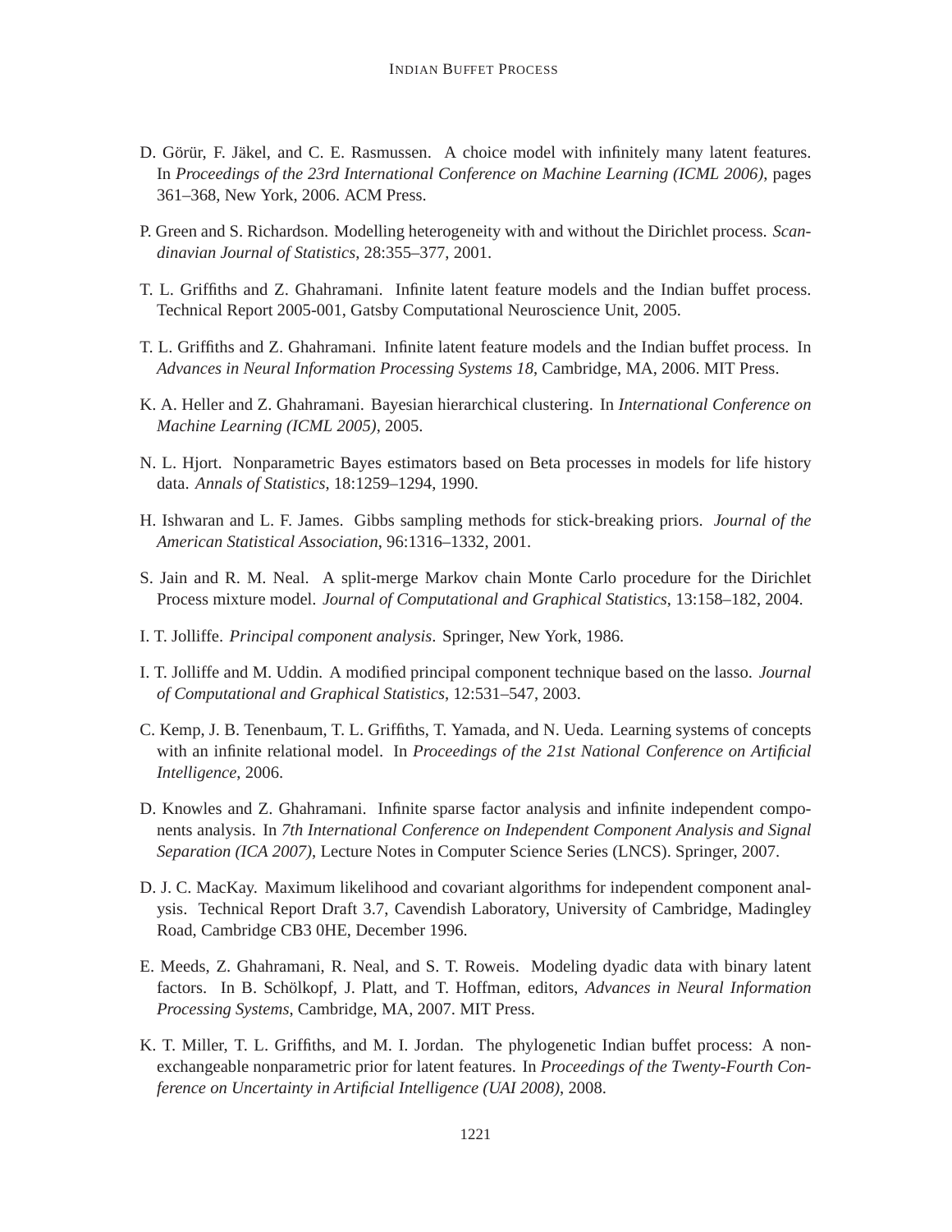D. Görür, F. Jäkel, and C. E. Rasmussen. A choice model with infinitely many latent features. In *Proceedings of the 23rd International Conference on Machine Learning (ICML 2006)*, pages 361–368, New York, 2006. ACM Press.

P. Green and S. Richardson. Modelling heterogeneity with and without the Dirichlet process. *Scandinavian Journal of Statistics*, 28:355–377, 2001.

T. L. Griffiths and Z. Ghahramani. Infinite latent feature models and the Indian buffet process. Technical Report 2005-001, Gatsby Computational Neuroscience Unit, 2005.

T. L. Griffiths and Z. Ghahramani. Infinite latent feature models and the Indian buffet process. In *Advances in Neural Information Processing Systems 18*, Cambridge, MA, 2006. MIT Press.

K. A. Heller and Z. Ghahramani. Bayesian hierarchical clustering. In *International Conference on Machine Learning (ICML 2005)*, 2005.

N. L. Hjort. Nonparametric Bayes estimators based on Beta processes in models for life history data. *Annals of Statistics*, 18:1259–1294, 1990.

H. Ishwaran and L. F. James. Gibbs sampling methods for stick-breaking priors. *Journal of the American Statistical Association*, 96:1316–1332, 2001.

S. Jain and R. M. Neal. A split-merge Markov chain Monte Carlo procedure for the Dirichlet Process mixture model. *Journal of Computational and Graphical Statistics*, 13:158–182, 2004.

I. T. Jolliffe. *Principal component analysis*. Springer, New York, 1986.

I. T. Jolliffe and M. Uddin. A modified principal component technique based on the lasso. *Journal of Computational and Graphical Statistics*, 12:531–547, 2003.

C. Kemp, J. B. Tenenbaum, T. L. Griffiths, T. Yamada, and N. Ueda. Learning systems of concepts with an infinite relational model. In *Proceedings of the 21st National Conference on Artificial Intelligence*, 2006.

D. Knowles and Z. Ghahramani. Infinite sparse factor analysis and infinite independent components analysis. In *7th International Conference on Independent Component Analysis and Signal Separation (ICA 2007)*, Lecture Notes in Computer Science Series (LNCS). Springer, 2007.

D. J. C. MacKay. Maximum likelihood and covariant algorithms for independent component analysis. Technical Report Draft 3.7, Cavendish Laboratory, University of Cambridge, Madingley Road, Cambridge CB3 0HE, December 1996.

E. Meeds, Z. Ghahramani, R. Neal, and S. T. Roweis. Modeling dyadic data with binary latent factors. In B. Schölkopf, J. Platt, and T. Hoffman, editors, *Advances in Neural Information Processing Systems*, Cambridge, MA, 2007. MIT Press.

K. T. Miller, T. L. Griffiths, and M. I. Jordan. The phylogenetic Indian buffet process: A non-exchangeable nonparametric prior for latent features. In *Proceedings of the Twenty-Fourth Conference on Uncertainty in Artificial Intelligence (UAI 2008)*, 2008.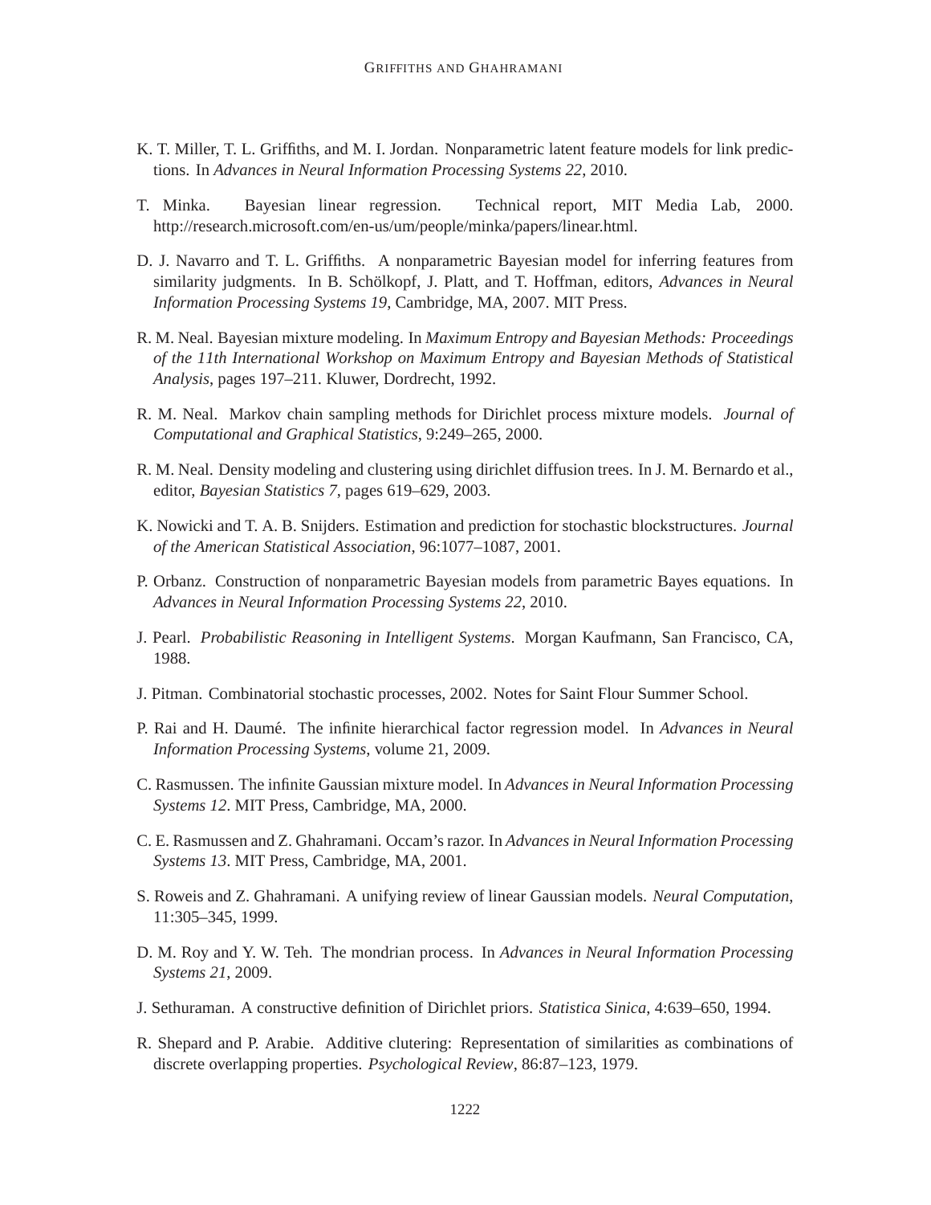K. T. Miller, T. L. Griffiths, and M. I. Jordan. Nonparametric latent feature models for link predictions. In *Advances in Neural Information Processing Systems 22*, 2010.

T. Minka. Bayesian linear regression. Technical report, MIT Media Lab, 2000. http://research.microsoft.com/en-us/um/people/minka/papers/linear.html.

D. J. Navarro and T. L. Griffiths. A nonparametric Bayesian model for inferring features from similarity judgments. In B. Schölkopf, J. Platt, and T. Hoffman, editors, *Advances in Neural Information Processing Systems 19*, Cambridge, MA, 2007. MIT Press.

R. M. Neal. Bayesian mixture modeling. In *Maximum Entropy and Bayesian Methods: Proceedings of the 11th International Workshop on Maximum Entropy and Bayesian Methods of Statistical Analysis*, pages 197–211. Kluwer, Dordrecht, 1992.

R. M. Neal. Markov chain sampling methods for Dirichlet process mixture models. *Journal of Computational and Graphical Statistics*, 9:249–265, 2000.

R. M. Neal. Density modeling and clustering using dirichlet diffusion trees. In J. M. Bernardo et al., editor, *Bayesian Statistics 7*, pages 619–629, 2003.

K. Nowicki and T. A. B. Snijders. Estimation and prediction for stochastic blockstructures. *Journal of the American Statistical Association*, 96:1077–1087, 2001.

P. Orbanz. Construction of nonparametric Bayesian models from parametric Bayes equations. In *Advances in Neural Information Processing Systems 22*, 2010.

J. Pearl. *Probabilistic Reasoning in Intelligent Systems*. Morgan Kaufmann, San Francisco, CA, 1988.

J. Pitman. Combinatorial stochastic processes, 2002. Notes for Saint Flour Summer School.

P. Rai and H. Daumé. The infinite hierarchical factor regression model. In *Advances in Neural Information Processing Systems*, volume 21, 2009.

C. Rasmussen. The infinite Gaussian mixture model. In *Advances in Neural Information Processing Systems 12*. MIT Press, Cambridge, MA, 2000.

C. E. Rasmussen and Z. Ghahramani. Occam's razor. In *Advances in Neural Information Processing Systems 13*. MIT Press, Cambridge, MA, 2001.

S. Roweis and Z. Ghahramani. A unifying review of linear Gaussian models. *Neural Computation*, 11:305–345, 1999.

D. M. Roy and Y. W. Teh. The mondrian process. In *Advances in Neural Information Processing Systems 21*, 2009.

J. Sethuraman. A constructive definition of Dirichlet priors. *Statistica Sinica*, 4:639–650, 1994.

R. Shepard and P. Arabie. Additive clutering: Representation of similarities as combinations of discrete overlapping properties. *Psychological Review*, 86:87–123, 1979.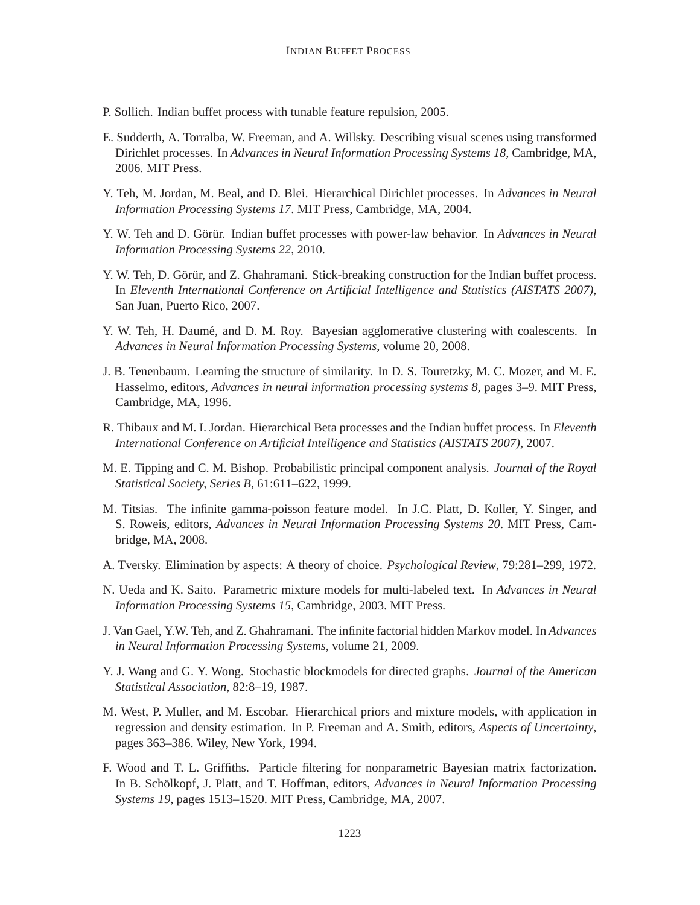P. Sollich. Indian buffet process with tunable feature repulsion, 2005.

E. Sudderth, A. Torralba, W. Freeman, and A. Willsky. Describing visual scenes using transformed Dirichlet processes. In *Advances in Neural Information Processing Systems 18*, Cambridge, MA, 2006. MIT Press.

Y. Teh, M. Jordan, M. Beal, and D. Blei. Hierarchical Dirichlet processes. In *Advances in Neural Information Processing Systems 17*. MIT Press, Cambridge, MA, 2004.

Y. W. Teh and D. Görür. Indian buffet processes with power-law behavior. In *Advances in Neural Information Processing Systems 22*, 2010.

Y. W. Teh, D. Görür, and Z. Ghahramani. Stick-breaking construction for the Indian buffet process. In *Eleventh International Conference on Artificial Intelligence and Statistics (AISTATS 2007)*, San Juan, Puerto Rico, 2007.

Y. W. Teh, H. Daumé, and D. M. Roy. Bayesian agglomerative clustering with coalescents. In *Advances in Neural Information Processing Systems*, volume 20, 2008.

J. B. Tenenbaum. Learning the structure of similarity. In D. S. Touretzky, M. C. Mozer, and M. E. Hasselmo, editors, *Advances in neural information processing systems 8*, pages 3–9. MIT Press, Cambridge, MA, 1996.

R. Thibaux and M. I. Jordan. Hierarchical Beta processes and the Indian buffet process. In *Eleventh International Conference on Artificial Intelligence and Statistics (AISTATS 2007)*, 2007.

M. E. Tipping and C. M. Bishop. Probabilistic principal component analysis. *Journal of the Royal Statistical Society, Series B*, 61:611–622, 1999.

M. Titsias. The infinite gamma-poisson feature model. In J.C. Platt, D. Koller, Y. Singer, and S. Roweis, editors, *Advances in Neural Information Processing Systems 20*. MIT Press, Cambridge, MA, 2008.

A. Tversky. Elimination by aspects: A theory of choice. *Psychological Review*, 79:281–299, 1972.

N. Ueda and K. Saito. Parametric mixture models for multi-labeled text. In *Advances in Neural Information Processing Systems 15*, Cambridge, 2003. MIT Press.

J. Van Gael, Y.W. Teh, and Z. Ghahramani. The infinite factorial hidden Markov model. In *Advances in Neural Information Processing Systems*, volume 21, 2009.

Y. J. Wang and G. Y. Wong. Stochastic blockmodels for directed graphs. *Journal of the American Statistical Association*, 82:8–19, 1987.

M. West, P. Muller, and M. Escobar. Hierarchical priors and mixture models, with application in regression and density estimation. In P. Freeman and A. Smith, editors, *Aspects of Uncertainty*, pages 363–386. Wiley, New York, 1994.

F. Wood and T. L. Griffiths. Particle filtering for nonparametric Bayesian matrix factorization. In B. Schölkopf, J. Platt, and T. Hoffman, editors, *Advances in Neural Information Processing Systems 19*, pages 1513–1520. MIT Press, Cambridge, MA, 2007.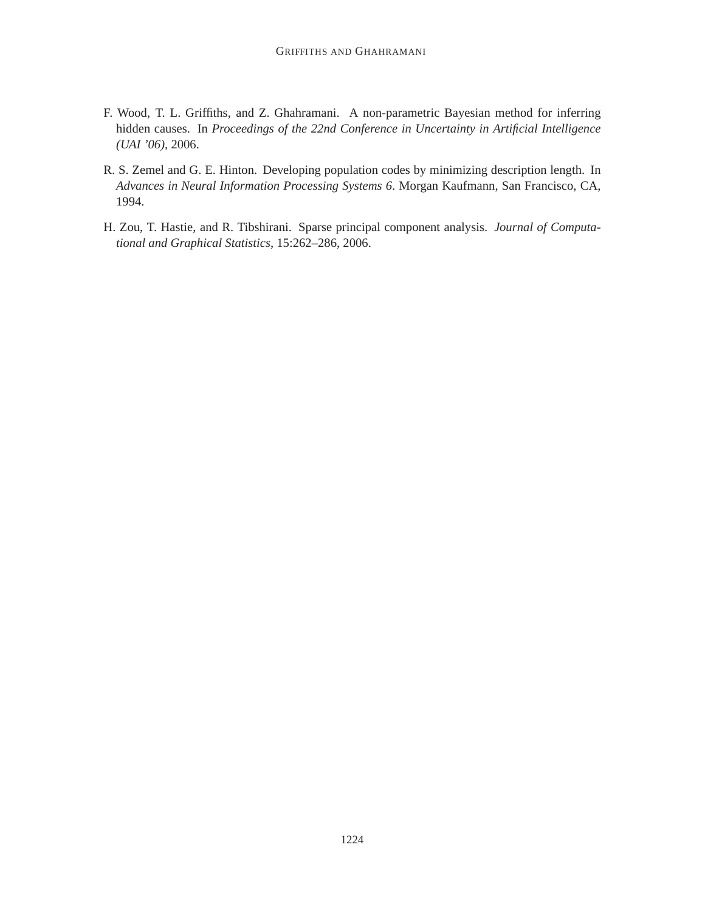F. Wood, T. L. Griffiths, and Z. Ghahramani. A non-parametric Bayesian method for inferring hidden causes. In *Proceedings of the 22nd Conference in Uncertainty in Artificial Intelligence (UAI '06)*, 2006.

R. S. Zemel and G. E. Hinton. Developing population codes by minimizing description length. In *Advances in Neural Information Processing Systems 6*. Morgan Kaufmann, San Francisco, CA, 1994.

H. Zou, T. Hastie, and R. Tibshirani. Sparse principal component analysis. *Journal of Computational and Graphical Statistics*, 15:262–286, 2006.